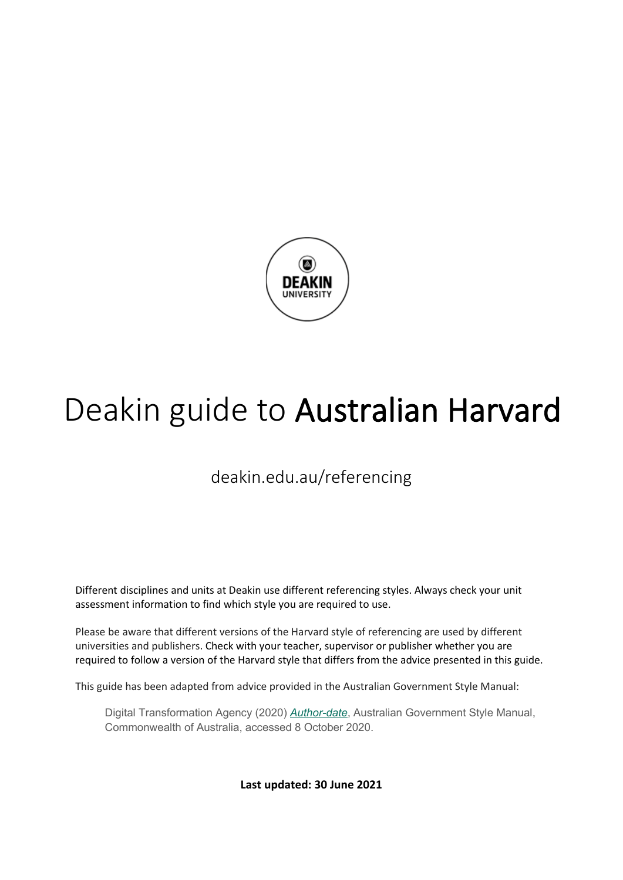# Deakin guide to **Australian Harvard**

deakin.edu.au/referencing

Different disciplines and units at Deakin use different referencing styles. Always check your unit assessment information to find which style you are required to use.

Please be aware that different versions of the Harvard style of referencing are used by different universities and publishers. Check with your teacher, supervisor or publisher whether you are required to follow a version of the Harvard style that differs from the advice presented in this guide.

This guide has been adapted from advice provided in the Australian Government Style Manual:

> Digital Transformation Agency (2020) *Author-date*, Australian Government Style Manual, Commonwealth of Australia, accessed 8 October 2020.

**Last updated: 30 June 2021**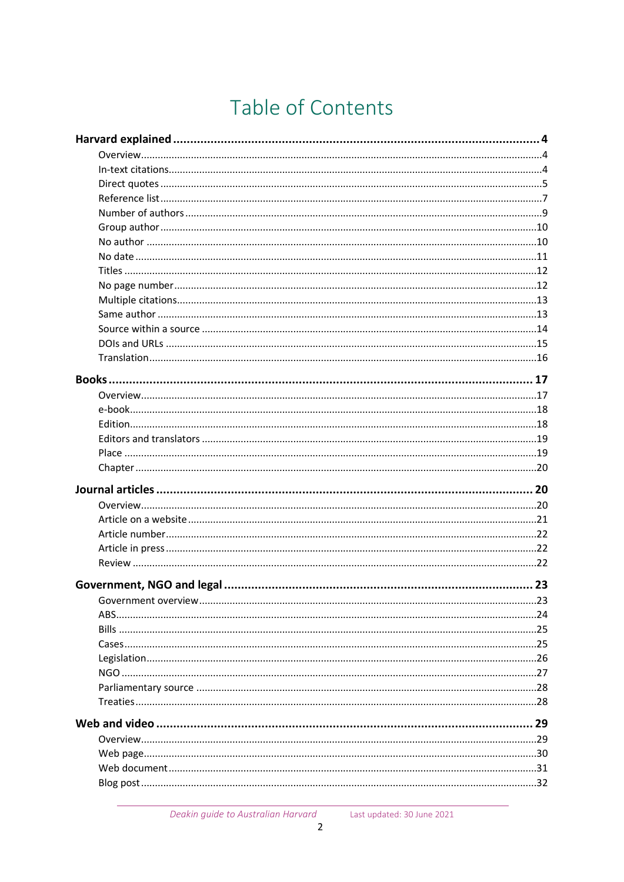# Table of Contents

**Harvard explained** ..... **4**
- Overview ..... 4
- In-text citations ..... 4
- Direct quotes ..... 5
- Reference list ..... 7
- Number of authors ..... 9
- Group author ..... 10
- No author ..... 10
- No date ..... 11
- Titles ..... 12
- No page number ..... 12
- Multiple citations ..... 13
- Same author ..... 13
- Source within a source ..... 14
- DOIs and URLs ..... 15
- Translation ..... 16

**Books** ..... **17**
- Overview ..... 17
- e-book ..... 18
- Edition ..... 18
- Editors and translators ..... 19
- Place ..... 19
- Chapter ..... 20

**Journal articles** ..... **20**
- Overview ..... 20
- Article on a website ..... 21
- Article number ..... 22
- Article in press ..... 22
- Review ..... 22

**Government, NGO and legal** ..... **23**
- Government overview ..... 23
- ABS ..... 24
- Bills ..... 25
- Cases ..... 25
- Legislation ..... 26
- NGO ..... 27
- Parliamentary source ..... 28
- Treaties ..... 28

**Web and video** ..... **29**
- Overview ..... 29
- Web page ..... 30
- Web document ..... 31
- Blog post ..... 32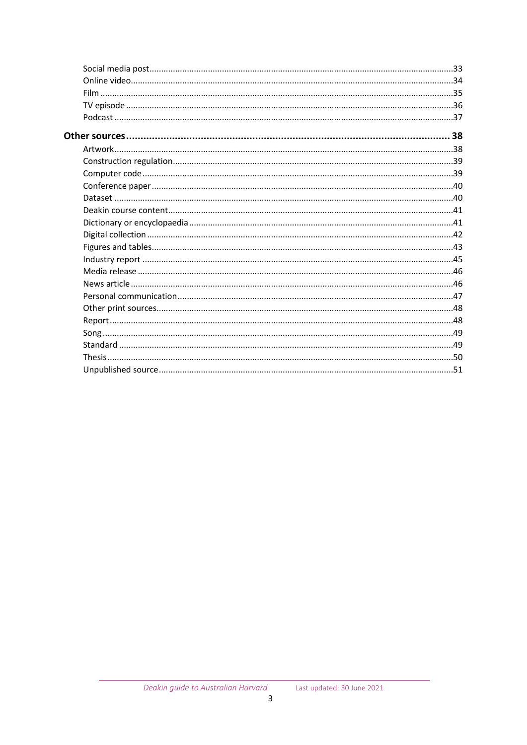Social media post....................................................................................................................33
Online video............................................................................................................................34
Film ........................................................................................................................................35
TV episode .............................................................................................................................36
Podcast ..................................................................................................................................37

**Other sources ....................................................................................................................38**

Artwork..................................................................................................................................38
Construction regulation.........................................................................................................39
Computer code ......................................................................................................................39
Conference paper ..................................................................................................................40
Dataset ..................................................................................................................................40
Deakin course content...........................................................................................................41
Dictionary or encyclopaedia ..................................................................................................41
Digital collection ....................................................................................................................42
Figures and tables..................................................................................................................43
Industry report ......................................................................................................................45
Media release ........................................................................................................................46
News article ...........................................................................................................................46
Personal communication.......................................................................................................47
Other print sources................................................................................................................48
Report....................................................................................................................................48
Song .......................................................................................................................................49
Standard ................................................................................................................................49
Thesis.....................................................................................................................................50
Unpublished source...............................................................................................................51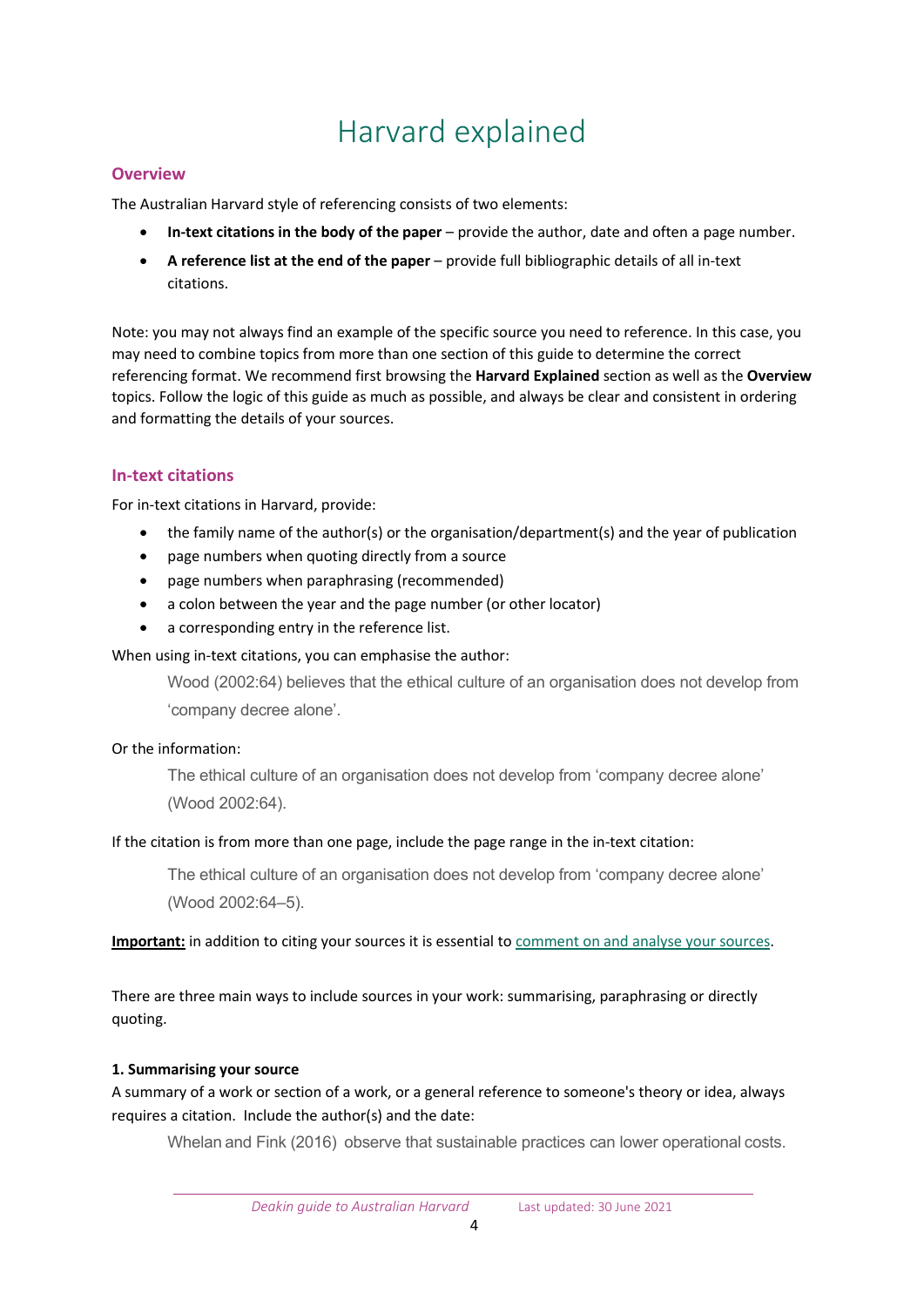# Harvard explained

## Overview

The Australian Harvard style of referencing consists of two elements:

- **In-text citations in the body of the paper** – provide the author, date and often a page number.
- **A reference list at the end of the paper** – provide full bibliographic details of all in-text citations.

Note: you may not always find an example of the specific source you need to reference. In this case, you may need to combine topics from more than one section of this guide to determine the correct referencing format. We recommend first browsing the **Harvard Explained** section as well as the **Overview** topics. Follow the logic of this guide as much as possible, and always be clear and consistent in ordering and formatting the details of your sources.

## In-text citations

For in-text citations in Harvard, provide:

- the family name of the author(s) or the organisation/department(s) and the year of publication
- page numbers when quoting directly from a source
- page numbers when paraphrasing (recommended)
- a colon between the year and the page number (or other locator)
- a corresponding entry in the reference list.

When using in-text citations, you can emphasise the author:

> Wood (2002:64) believes that the ethical culture of an organisation does not develop from 'company decree alone'.

Or the information:

> The ethical culture of an organisation does not develop from 'company decree alone' (Wood 2002:64).

If the citation is from more than one page, include the page range in the in-text citation:

> The ethical culture of an organisation does not develop from 'company decree alone' (Wood 2002:64–5).

**Important:** in addition to citing your sources it is essential to comment on and analyse your sources.

There are three main ways to include sources in your work: summarising, paraphrasing or directly quoting.

**1. Summarising your source**

A summary of a work or section of a work, or a general reference to someone's theory or idea, always requires a citation. Include the author(s) and the date:

> Whelan and Fink (2016) observe that sustainable practices can lower operational costs.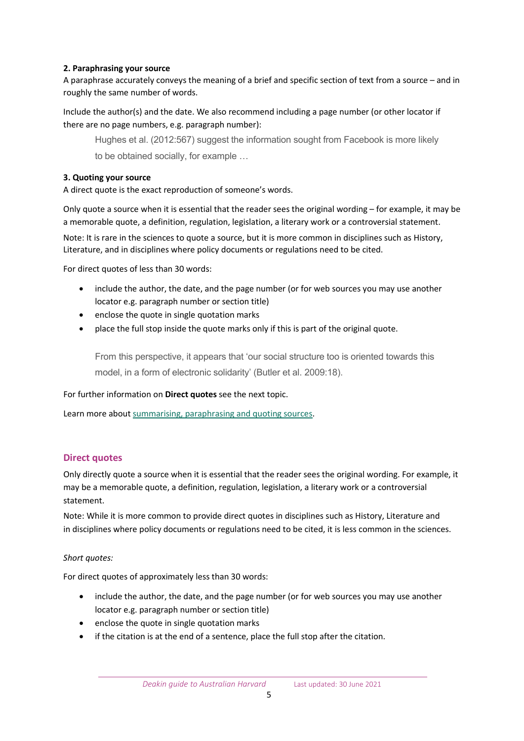**2. Paraphrasing your source**

A paraphrase accurately conveys the meaning of a brief and specific section of text from a source – and in roughly the same number of words.

Include the author(s) and the date. We also recommend including a page number (or other locator if there are no page numbers, e.g. paragraph number):

> Hughes et al. (2012:567) suggest the information sought from Facebook is more likely to be obtained socially, for example …

**3. Quoting your source**

A direct quote is the exact reproduction of someone's words.

Only quote a source when it is essential that the reader sees the original wording – for example, it may be a memorable quote, a definition, regulation, legislation, a literary work or a controversial statement.

Note: It is rare in the sciences to quote a source, but it is more common in disciplines such as History, Literature, and in disciplines where policy documents or regulations need to be cited.

For direct quotes of less than 30 words:

- include the author, the date, and the page number (or for web sources you may use another locator e.g. paragraph number or section title)
- enclose the quote in single quotation marks
- place the full stop inside the quote marks only if this is part of the original quote.

> From this perspective, it appears that 'our social structure too is oriented towards this model, in a form of electronic solidarity' (Butler et al. 2009:18).

For further information on **Direct quotes** see the next topic.

Learn more about summarising, paraphrasing and quoting sources.

## Direct quotes

Only directly quote a source when it is essential that the reader sees the original wording. For example, it may be a memorable quote, a definition, regulation, legislation, a literary work or a controversial statement.

Note: While it is more common to provide direct quotes in disciplines such as History, Literature and in disciplines where policy documents or regulations need to be cited, it is less common in the sciences.

*Short quotes:*

For direct quotes of approximately less than 30 words:

- include the author, the date, and the page number (or for web sources you may use another locator e.g. paragraph number or section title)
- enclose the quote in single quotation marks
- if the citation is at the end of a sentence, place the full stop after the citation.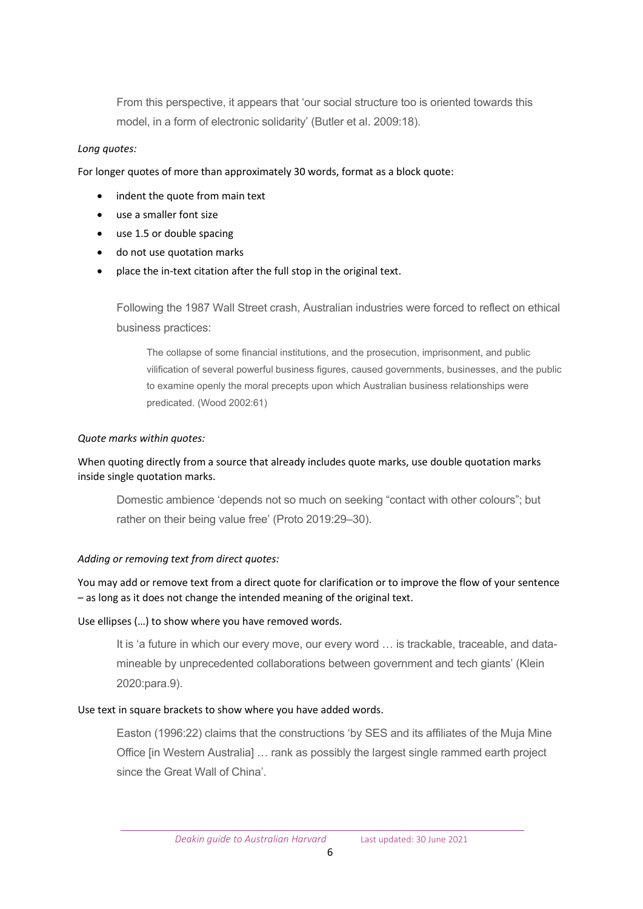> From this perspective, it appears that 'our social structure too is oriented towards this model, in a form of electronic solidarity' (Butler et al. 2009:18).

*Long quotes:*

For longer quotes of more than approximately 30 words, format as a block quote:

- indent the quote from main text
- use a smaller font size
- use 1.5 or double spacing
- do not use quotation marks
- place the in-text citation after the full stop in the original text.

> Following the 1987 Wall Street crash, Australian industries were forced to reflect on ethical business practices:
>
> > The collapse of some financial institutions, and the prosecution, imprisonment, and public vilification of several powerful business figures, caused governments, businesses, and the public to examine openly the moral precepts upon which Australian business relationships were predicated. (Wood 2002:61)

*Quote marks within quotes:*

When quoting directly from a source that already includes quote marks, use double quotation marks inside single quotation marks.

> Domestic ambience 'depends not so much on seeking "contact with other colours"; but rather on their being value free' (Proto 2019:29–30).

*Adding or removing text from direct quotes:*

You may add or remove text from a direct quote for clarification or to improve the flow of your sentence – as long as it does not change the intended meaning of the original text.

Use ellipses (…) to show where you have removed words.

> It is 'a future in which our every move, our every word … is trackable, traceable, and data-mineable by unprecedented collaborations between government and tech giants' (Klein 2020:para.9).

Use text in square brackets to show where you have added words.

> Easton (1996:22) claims that the constructions 'by SES and its affiliates of the Muja Mine Office [in Western Australia] … rank as possibly the largest single rammed earth project since the Great Wall of China'.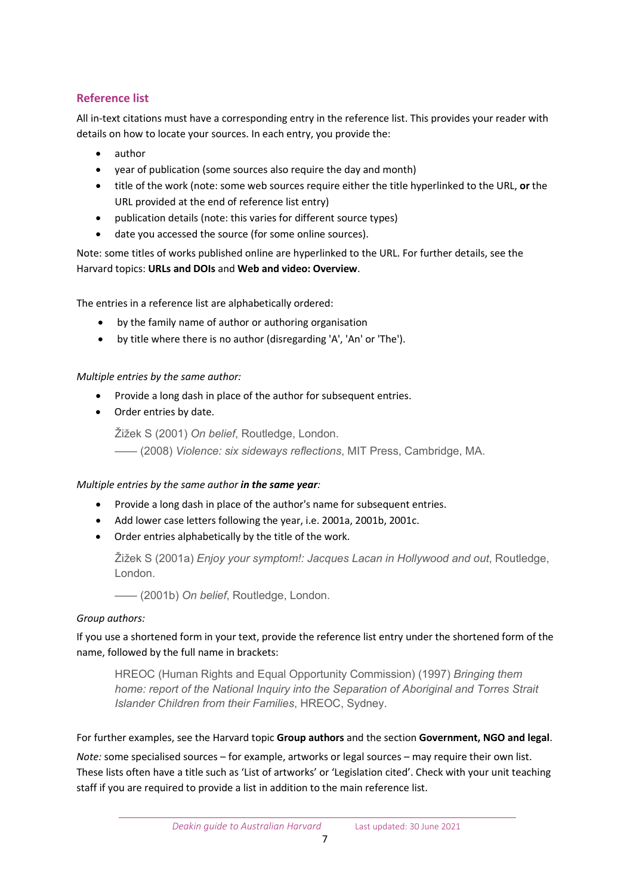## Reference list

All in-text citations must have a corresponding entry in the reference list. This provides your reader with details on how to locate your sources. In each entry, you provide the:

- author
- year of publication (some sources also require the day and month)
- title of the work (note: some web sources require either the title hyperlinked to the URL, **or** the URL provided at the end of reference list entry)
- publication details (note: this varies for different source types)
- date you accessed the source (for some online sources).

Note: some titles of works published online are hyperlinked to the URL. For further details, see the Harvard topics: **URLs and DOIs** and **Web and video: Overview**.

The entries in a reference list are alphabetically ordered:

- by the family name of author or authoring organisation
- by title where there is no author (disregarding 'A', 'An' or 'The').

*Multiple entries by the same author:*

- Provide a long dash in place of the author for subsequent entries.
- Order entries by date.

> Žižek S (2001) *On belief*, Routledge, London.
>
> —— (2008) *Violence: six sideways reflections*, MIT Press, Cambridge, MA.

*Multiple entries by the same author **in the same year**:*

- Provide a long dash in place of the author's name for subsequent entries.
- Add lower case letters following the year, i.e. 2001a, 2001b, 2001c.
- Order entries alphabetically by the title of the work.

> Žižek S (2001a) *Enjoy your symptom!: Jacques Lacan in Hollywood and out*, Routledge, London.
>
> —— (2001b) *On belief*, Routledge, London.

*Group authors:*

If you use a shortened form in your text, provide the reference list entry under the shortened form of the name, followed by the full name in brackets:

> HREOC (Human Rights and Equal Opportunity Commission) (1997) *Bringing them home: report of the National Inquiry into the Separation of Aboriginal and Torres Strait Islander Children from their Families*, HREOC, Sydney.

For further examples, see the Harvard topic **Group authors** and the section **Government, NGO and legal**.

*Note:* some specialised sources – for example, artworks or legal sources – may require their own list. These lists often have a title such as 'List of artworks' or 'Legislation cited'. Check with your unit teaching staff if you are required to provide a list in addition to the main reference list.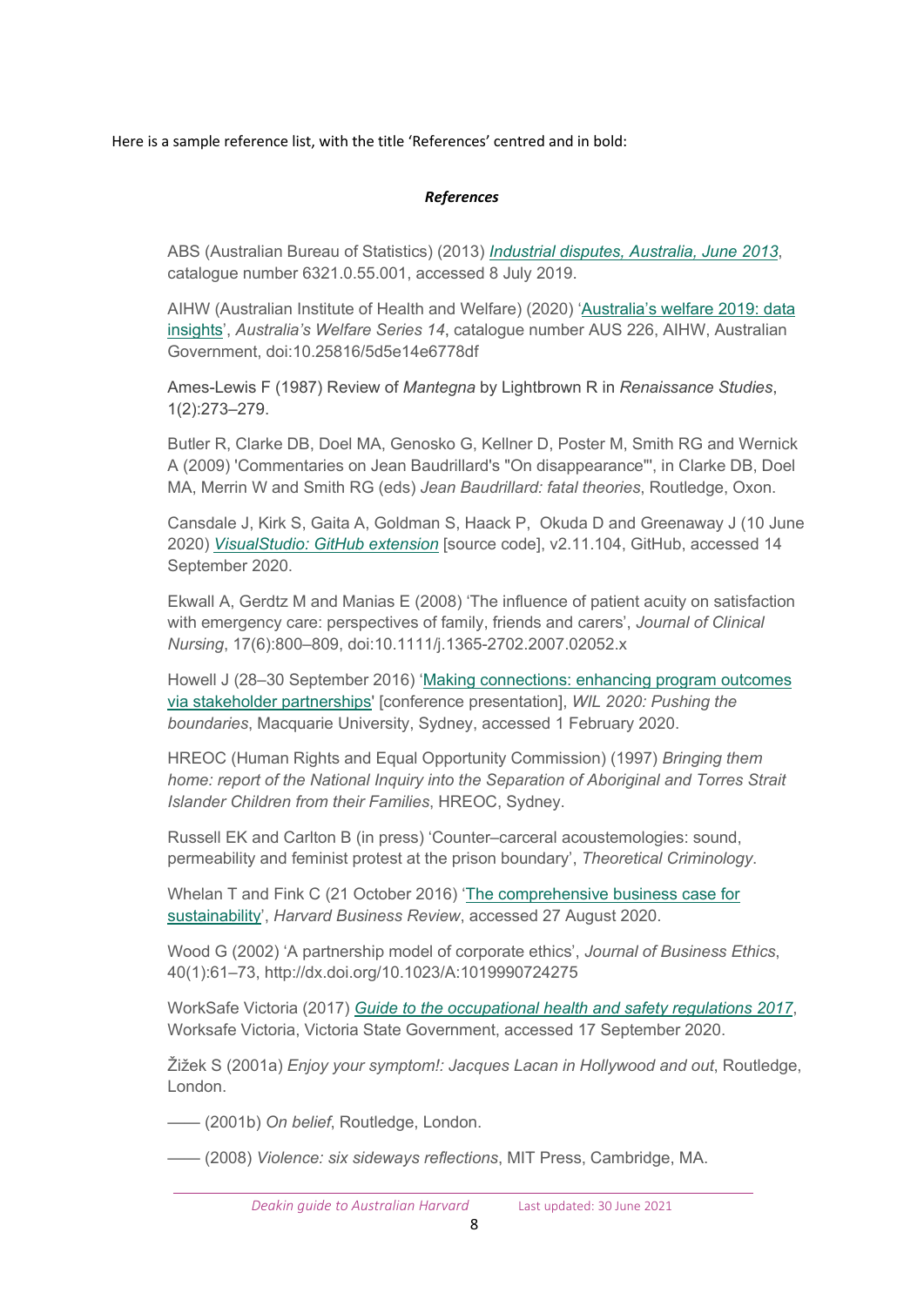Here is a sample reference list, with the title 'References' centred and in bold:

***References***

ABS (Australian Bureau of Statistics) (2013) *Industrial disputes, Australia, June 2013*, catalogue number 6321.0.55.001, accessed 8 July 2019.

AIHW (Australian Institute of Health and Welfare) (2020) 'Australia's welfare 2019: data insights', *Australia's Welfare Series 14*, catalogue number AUS 226, AIHW, Australian Government, doi:10.25816/5d5e14e6778df

Ames-Lewis F (1987) Review of *Mantegna* by Lightbrown R in *Renaissance Studies*, 1(2):273–279.

Butler R, Clarke DB, Doel MA, Genosko G, Kellner D, Poster M, Smith RG and Wernick A (2009) 'Commentaries on Jean Baudrillard's "On disappearance"', in Clarke DB, Doel MA, Merrin W and Smith RG (eds) *Jean Baudrillard: fatal theories*, Routledge, Oxon.

Cansdale J, Kirk S, Gaita A, Goldman S, Haack P, Okuda D and Greenaway J (10 June 2020) *VisualStudio: GitHub extension* [source code], v2.11.104, GitHub, accessed 14 September 2020.

Ekwall A, Gerdtz M and Manias E (2008) 'The influence of patient acuity on satisfaction with emergency care: perspectives of family, friends and carers', *Journal of Clinical Nursing*, 17(6):800–809, doi:10.1111/j.1365-2702.2007.02052.x

Howell J (28–30 September 2016) 'Making connections: enhancing program outcomes via stakeholder partnerships' [conference presentation], *WIL 2020: Pushing the boundaries*, Macquarie University, Sydney, accessed 1 February 2020.

HREOC (Human Rights and Equal Opportunity Commission) (1997) *Bringing them home: report of the National Inquiry into the Separation of Aboriginal and Torres Strait Islander Children from their Families*, HREOC, Sydney.

Russell EK and Carlton B (in press) 'Counter–carceral acoustemologies: sound, permeability and feminist protest at the prison boundary', *Theoretical Criminology*.

Whelan T and Fink C (21 October 2016) 'The comprehensive business case for sustainability', *Harvard Business Review*, accessed 27 August 2020.

Wood G (2002) 'A partnership model of corporate ethics', *Journal of Business Ethics*, 40(1):61–73, http://dx.doi.org/10.1023/A:1019990724275

WorkSafe Victoria (2017) *Guide to the occupational health and safety regulations 2017*, Worksafe Victoria, Victoria State Government, accessed 17 September 2020.

Žižek S (2001a) *Enjoy your symptom!: Jacques Lacan in Hollywood and out*, Routledge, London.

—— (2001b) *On belief*, Routledge, London.

—— (2008) *Violence: six sideways reflections*, MIT Press, Cambridge, MA.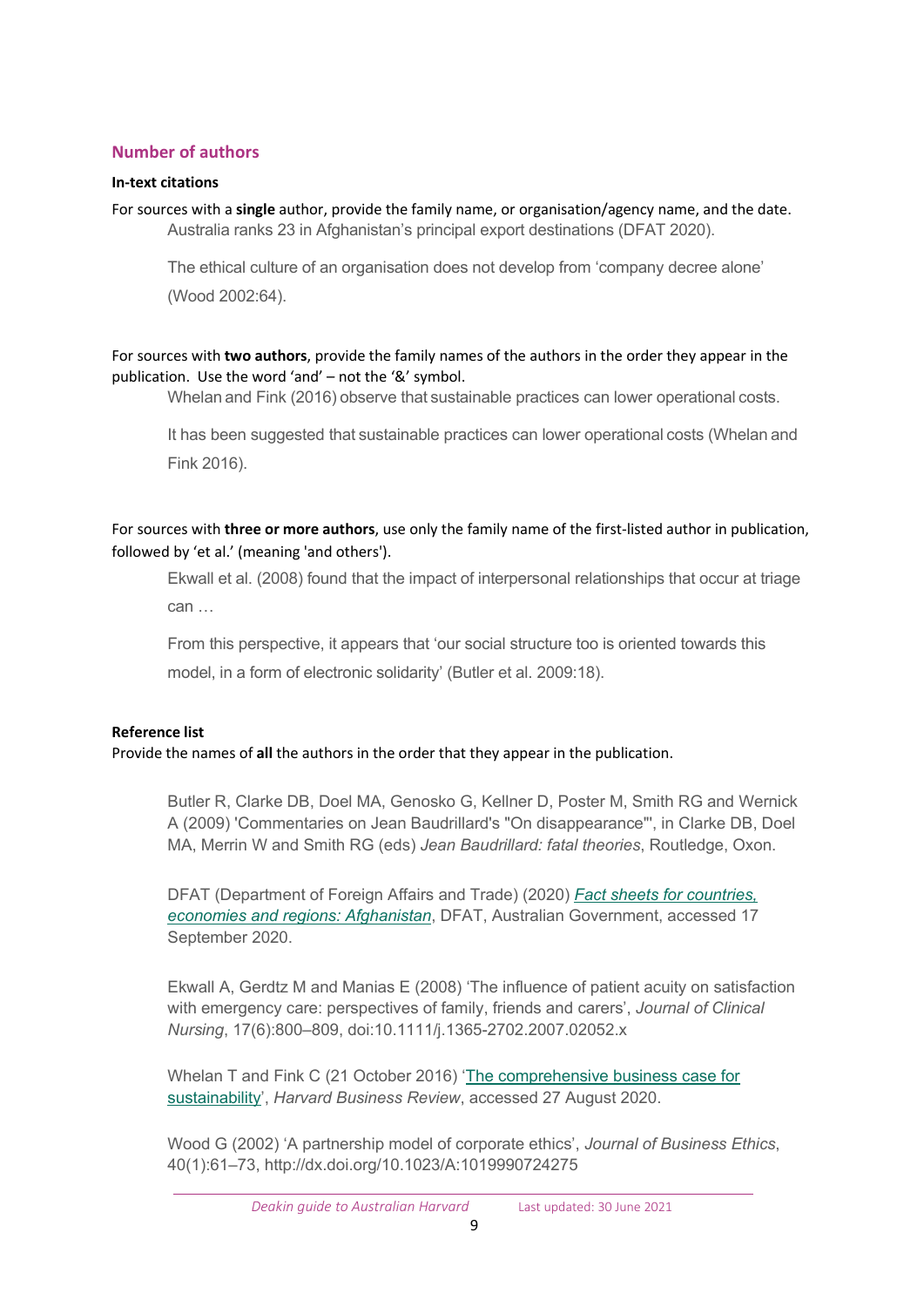## Number of authors

### In-text citations

For sources with a **single** author, provide the family name, or organisation/agency name, and the date.

> Australia ranks 23 in Afghanistan's principal export destinations (DFAT 2020).
>
> The ethical culture of an organisation does not develop from 'company decree alone' (Wood 2002:64).

For sources with **two authors**, provide the family names of the authors in the order they appear in the publication. Use the word 'and' – not the '&' symbol.

> Whelan and Fink (2016) observe that sustainable practices can lower operational costs.
>
> It has been suggested that sustainable practices can lower operational costs (Whelan and Fink 2016).

For sources with **three or more authors**, use only the family name of the first-listed author in publication, followed by 'et al.' (meaning 'and others').

> Ekwall et al. (2008) found that the impact of interpersonal relationships that occur at triage can …
>
> From this perspective, it appears that 'our social structure too is oriented towards this model, in a form of electronic solidarity' (Butler et al. 2009:18).

### Reference list

Provide the names of **all** the authors in the order that they appear in the publication.

> Butler R, Clarke DB, Doel MA, Genosko G, Kellner D, Poster M, Smith RG and Wernick A (2009) 'Commentaries on Jean Baudrillard's "On disappearance"', in Clarke DB, Doel MA, Merrin W and Smith RG (eds) *Jean Baudrillard: fatal theories*, Routledge, Oxon.
>
> DFAT (Department of Foreign Affairs and Trade) (2020) *Fact sheets for countries, economies and regions: Afghanistan*, DFAT, Australian Government, accessed 17 September 2020.
>
> Ekwall A, Gerdtz M and Manias E (2008) 'The influence of patient acuity on satisfaction with emergency care: perspectives of family, friends and carers', *Journal of Clinical Nursing*, 17(6):800–809, doi:10.1111/j.1365-2702.2007.02052.x
>
> Whelan T and Fink C (21 October 2016) 'The comprehensive business case for sustainability', *Harvard Business Review*, accessed 27 August 2020.
>
> Wood G (2002) 'A partnership model of corporate ethics', *Journal of Business Ethics*, 40(1):61–73, http://dx.doi.org/10.1023/A:1019990724275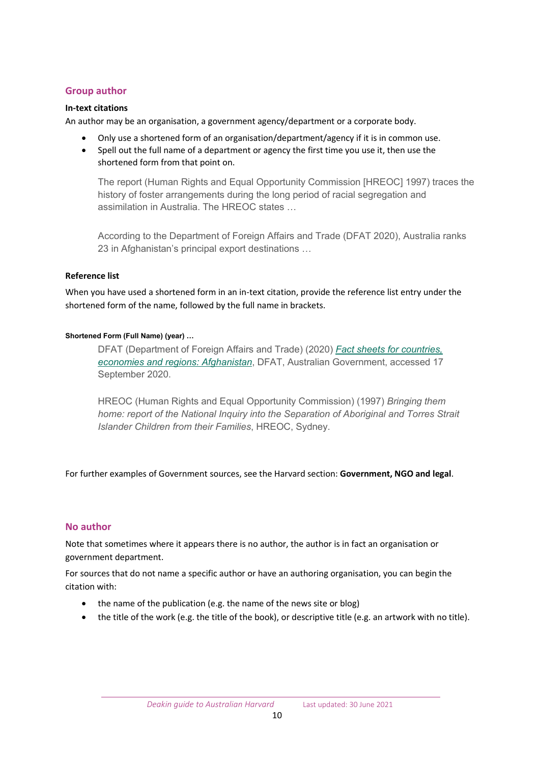## Group author

**In-text citations**

An author may be an organisation, a government agency/department or a corporate body.

- Only use a shortened form of an organisation/department/agency if it is in common use.
- Spell out the full name of a department or agency the first time you use it, then use the shortened form from that point on.

> The report (Human Rights and Equal Opportunity Commission [HREOC] 1997) traces the history of foster arrangements during the long period of racial segregation and assimilation in Australia. The HREOC states …

> According to the Department of Foreign Affairs and Trade (DFAT 2020), Australia ranks 23 in Afghanistan's principal export destinations …

**Reference list**

When you have used a shortened form in an in-text citation, provide the reference list entry under the shortened form of the name, followed by the full name in brackets.

**Shortened Form (Full Name) (year) …**

> DFAT (Department of Foreign Affairs and Trade) (2020) *Fact sheets for countries, economies and regions: Afghanistan*, DFAT, Australian Government, accessed 17 September 2020.

> HREOC (Human Rights and Equal Opportunity Commission) (1997) *Bringing them home: report of the National Inquiry into the Separation of Aboriginal and Torres Strait Islander Children from their Families*, HREOC, Sydney.

For further examples of Government sources, see the Harvard section: **Government, NGO and legal**.

## No author

Note that sometimes where it appears there is no author, the author is in fact an organisation or government department.

For sources that do not name a specific author or have an authoring organisation, you can begin the citation with:

- the name of the publication (e.g. the name of the news site or blog)
- the title of the work (e.g. the title of the book), or descriptive title (e.g. an artwork with no title).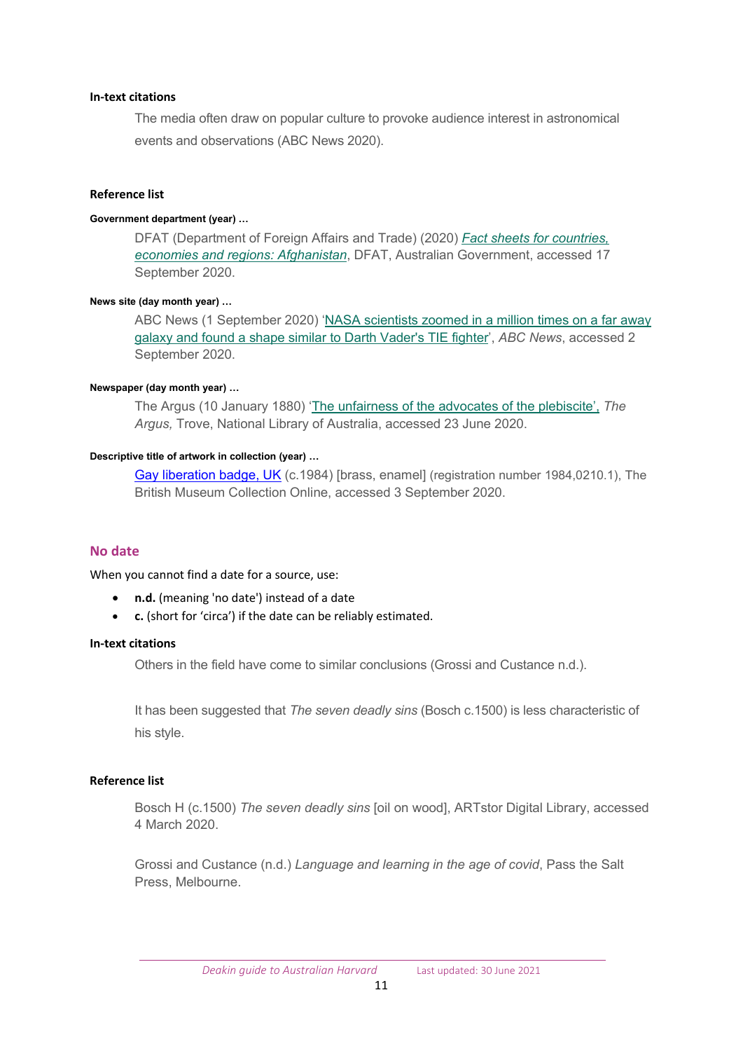#### In-text citations

> The media often draw on popular culture to provoke audience interest in astronomical events and observations (ABC News 2020).

#### Reference list

##### Government department (year) …

> DFAT (Department of Foreign Affairs and Trade) (2020) *Fact sheets for countries, economies and regions: Afghanistan*, DFAT, Australian Government, accessed 17 September 2020.

##### News site (day month year) …

> ABC News (1 September 2020) 'NASA scientists zoomed in a million times on a far away galaxy and found a shape similar to Darth Vader's TIE fighter', *ABC News*, accessed 2 September 2020.

##### Newspaper (day month year) …

> The Argus (10 January 1880) 'The unfairness of the advocates of the plebiscite', *The Argus,* Trove, National Library of Australia, accessed 23 June 2020.

##### Descriptive title of artwork in collection (year) …

> Gay liberation badge, UK (c.1984) [brass, enamel] (registration number 1984,0210.1), The British Museum Collection Online, accessed 3 September 2020.

## No date

When you cannot find a date for a source, use:

- **n.d.** (meaning 'no date') instead of a date
- **c.** (short for 'circa') if the date can be reliably estimated.

#### In-text citations

> Others in the field have come to similar conclusions (Grossi and Custance n.d.).
>
> It has been suggested that *The seven deadly sins* (Bosch c.1500) is less characteristic of his style.

#### Reference list

> Bosch H (c.1500) *The seven deadly sins* [oil on wood], ARTstor Digital Library, accessed 4 March 2020.
>
> Grossi and Custance (n.d.) *Language and learning in the age of covid*, Pass the Salt Press, Melbourne.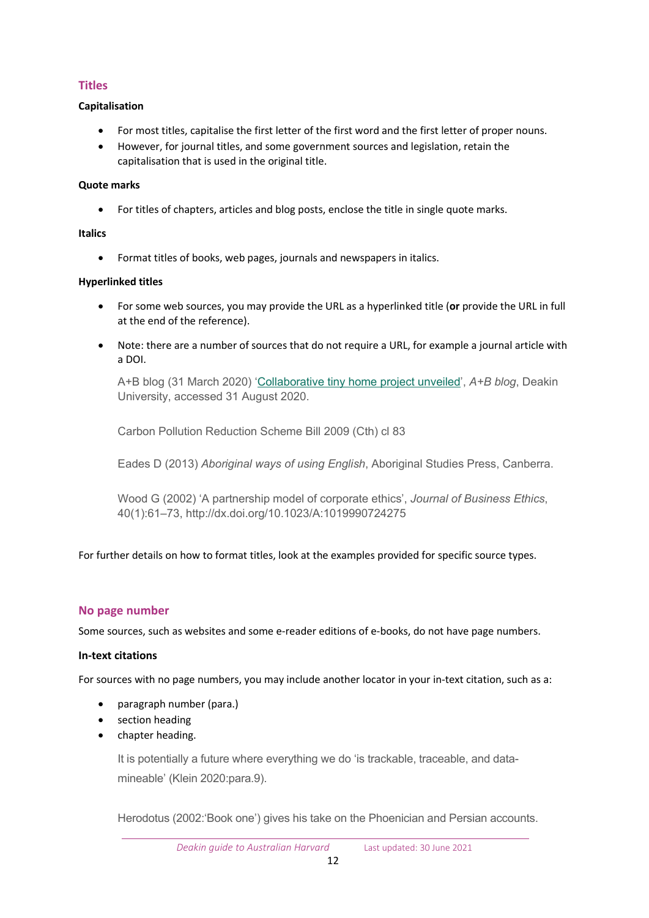## Titles

### Capitalisation

- For most titles, capitalise the first letter of the first word and the first letter of proper nouns.
- However, for journal titles, and some government sources and legislation, retain the capitalisation that is used in the original title.

### Quote marks

- For titles of chapters, articles and blog posts, enclose the title in single quote marks.

### Italics

- Format titles of books, web pages, journals and newspapers in italics.

### Hyperlinked titles

- For some web sources, you may provide the URL as a hyperlinked title (**or** provide the URL in full at the end of the reference).
- Note: there are a number of sources that do not require a URL, for example a journal article with a DOI.

> A+B blog (31 March 2020) '[Collaborative tiny home project unveiled]()', *A+B blog*, Deakin University, accessed 31 August 2020.
>
> Carbon Pollution Reduction Scheme Bill 2009 (Cth) cl 83
>
> Eades D (2013) *Aboriginal ways of using English*, Aboriginal Studies Press, Canberra.
>
> Wood G (2002) 'A partnership model of corporate ethics', *Journal of Business Ethics*, 40(1):61–73, http://dx.doi.org/10.1023/A:1019990724275

For further details on how to format titles, look at the examples provided for specific source types.

## No page number

Some sources, such as websites and some e-reader editions of e-books, do not have page numbers.

### In-text citations

For sources with no page numbers, you may include another locator in your in-text citation, such as a:

- paragraph number (para.)
- section heading
- chapter heading.

> It is potentially a future where everything we do 'is trackable, traceable, and data-mineable' (Klein 2020:para.9).
>
> Herodotus (2002:'Book one') gives his take on the Phoenician and Persian accounts.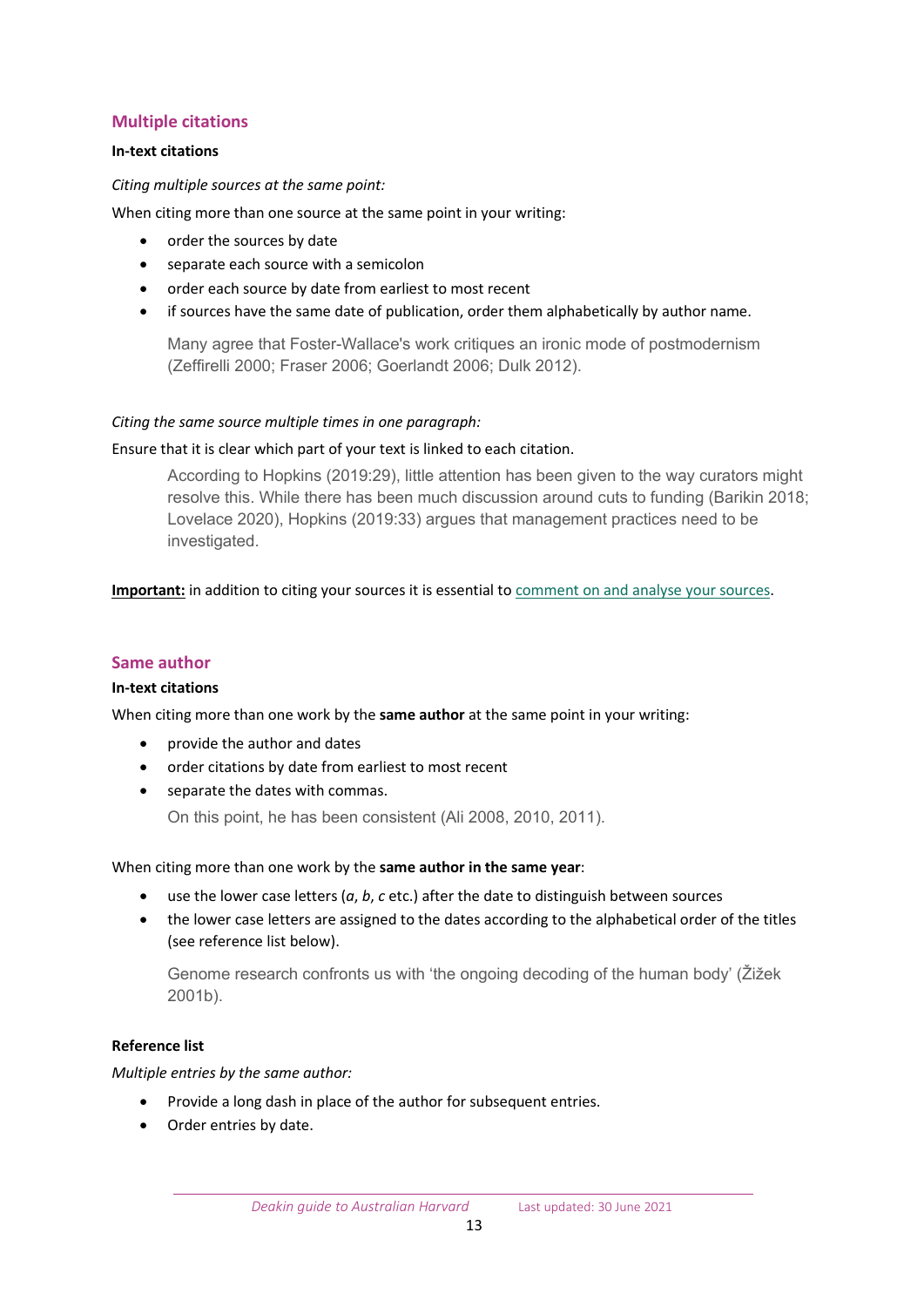## Multiple citations

**In-text citations**

*Citing multiple sources at the same point:*

When citing more than one source at the same point in your writing:

- order the sources by date
- separate each source with a semicolon
- order each source by date from earliest to most recent
- if sources have the same date of publication, order them alphabetically by author name.

> Many agree that Foster-Wallace's work critiques an ironic mode of postmodernism (Zeffirelli 2000; Fraser 2006; Goerlandt 2006; Dulk 2012).

*Citing the same source multiple times in one paragraph:*

Ensure that it is clear which part of your text is linked to each citation.

> According to Hopkins (2019:29), little attention has been given to the way curators might resolve this. While there has been much discussion around cuts to funding (Barikin 2018; Lovelace 2020), Hopkins (2019:33) argues that management practices need to be investigated.

**Important:** in addition to citing your sources it is essential to comment on and analyse your sources.

## Same author

**In-text citations**

When citing more than one work by the **same author** at the same point in your writing:

- provide the author and dates
- order citations by date from earliest to most recent
- separate the dates with commas.

> On this point, he has been consistent (Ali 2008, 2010, 2011).

When citing more than one work by the **same author in the same year**:

- use the lower case letters (*a*, *b*, *c* etc.) after the date to distinguish between sources
- the lower case letters are assigned to the dates according to the alphabetical order of the titles (see reference list below).

> Genome research confronts us with 'the ongoing decoding of the human body' (Žižek 2001b).

**Reference list**

*Multiple entries by the same author:*

- Provide a long dash in place of the author for subsequent entries.
- Order entries by date.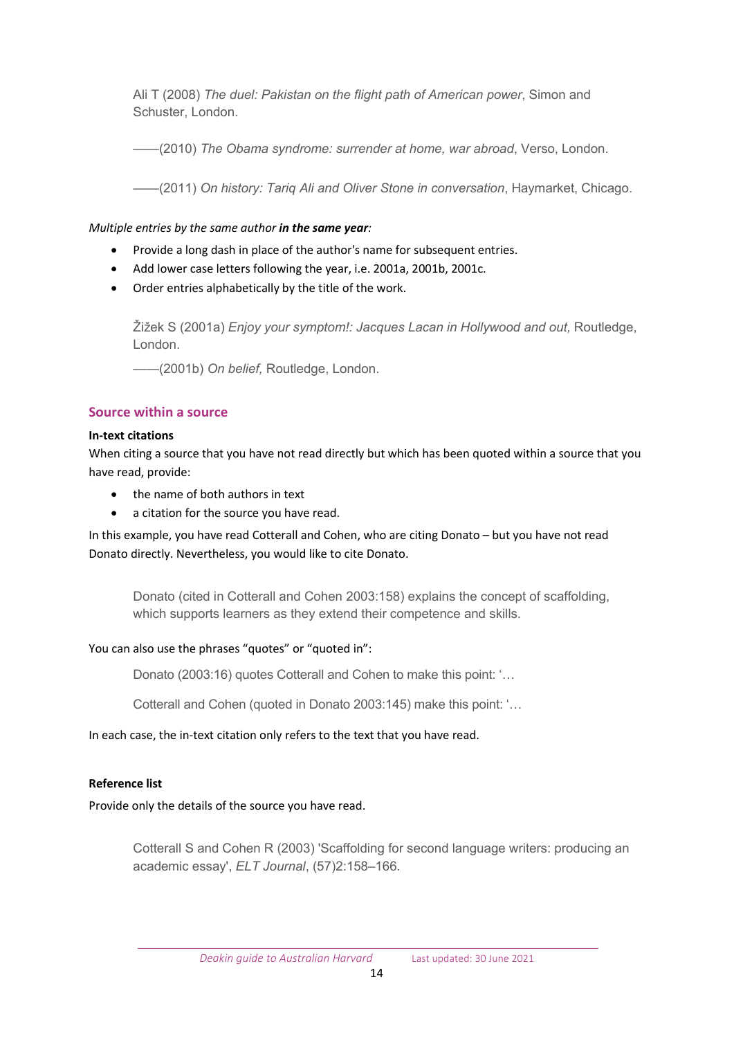Ali T (2008) *The duel: Pakistan on the flight path of American power*, Simon and Schuster, London.

——(2010) *The Obama syndrome: surrender at home, war abroad*, Verso, London.

——(2011) *On history: Tariq Ali and Oliver Stone in conversation*, Haymarket, Chicago.

*Multiple entries by the same author* ***in the same year****:*

- Provide a long dash in place of the author's name for subsequent entries.
- Add lower case letters following the year, i.e. 2001a, 2001b, 2001c.
- Order entries alphabetically by the title of the work.

Žižek S (2001a) *Enjoy your symptom!: Jacques Lacan in Hollywood and out,* Routledge, London.

——(2001b) *On belief,* Routledge, London.

## Source within a source

**In-text citations**

When citing a source that you have not read directly but which has been quoted within a source that you have read, provide:

- the name of both authors in text
- a citation for the source you have read.

In this example, you have read Cotterall and Cohen, who are citing Donato – but you have not read Donato directly. Nevertheless, you would like to cite Donato.

Donato (cited in Cotterall and Cohen 2003:158) explains the concept of scaffolding, which supports learners as they extend their competence and skills.

You can also use the phrases "quotes" or "quoted in":

Donato (2003:16) quotes Cotterall and Cohen to make this point: '…

Cotterall and Cohen (quoted in Donato 2003:145) make this point: '…

In each case, the in-text citation only refers to the text that you have read.

**Reference list**

Provide only the details of the source you have read.

Cotterall S and Cohen R (2003) 'Scaffolding for second language writers: producing an academic essay', *ELT Journal*, (57)2:158–166.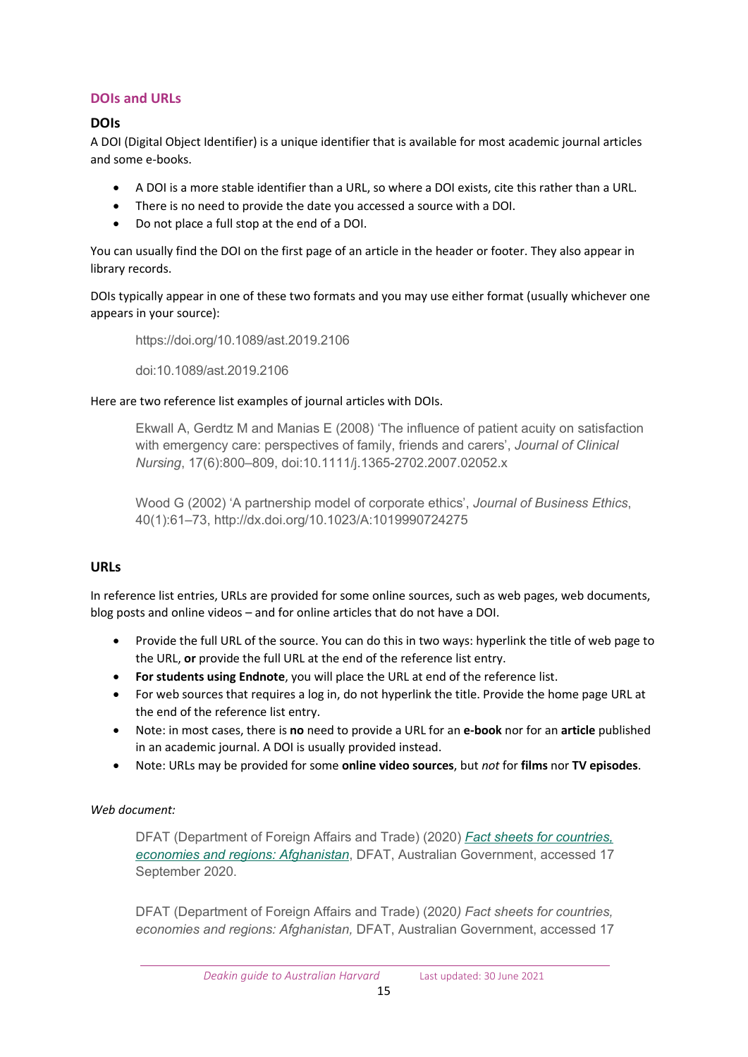## DOIs and URLs

### DOIs

A DOI (Digital Object Identifier) is a unique identifier that is available for most academic journal articles and some e-books.

- A DOI is a more stable identifier than a URL, so where a DOI exists, cite this rather than a URL.
- There is no need to provide the date you accessed a source with a DOI.
- Do not place a full stop at the end of a DOI.

You can usually find the DOI on the first page of an article in the header or footer. They also appear in library records.

DOIs typically appear in one of these two formats and you may use either format (usually whichever one appears in your source):

> https://doi.org/10.1089/ast.2019.2106
>
> doi:10.1089/ast.2019.2106

Here are two reference list examples of journal articles with DOIs.

> Ekwall A, Gerdtz M and Manias E (2008) 'The influence of patient acuity on satisfaction with emergency care: perspectives of family, friends and carers', *Journal of Clinical Nursing*, 17(6):800–809, doi:10.1111/j.1365-2702.2007.02052.x
>
> Wood G (2002) 'A partnership model of corporate ethics', *Journal of Business Ethics*, 40(1):61–73, http://dx.doi.org/10.1023/A:1019990724275

### URLs

In reference list entries, URLs are provided for some online sources, such as web pages, web documents, blog posts and online videos – and for online articles that do not have a DOI.

- Provide the full URL of the source. You can do this in two ways: hyperlink the title of web page to the URL, **or** provide the full URL at the end of the reference list entry.
- **For students using Endnote**, you will place the URL at end of the reference list.
- For web sources that requires a log in, do not hyperlink the title. Provide the home page URL at the end of the reference list entry.
- Note: in most cases, there is **no** need to provide a URL for an **e-book** nor for an **article** published in an academic journal. A DOI is usually provided instead.
- Note: URLs may be provided for some **online video sources**, but *not* for **films** nor **TV episodes**.

*Web document:*

> DFAT (Department of Foreign Affairs and Trade) (2020) *Fact sheets for countries, economies and regions: Afghanistan*, DFAT, Australian Government, accessed 17 September 2020.
>
> DFAT (Department of Foreign Affairs and Trade) (2020) *Fact sheets for countries, economies and regions: Afghanistan,* DFAT, Australian Government, accessed 17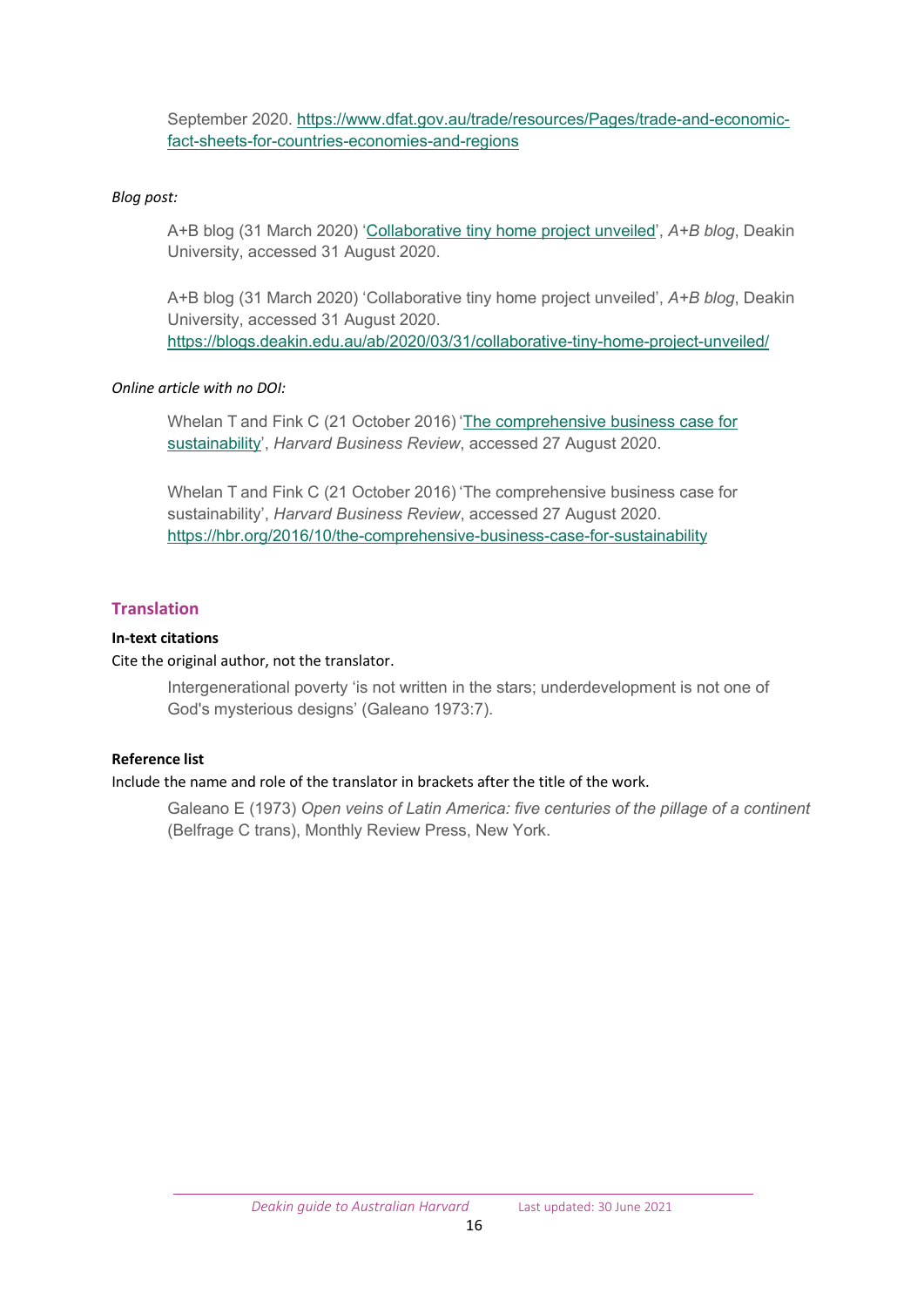September 2020. https://www.dfat.gov.au/trade/resources/Pages/trade-and-economic-fact-sheets-for-countries-economies-and-regions

*Blog post:*

> A+B blog (31 March 2020) '[Collaborative tiny home project unveiled](https://blogs.deakin.edu.au/ab/2020/03/31/collaborative-tiny-home-project-unveiled/)', *A+B blog*, Deakin University, accessed 31 August 2020.
>
> A+B blog (31 March 2020) 'Collaborative tiny home project unveiled', *A+B blog*, Deakin University, accessed 31 August 2020. https://blogs.deakin.edu.au/ab/2020/03/31/collaborative-tiny-home-project-unveiled/

*Online article with no DOI:*

> Whelan T and Fink C (21 October 2016) '[The comprehensive business case for sustainability](https://hbr.org/2016/10/the-comprehensive-business-case-for-sustainability)', *Harvard Business Review*, accessed 27 August 2020.
>
> Whelan T and Fink C (21 October 2016) 'The comprehensive business case for sustainability', *Harvard Business Review*, accessed 27 August 2020. https://hbr.org/2016/10/the-comprehensive-business-case-for-sustainability

## Translation

**In-text citations**

Cite the original author, not the translator.

> Intergenerational poverty 'is not written in the stars; underdevelopment is not one of God's mysterious designs' (Galeano 1973:7).

**Reference list**

Include the name and role of the translator in brackets after the title of the work.

> Galeano E (1973) *Open veins of Latin America: five centuries of the pillage of a continent* (Belfrage C trans), Monthly Review Press, New York.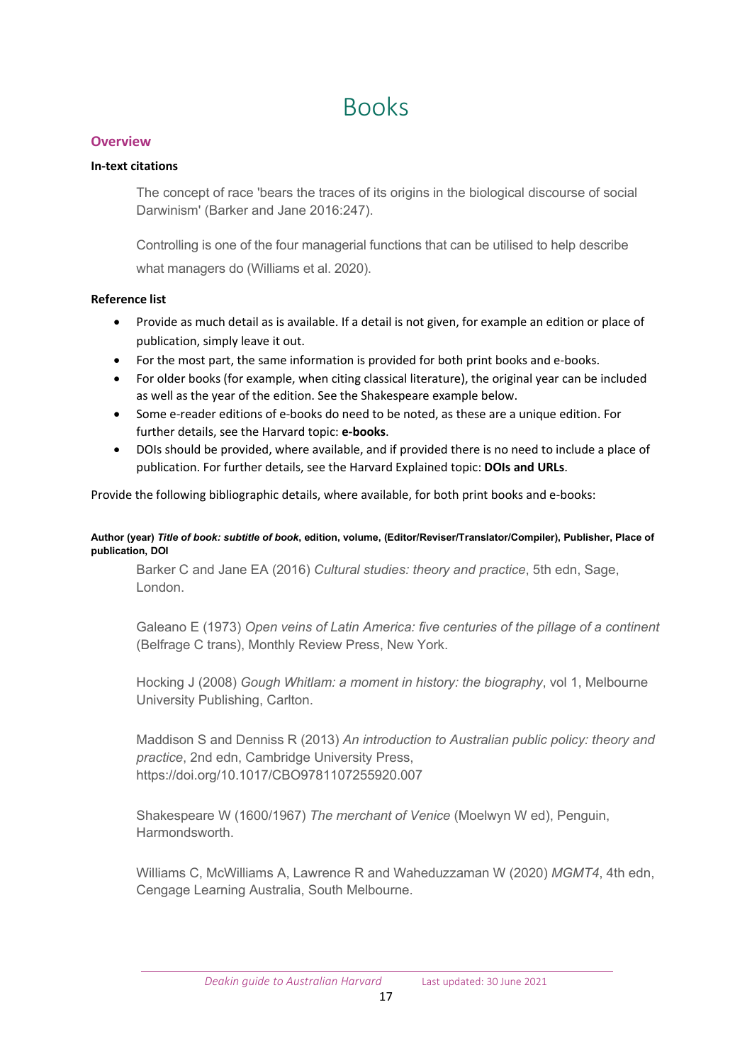# Books

## Overview

### In-text citations

> The concept of race 'bears the traces of its origins in the biological discourse of social Darwinism' (Barker and Jane 2016:247).
>
> Controlling is one of the four managerial functions that can be utilised to help describe what managers do (Williams et al. 2020).

### Reference list

- Provide as much detail as is available. If a detail is not given, for example an edition or place of publication, simply leave it out.
- For the most part, the same information is provided for both print books and e-books.
- For older books (for example, when citing classical literature), the original year can be included as well as the year of the edition. See the Shakespeare example below.
- Some e-reader editions of e-books do need to be noted, as these are a unique edition. For further details, see the Harvard topic: **e-books**.
- DOIs should be provided, where available, and if provided there is no need to include a place of publication. For further details, see the Harvard Explained topic: **DOIs and URLs**.

Provide the following bibliographic details, where available, for both print books and e-books:

**Author (year) *Title of book: subtitle of book*, edition, volume, (Editor/Reviser/Translator/Compiler), Publisher, Place of publication, DOI**

> Barker C and Jane EA (2016) *Cultural studies: theory and practice*, 5th edn, Sage, London.
>
> Galeano E (1973) *Open veins of Latin America: five centuries of the pillage of a continent* (Belfrage C trans), Monthly Review Press, New York.
>
> Hocking J (2008) *Gough Whitlam: a moment in history: the biography*, vol 1, Melbourne University Publishing, Carlton.
>
> Maddison S and Denniss R (2013) *An introduction to Australian public policy: theory and practice*, 2nd edn, Cambridge University Press, https://doi.org/10.1017/CBO9781107255920.007
>
> Shakespeare W (1600/1967) *The merchant of Venice* (Moelwyn W ed), Penguin, Harmondsworth.
>
> Williams C, McWilliams A, Lawrence R and Waheduzzaman W (2020) *MGMT4*, 4th edn, Cengage Learning Australia, South Melbourne.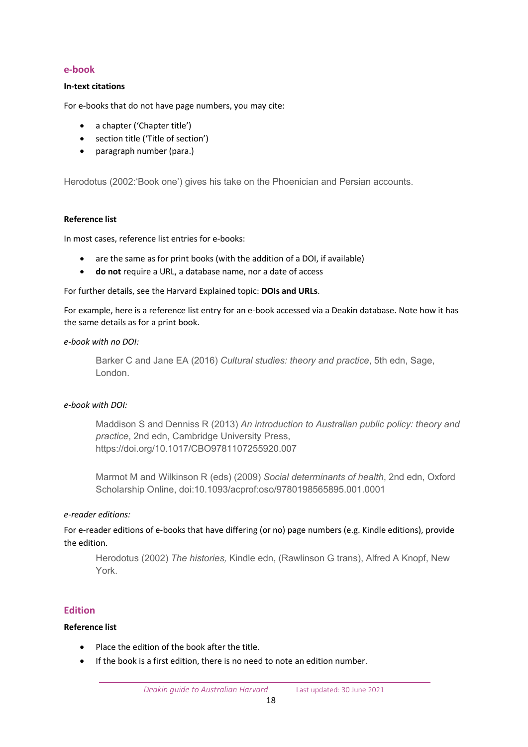## e-book

### In-text citations

For e-books that do not have page numbers, you may cite:

- a chapter ('Chapter title')
- section title ('Title of section')
- paragraph number (para.)

Herodotus (2002:'Book one') gives his take on the Phoenician and Persian accounts.

### Reference list

In most cases, reference list entries for e-books:

- are the same as for print books (with the addition of a DOI, if available)
- **do not** require a URL, a database name, nor a date of access

For further details, see the Harvard Explained topic: **DOIs and URLs**.

For example, here is a reference list entry for an e-book accessed via a Deakin database. Note how it has the same details as for a print book.

*e-book with no DOI:*

> Barker C and Jane EA (2016) *Cultural studies: theory and practice*, 5th edn, Sage, London.

*e-book with DOI:*

> Maddison S and Denniss R (2013) *An introduction to Australian public policy: theory and practice*, 2nd edn, Cambridge University Press, https://doi.org/10.1017/CBO9781107255920.007

> Marmot M and Wilkinson R (eds) (2009) *Social determinants of health*, 2nd edn, Oxford Scholarship Online, doi:10.1093/acprof:oso/9780198565895.001.0001

*e-reader editions:*

For e-reader editions of e-books that have differing (or no) page numbers (e.g. Kindle editions), provide the edition.

> Herodotus (2002) *The histories,* Kindle edn, (Rawlinson G trans), Alfred A Knopf, New York.

## Edition

### Reference list

- Place the edition of the book after the title.
- If the book is a first edition, there is no need to note an edition number.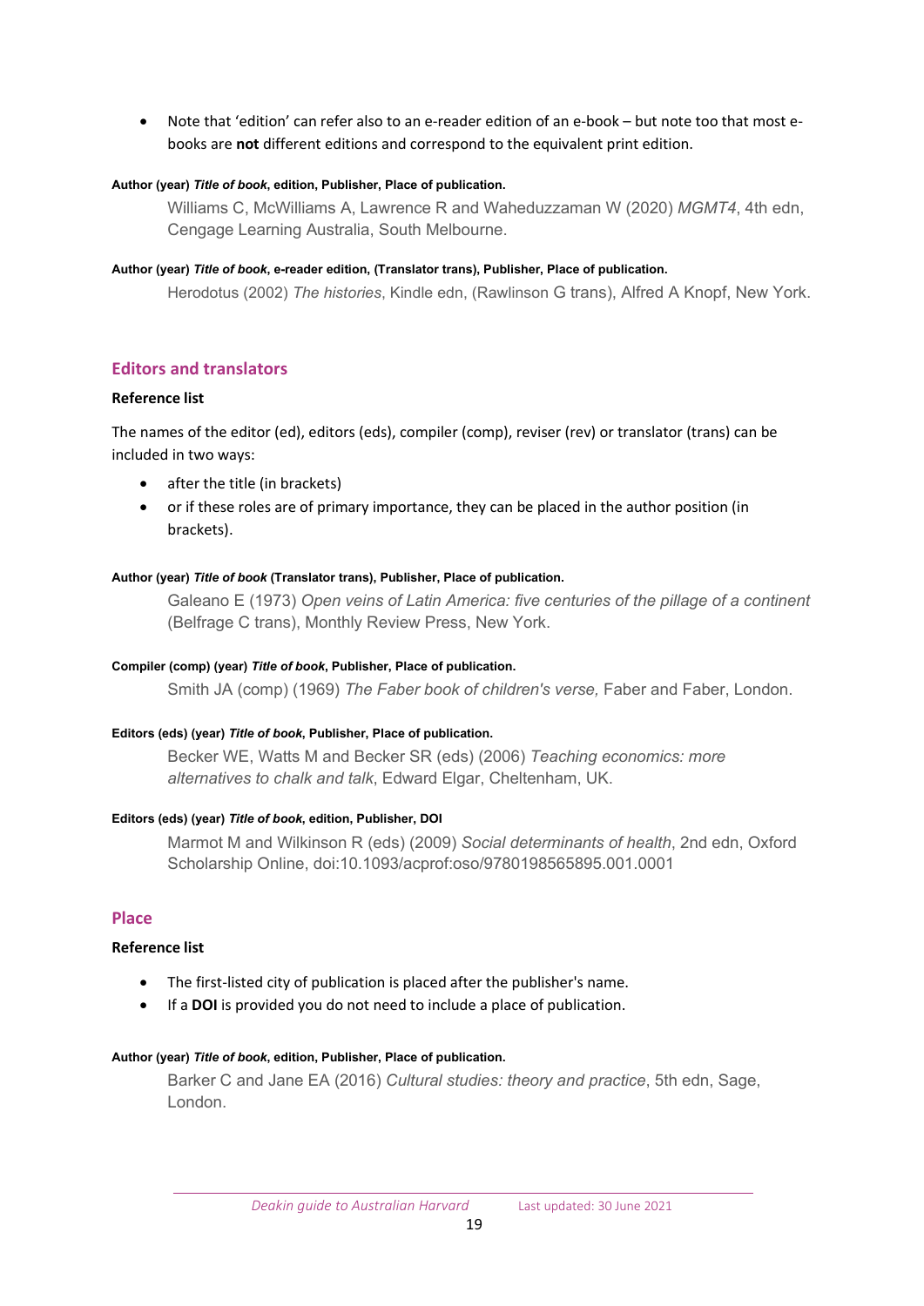- Note that 'edition' can refer also to an e-reader edition of an e-book – but note too that most e-books are **not** different editions and correspond to the equivalent print edition.

**Author (year) *Title of book*, edition, Publisher, Place of publication.**

Williams C, McWilliams A, Lawrence R and Waheduzzaman W (2020) *MGMT4*, 4th edn, Cengage Learning Australia, South Melbourne.

**Author (year) *Title of book*, e-reader edition, (Translator trans), Publisher, Place of publication.**

Herodotus (2002) *The histories*, Kindle edn, (Rawlinson G trans), Alfred A Knopf, New York.

## Editors and translators

### Reference list

The names of the editor (ed), editors (eds), compiler (comp), reviser (rev) or translator (trans) can be included in two ways:

- after the title (in brackets)
- or if these roles are of primary importance, they can be placed in the author position (in brackets).

**Author (year) *Title of book* (Translator trans), Publisher, Place of publication.**

Galeano E (1973) *Open veins of Latin America: five centuries of the pillage of a continent* (Belfrage C trans), Monthly Review Press, New York.

**Compiler (comp) (year) *Title of book*, Publisher, Place of publication.**

Smith JA (comp) (1969) *The Faber book of children's verse,* Faber and Faber, London.

**Editors (eds) (year) *Title of book*, Publisher, Place of publication.**

Becker WE, Watts M and Becker SR (eds) (2006) *Teaching economics: more alternatives to chalk and talk*, Edward Elgar, Cheltenham, UK.

**Editors (eds) (year) *Title of book*, edition, Publisher, DOI**

Marmot M and Wilkinson R (eds) (2009) *Social determinants of health*, 2nd edn, Oxford Scholarship Online, doi:10.1093/acprof:oso/9780198565895.001.0001

## Place

### Reference list

- The first-listed city of publication is placed after the publisher's name.
- If a **DOI** is provided you do not need to include a place of publication.

**Author (year) *Title of book*, edition, Publisher, Place of publication.**

Barker C and Jane EA (2016) *Cultural studies: theory and practice*, 5th edn, Sage, London.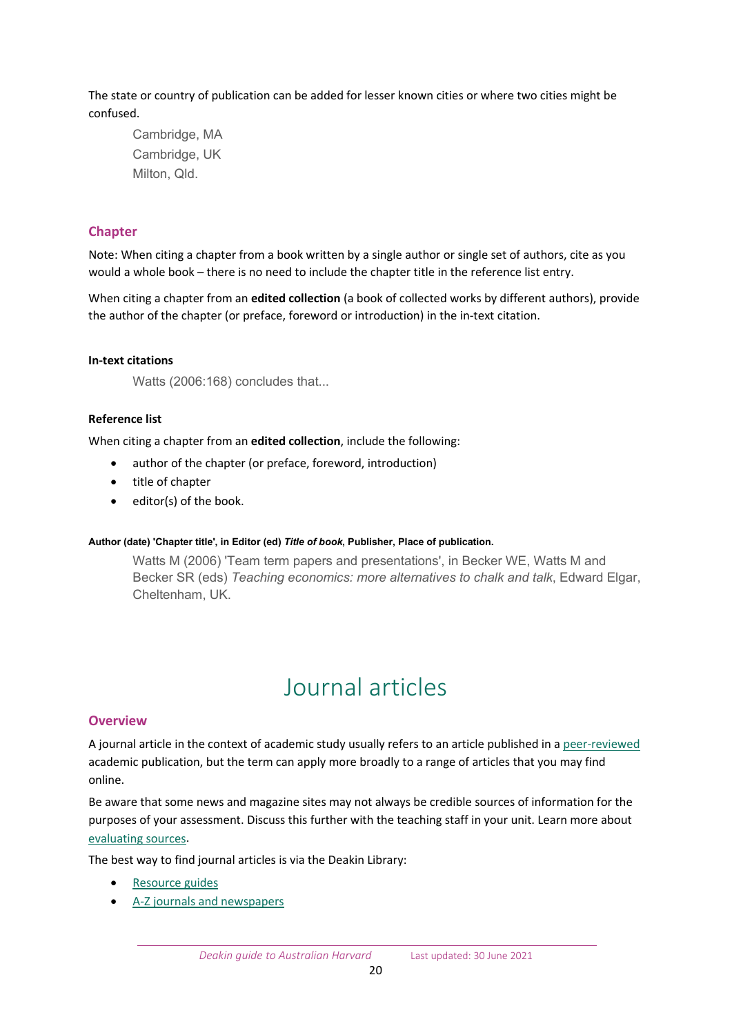The state or country of publication can be added for lesser known cities or where two cities might be confused.

> Cambridge, MA
> Cambridge, UK
> Milton, Qld.

### Chapter

Note: When citing a chapter from a book written by a single author or single set of authors, cite as you would a whole book – there is no need to include the chapter title in the reference list entry.

When citing a chapter from an **edited collection** (a book of collected works by different authors), provide the author of the chapter (or preface, foreword or introduction) in the in-text citation.

**In-text citations**

> Watts (2006:168) concludes that...

**Reference list**

When citing a chapter from an **edited collection**, include the following:

- author of the chapter (or preface, foreword, introduction)
- title of chapter
- editor(s) of the book.

**Author (date) 'Chapter title', in Editor (ed) *Title of book*, Publisher, Place of publication.**

> Watts M (2006) 'Team term papers and presentations', in Becker WE, Watts M and Becker SR (eds) *Teaching economics: more alternatives to chalk and talk*, Edward Elgar, Cheltenham, UK.

# Journal articles

### Overview

A journal article in the context of academic study usually refers to an article published in a peer-reviewed academic publication, but the term can apply more broadly to a range of articles that you may find online.

Be aware that some news and magazine sites may not always be credible sources of information for the purposes of your assessment. Discuss this further with the teaching staff in your unit. Learn more about evaluating sources.

The best way to find journal articles is via the Deakin Library:

- Resource guides
- A-Z journals and newspapers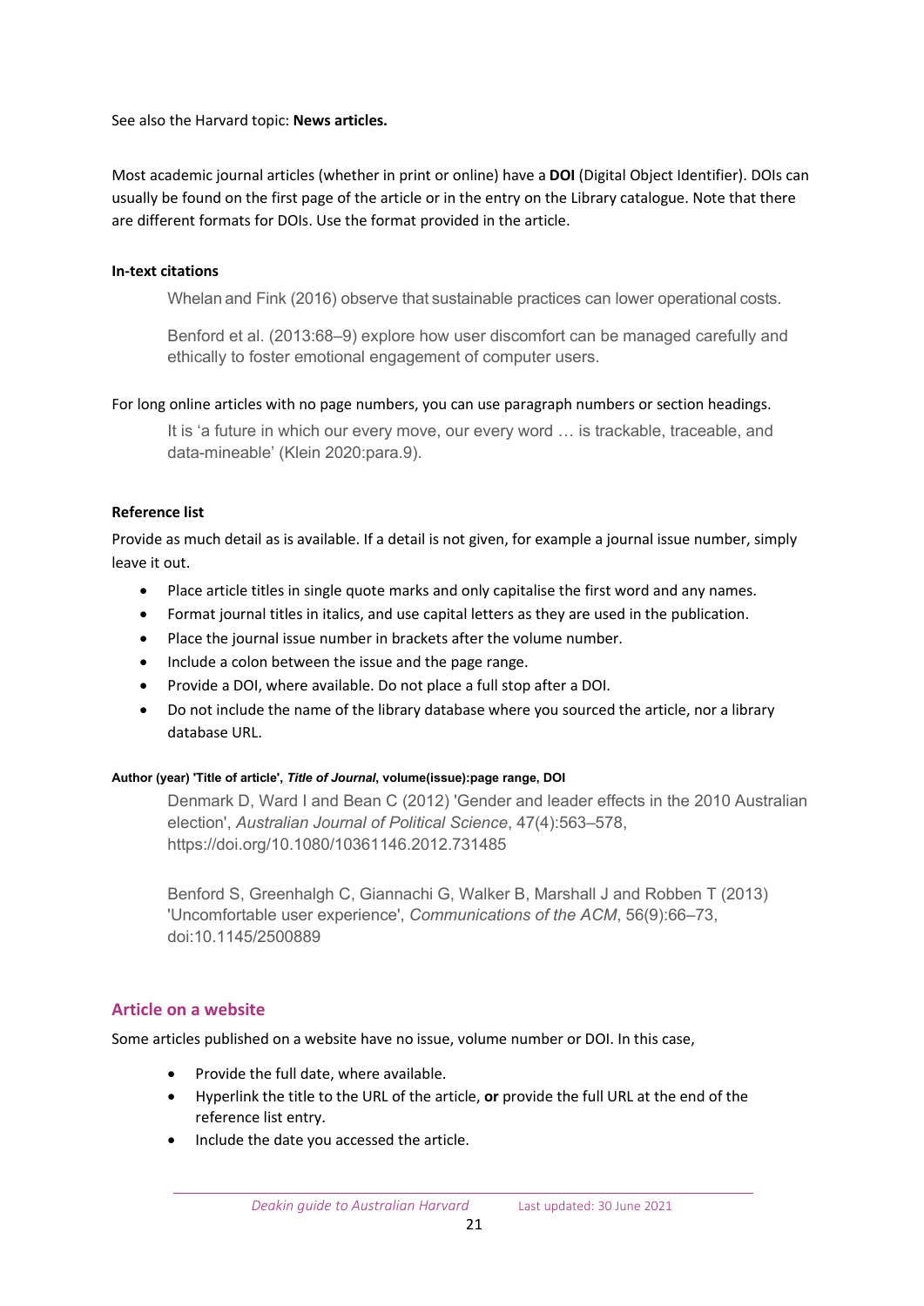See also the Harvard topic: **News articles.**

Most academic journal articles (whether in print or online) have a **DOI** (Digital Object Identifier). DOIs can usually be found on the first page of the article or in the entry on the Library catalogue. Note that there are different formats for DOIs. Use the format provided in the article.

**In-text citations**

> Whelan and Fink (2016) observe that sustainable practices can lower operational costs.
>
> Benford et al. (2013:68–9) explore how user discomfort can be managed carefully and ethically to foster emotional engagement of computer users.

For long online articles with no page numbers, you can use paragraph numbers or section headings.

> It is 'a future in which our every move, our every word … is trackable, traceable, and data-mineable' (Klein 2020:para.9).

**Reference list**

Provide as much detail as is available. If a detail is not given, for example a journal issue number, simply leave it out.

- Place article titles in single quote marks and only capitalise the first word and any names.
- Format journal titles in italics, and use capital letters as they are used in the publication.
- Place the journal issue number in brackets after the volume number.
- Include a colon between the issue and the page range.
- Provide a DOI, where available. Do not place a full stop after a DOI.
- Do not include the name of the library database where you sourced the article, nor a library database URL.

**Author (year) 'Title of article', *Title of Journal*, volume(issue):page range, DOI**

> Denmark D, Ward I and Bean C (2012) 'Gender and leader effects in the 2010 Australian election', *Australian Journal of Political Science*, 47(4):563–578, https://doi.org/10.1080/10361146.2012.731485
>
> Benford S, Greenhalgh C, Giannachi G, Walker B, Marshall J and Robben T (2013) 'Uncomfortable user experience', *Communications of the ACM*, 56(9):66–73, doi:10.1145/2500889

## Article on a website

Some articles published on a website have no issue, volume number or DOI. In this case,

- Provide the full date, where available.
- Hyperlink the title to the URL of the article, **or** provide the full URL at the end of the reference list entry.
- Include the date you accessed the article.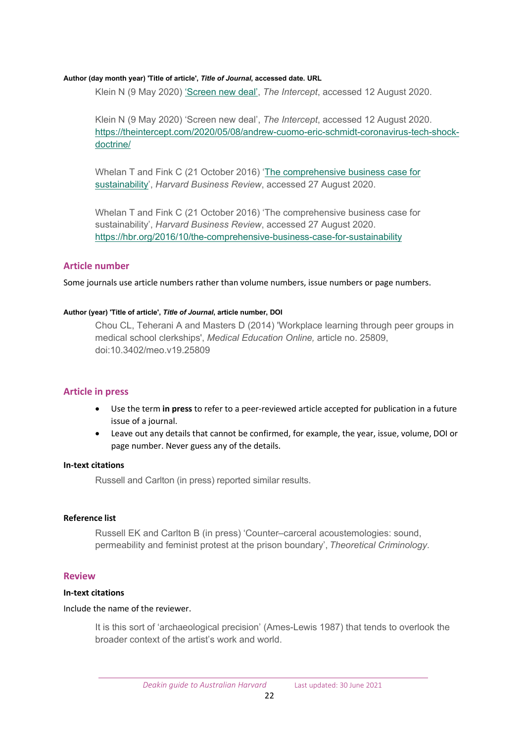**Author (day month year) 'Title of article', *Title of Journal*, accessed date. URL**

Klein N (9 May 2020) ['Screen new deal'](https://theintercept.com/2020/05/08/andrew-cuomo-eric-schmidt-coronavirus-tech-shock-doctrine/), *The Intercept*, accessed 12 August 2020.

Klein N (9 May 2020) 'Screen new deal', *The Intercept*, accessed 12 August 2020. https://theintercept.com/2020/05/08/andrew-cuomo-eric-schmidt-coronavirus-tech-shock-doctrine/

Whelan T and Fink C (21 October 2016) '[The comprehensive business case for sustainability](https://hbr.org/2016/10/the-comprehensive-business-case-for-sustainability)', *Harvard Business Review*, accessed 27 August 2020.

Whelan T and Fink C (21 October 2016) 'The comprehensive business case for sustainability', *Harvard Business Review*, accessed 27 August 2020. https://hbr.org/2016/10/the-comprehensive-business-case-for-sustainability

## Article number

Some journals use article numbers rather than volume numbers, issue numbers or page numbers.

**Author (year) 'Title of article', *Title of Journal*, article number, DOI**

Chou CL, Teherani A and Masters D (2014) 'Workplace learning through peer groups in medical school clerkships', *Medical Education Online,* article no. 25809, doi:10.3402/meo.v19.25809

## Article in press

- Use the term **in press** to refer to a peer-reviewed article accepted for publication in a future issue of a journal.
- Leave out any details that cannot be confirmed, for example, the year, issue, volume, DOI or page number. Never guess any of the details.

### In-text citations

Russell and Carlton (in press) reported similar results.

### Reference list

Russell EK and Carlton B (in press) 'Counter–carceral acoustemologies: sound, permeability and feminist protest at the prison boundary', *Theoretical Criminology*.

## Review

### In-text citations

Include the name of the reviewer.

It is this sort of 'archaeological precision' (Ames-Lewis 1987) that tends to overlook the broader context of the artist's work and world.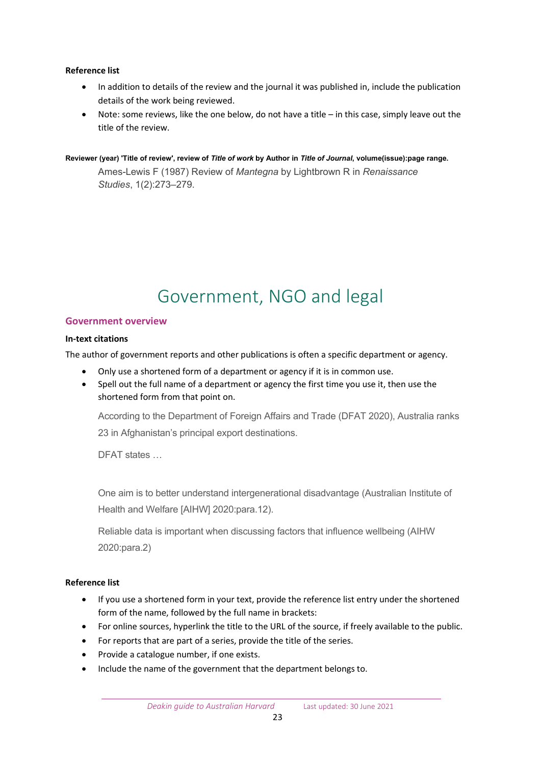**Reference list**

- In addition to details of the review and the journal it was published in, include the publication details of the work being reviewed.
- Note: some reviews, like the one below, do not have a title – in this case, simply leave out the title of the review.

**Reviewer (year) 'Title of review', review of *Title of work* by Author in *Title of Journal*, volume(issue):page range.**

> Ames-Lewis F (1987) Review of *Mantegna* by Lightbrown R in *Renaissance Studies*, 1(2):273–279.

# Government, NGO and legal

## Government overview

**In-text citations**

The author of government reports and other publications is often a specific department or agency.

- Only use a shortened form of a department or agency if it is in common use.
- Spell out the full name of a department or agency the first time you use it, then use the shortened form from that point on.

> According to the Department of Foreign Affairs and Trade (DFAT 2020), Australia ranks 23 in Afghanistan's principal export destinations.
>
> DFAT states …

> One aim is to better understand intergenerational disadvantage (Australian Institute of Health and Welfare [AIHW] 2020:para.12).
>
> Reliable data is important when discussing factors that influence wellbeing (AIHW 2020:para.2)

**Reference list**

- If you use a shortened form in your text, provide the reference list entry under the shortened form of the name, followed by the full name in brackets:
- For online sources, hyperlink the title to the URL of the source, if freely available to the public.
- For reports that are part of a series, provide the title of the series.
- Provide a catalogue number, if one exists.
- Include the name of the government that the department belongs to.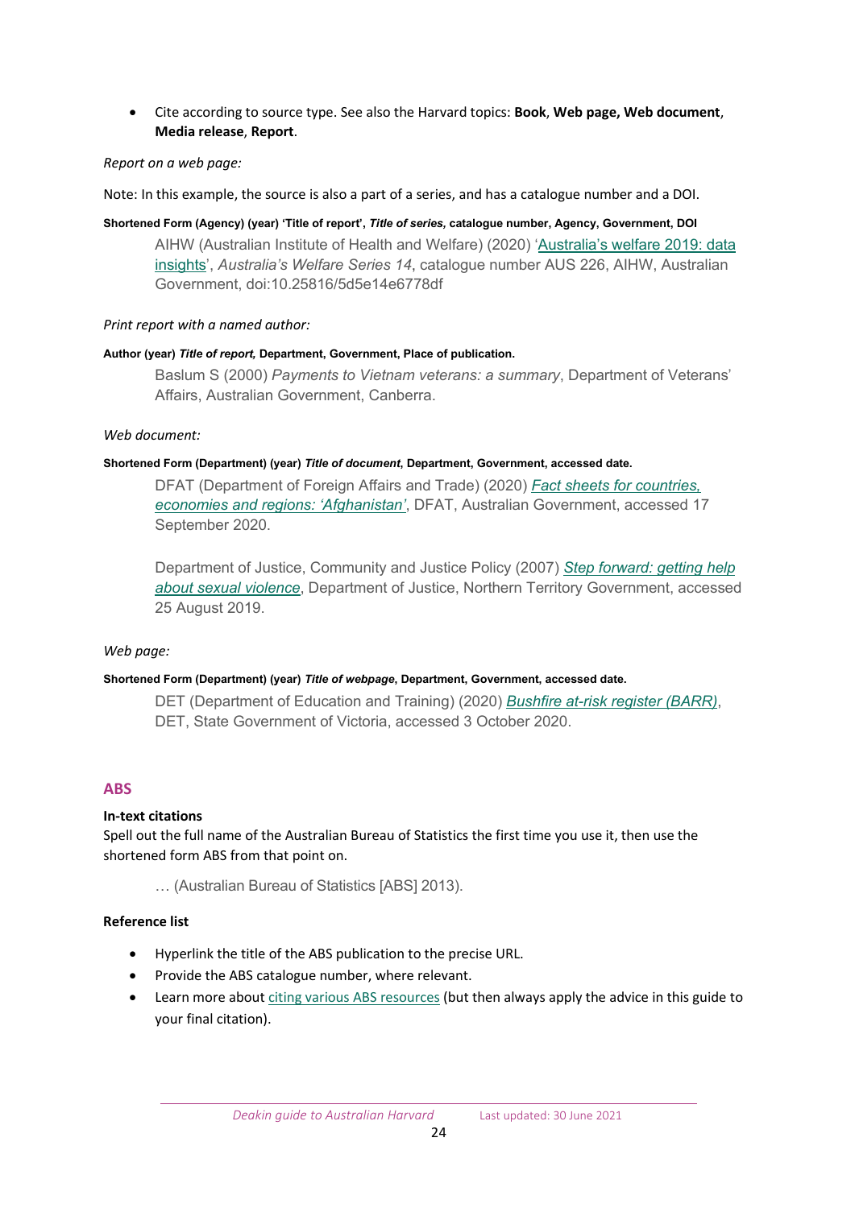- Cite according to source type. See also the Harvard topics: **Book**, **Web page, Web document**, **Media release**, **Report**.

*Report on a web page:*

Note: In this example, the source is also a part of a series, and has a catalogue number and a DOI.

**Shortened Form (Agency) (year) 'Title of report', *Title of series,* catalogue number, Agency, Government, DOI**

> AIHW (Australian Institute of Health and Welfare) (2020) 'Australia's welfare 2019: data insights', *Australia's Welfare Series 14*, catalogue number AUS 226, AIHW, Australian Government, doi:10.25816/5d5e14e6778df

*Print report with a named author:*

**Author (year) *Title of report,* Department, Government, Place of publication.**

> Baslum S (2000) *Payments to Vietnam veterans: a summary*, Department of Veterans' Affairs, Australian Government, Canberra.

*Web document:*

**Shortened Form (Department) (year) *Title of document*, Department, Government, accessed date.**

> DFAT (Department of Foreign Affairs and Trade) (2020) *Fact sheets for countries, economies and regions: 'Afghanistan'*, DFAT, Australian Government, accessed 17 September 2020.
>
> Department of Justice, Community and Justice Policy (2007) *Step forward: getting help about sexual violence*, Department of Justice, Northern Territory Government, accessed 25 August 2019.

*Web page:*

**Shortened Form (Department) (year) *Title of webpage*, Department, Government, accessed date.**

> DET (Department of Education and Training) (2020) *Bushfire at-risk register (BARR)*, DET, State Government of Victoria, accessed 3 October 2020.

## ABS

**In-text citations**

Spell out the full name of the Australian Bureau of Statistics the first time you use it, then use the shortened form ABS from that point on.

> … (Australian Bureau of Statistics [ABS] 2013).

**Reference list**

- Hyperlink the title of the ABS publication to the precise URL.
- Provide the ABS catalogue number, where relevant.
- Learn more about citing various ABS resources (but then always apply the advice in this guide to your final citation).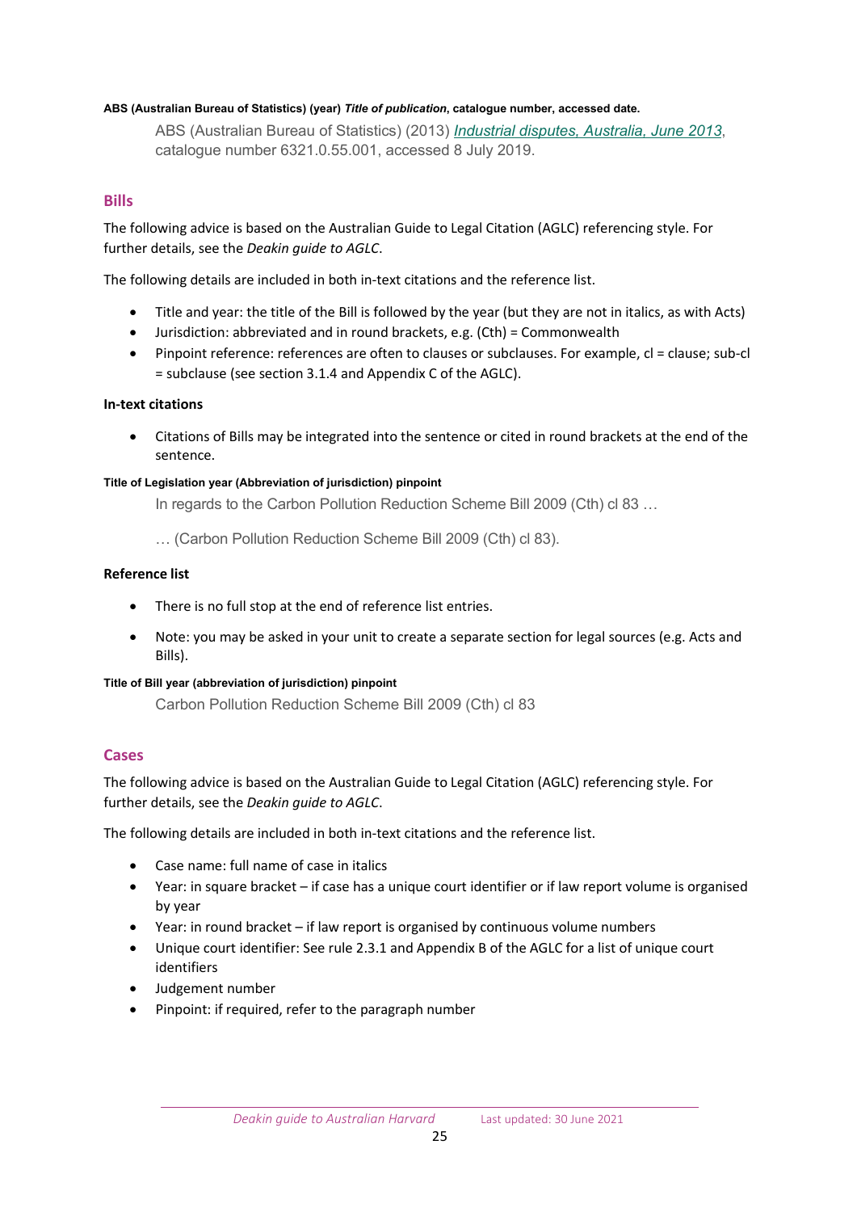**ABS (Australian Bureau of Statistics) (year)** ***Title of publication*****, catalogue number, accessed date.**

> ABS (Australian Bureau of Statistics) (2013) *Industrial disputes, Australia, June 2013*, catalogue number 6321.0.55.001, accessed 8 July 2019.

## Bills

The following advice is based on the Australian Guide to Legal Citation (AGLC) referencing style. For further details, see the *Deakin guide to AGLC*.

The following details are included in both in-text citations and the reference list.

- Title and year: the title of the Bill is followed by the year (but they are not in italics, as with Acts)
- Jurisdiction: abbreviated and in round brackets, e.g. (Cth) = Commonwealth
- Pinpoint reference: references are often to clauses or subclauses. For example, cl = clause; sub-cl = subclause (see section 3.1.4 and Appendix C of the AGLC).

### In-text citations

- Citations of Bills may be integrated into the sentence or cited in round brackets at the end of the sentence.

**Title of Legislation year (Abbreviation of jurisdiction) pinpoint**

> In regards to the Carbon Pollution Reduction Scheme Bill 2009 (Cth) cl 83 …
>
> … (Carbon Pollution Reduction Scheme Bill 2009 (Cth) cl 83).

### Reference list

- There is no full stop at the end of reference list entries.
- Note: you may be asked in your unit to create a separate section for legal sources (e.g. Acts and Bills).

**Title of Bill year (abbreviation of jurisdiction) pinpoint**

> Carbon Pollution Reduction Scheme Bill 2009 (Cth) cl 83

## Cases

The following advice is based on the Australian Guide to Legal Citation (AGLC) referencing style. For further details, see the *Deakin guide to AGLC*.

The following details are included in both in-text citations and the reference list.

- Case name: full name of case in italics
- Year: in square bracket – if case has a unique court identifier or if law report volume is organised by year
- Year: in round bracket – if law report is organised by continuous volume numbers
- Unique court identifier: See rule 2.3.1 and Appendix B of the AGLC for a list of unique court identifiers
- Judgement number
- Pinpoint: if required, refer to the paragraph number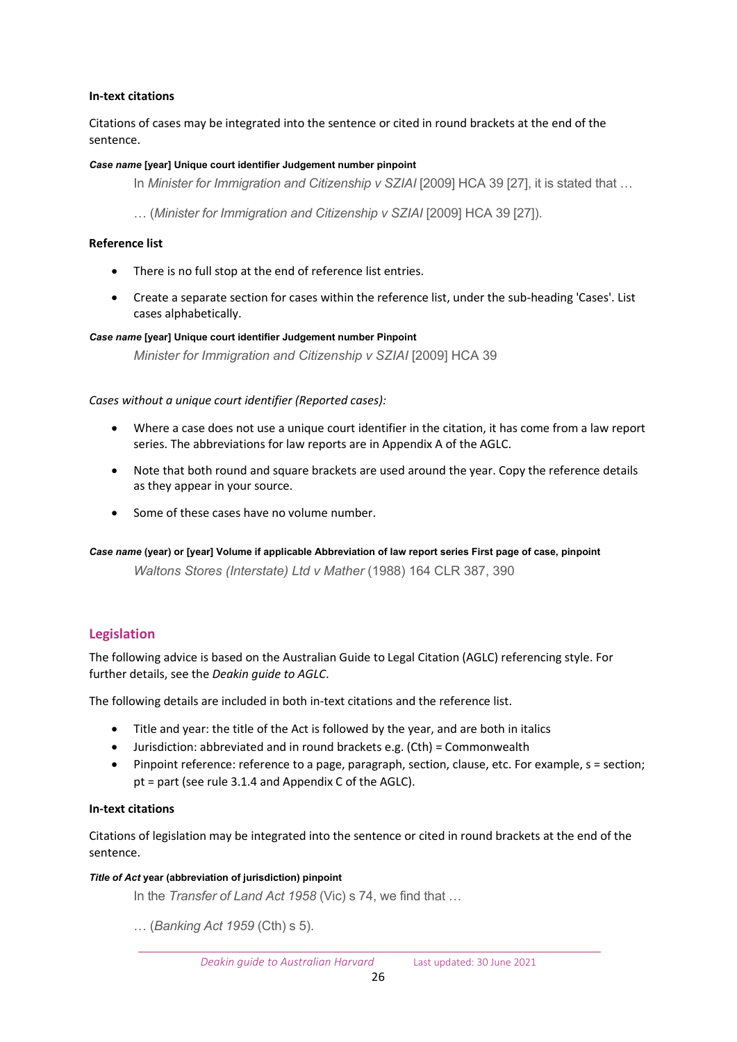### In-text citations

Citations of cases may be integrated into the sentence or cited in round brackets at the end of the sentence.

***Case name*** **[year] Unique court identifier Judgement number pinpoint**

In *Minister for Immigration and Citizenship v SZIAI* [2009] HCA 39 [27], it is stated that …

… (*Minister for Immigration and Citizenship v SZIAI* [2009] HCA 39 [27]).

### Reference list

- There is no full stop at the end of reference list entries.
- Create a separate section for cases within the reference list, under the sub-heading 'Cases'. List cases alphabetically.

***Case name*** **[year] Unique court identifier Judgement number Pinpoint**

*Minister for Immigration and Citizenship v SZIAI* [2009] HCA 39

*Cases without a unique court identifier (Reported cases):*

- Where a case does not use a unique court identifier in the citation, it has come from a law report series. The abbreviations for law reports are in Appendix A of the AGLC.
- Note that both round and square brackets are used around the year. Copy the reference details as they appear in your source.
- Some of these cases have no volume number.

***Case name*** **(year) or [year] Volume if applicable Abbreviation of law report series First page of case, pinpoint**

*Waltons Stores (Interstate) Ltd v Mather* (1988) 164 CLR 387, 390

## Legislation

The following advice is based on the Australian Guide to Legal Citation (AGLC) referencing style. For further details, see the *Deakin guide to AGLC*.

The following details are included in both in-text citations and the reference list.

- Title and year: the title of the Act is followed by the year, and are both in italics
- Jurisdiction: abbreviated and in round brackets e.g. (Cth) = Commonwealth
- Pinpoint reference: reference to a page, paragraph, section, clause, etc. For example, s = section; pt = part (see rule 3.1.4 and Appendix C of the AGLC).

### In-text citations

Citations of legislation may be integrated into the sentence or cited in round brackets at the end of the sentence.

***Title of Act*** **year (abbreviation of jurisdiction) pinpoint**

In the *Transfer of Land Act 1958* (Vic) s 74, we find that …

… (*Banking Act 1959* (Cth) s 5).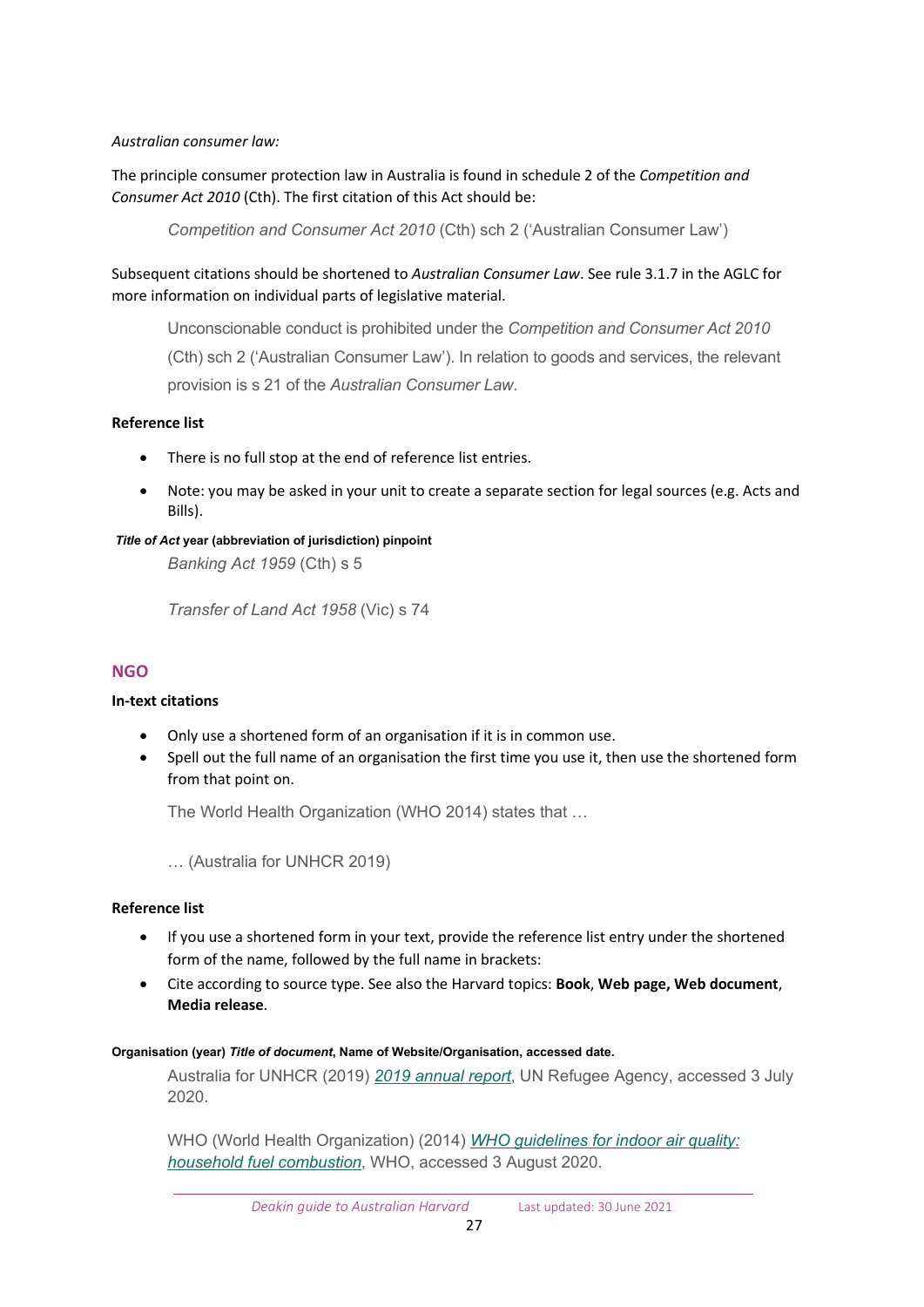*Australian consumer law:*

The principle consumer protection law in Australia is found in schedule 2 of the *Competition and Consumer Act 2010* (Cth). The first citation of this Act should be:

> *Competition and Consumer Act 2010* (Cth) sch 2 ('Australian Consumer Law')

Subsequent citations should be shortened to *Australian Consumer Law*. See rule 3.1.7 in the AGLC for more information on individual parts of legislative material.

> Unconscionable conduct is prohibited under the *Competition and Consumer Act 2010* (Cth) sch 2 ('Australian Consumer Law'). In relation to goods and services, the relevant provision is s 21 of the *Australian Consumer Law*.

**Reference list**

- There is no full stop at the end of reference list entries.
- Note: you may be asked in your unit to create a separate section for legal sources (e.g. Acts and Bills).

***Title of Act* year (abbreviation of jurisdiction) pinpoint**

> *Banking Act 1959* (Cth) s 5
>
> *Transfer of Land Act 1958* (Vic) s 74

## NGO

**In-text citations**

- Only use a shortened form of an organisation if it is in common use.
- Spell out the full name of an organisation the first time you use it, then use the shortened form from that point on.

> The World Health Organization (WHO 2014) states that …
>
> … (Australia for UNHCR 2019)

**Reference list**

- If you use a shortened form in your text, provide the reference list entry under the shortened form of the name, followed by the full name in brackets:
- Cite according to source type. See also the Harvard topics: **Book**, **Web page, Web document**, **Media release**.

**Organisation (year) *Title of document*, Name of Website/Organisation, accessed date.**

> Australia for UNHCR (2019) *2019 annual report*, UN Refugee Agency, accessed 3 July 2020.
>
> WHO (World Health Organization) (2014) *WHO guidelines for indoor air quality: household fuel combustion*, WHO, accessed 3 August 2020.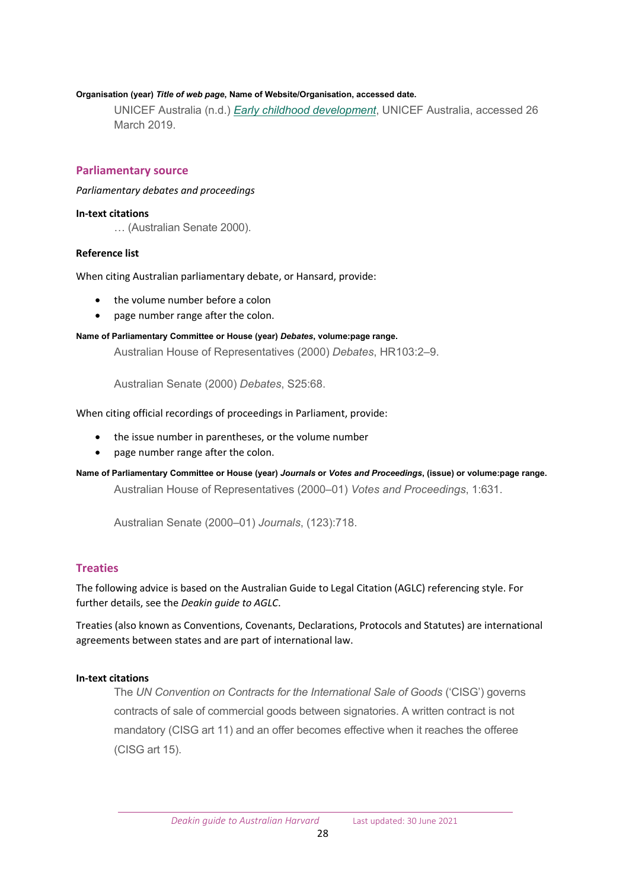**Organisation (year) *Title of web page*, Name of Website/Organisation, accessed date.**

> UNICEF Australia (n.d.) *Early childhood development*, UNICEF Australia, accessed 26 March 2019.

## Parliamentary source

*Parliamentary debates and proceedings*

**In-text citations**

> … (Australian Senate 2000).

**Reference list**

When citing Australian parliamentary debate, or Hansard, provide:

- the volume number before a colon
- page number range after the colon.

**Name of Parliamentary Committee or House (year) *Debates*, volume:page range.**

> Australian House of Representatives (2000) *Debates*, HR103:2–9.
>
> Australian Senate (2000) *Debates*, S25:68.

When citing official recordings of proceedings in Parliament, provide:

- the issue number in parentheses, or the volume number
- page number range after the colon.

**Name of Parliamentary Committee or House (year) *Journals* or *Votes and Proceedings*, (issue) or volume:page range.**

> Australian House of Representatives (2000–01) *Votes and Proceedings*, 1:631.
>
> Australian Senate (2000–01) *Journals*, (123):718.

## Treaties

The following advice is based on the Australian Guide to Legal Citation (AGLC) referencing style. For further details, see the *Deakin guide to AGLC*.

Treaties (also known as Conventions, Covenants, Declarations, Protocols and Statutes) are international agreements between states and are part of international law.

**In-text citations**

> The *UN Convention on Contracts for the International Sale of Goods* ('CISG') governs contracts of sale of commercial goods between signatories. A written contract is not mandatory (CISG art 11) and an offer becomes effective when it reaches the offeree (CISG art 15).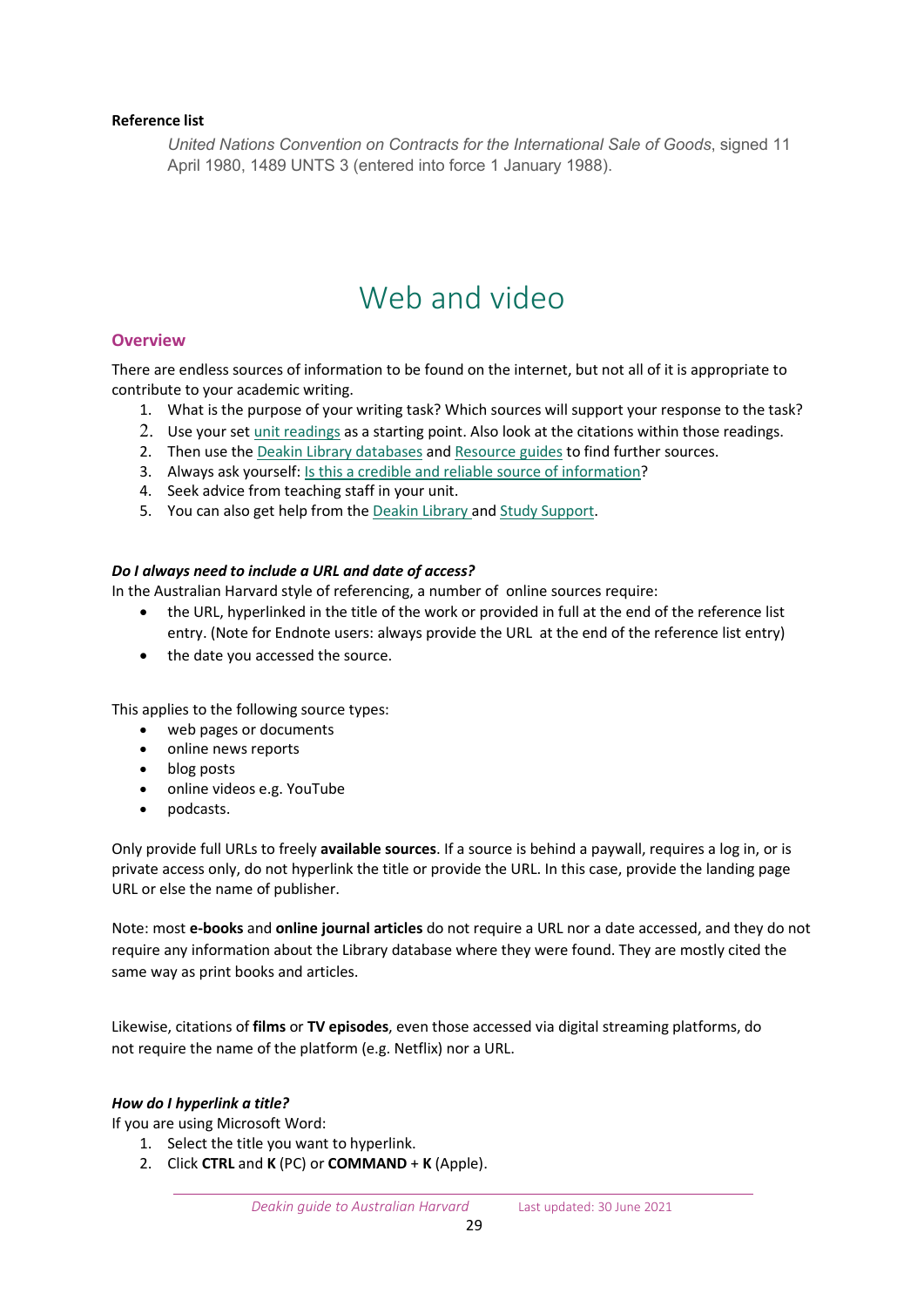**Reference list**

*United Nations Convention on Contracts for the International Sale of Goods*, signed 11 April 1980, 1489 UNTS 3 (entered into force 1 January 1988).

# Web and video

## Overview

There are endless sources of information to be found on the internet, but not all of it is appropriate to contribute to your academic writing.

1. What is the purpose of your writing task? Which sources will support your response to the task?
2. Use your set unit readings as a starting point. Also look at the citations within those readings.
2. Then use the Deakin Library databases and Resource guides to find further sources.
3. Always ask yourself: Is this a credible and reliable source of information?
4. Seek advice from teaching staff in your unit.
5. You can also get help from the Deakin Library and Study Support.

***Do I always need to include a URL and date of access?***

In the Australian Harvard style of referencing, a number of online sources require:

- the URL, hyperlinked in the title of the work or provided in full at the end of the reference list entry. (Note for Endnote users: always provide the URL at the end of the reference list entry)
- the date you accessed the source.

This applies to the following source types:

- web pages or documents
- online news reports
- blog posts
- online videos e.g. YouTube
- podcasts.

Only provide full URLs to freely **available sources**. If a source is behind a paywall, requires a log in, or is private access only, do not hyperlink the title or provide the URL. In this case, provide the landing page URL or else the name of publisher.

Note: most **e-books** and **online journal articles** do not require a URL nor a date accessed, and they do not require any information about the Library database where they were found. They are mostly cited the same way as print books and articles.

Likewise, citations of **films** or **TV episodes**, even those accessed via digital streaming platforms, do not require the name of the platform (e.g. Netflix) nor a URL.

***How do I hyperlink a title?***

If you are using Microsoft Word:

1. Select the title you want to hyperlink.
2. Click **CTRL** and **K** (PC) or **COMMAND** + **K** (Apple).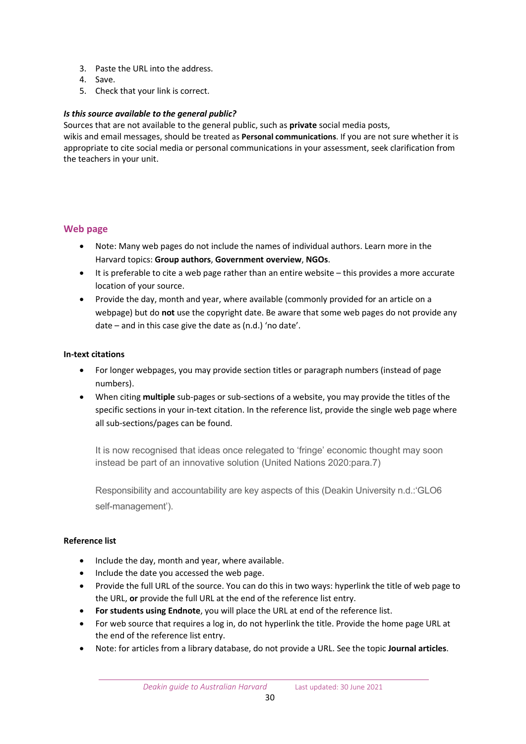3. Paste the URL into the address.
4. Save.
5. Check that your link is correct.

***Is this source available to the general public?***

Sources that are not available to the general public, such as **private** social media posts, wikis and email messages, should be treated as **Personal communications**. If you are not sure whether it is appropriate to cite social media or personal communications in your assessment, seek clarification from the teachers in your unit.

## Web page

- Note: Many web pages do not include the names of individual authors. Learn more in the Harvard topics: **Group authors**, **Government overview**, **NGOs**.
- It is preferable to cite a web page rather than an entire website – this provides a more accurate location of your source.
- Provide the day, month and year, where available (commonly provided for an article on a webpage) but do **not** use the copyright date. Be aware that some web pages do not provide any date – and in this case give the date as (n.d.) 'no date'.

**In-text citations**

- For longer webpages, you may provide section titles or paragraph numbers (instead of page numbers).
- When citing **multiple** sub-pages or sub-sections of a website, you may provide the titles of the specific sections in your in-text citation. In the reference list, provide the single web page where all sub-sections/pages can be found.

It is now recognised that ideas once relegated to 'fringe' economic thought may soon instead be part of an innovative solution (United Nations 2020:para.7)

Responsibility and accountability are key aspects of this (Deakin University n.d.:'GLO6 self-management').

**Reference list**

- Include the day, month and year, where available.
- Include the date you accessed the web page.
- Provide the full URL of the source. You can do this in two ways: hyperlink the title of web page to the URL, **or** provide the full URL at the end of the reference list entry.
- **For students using Endnote**, you will place the URL at end of the reference list.
- For web source that requires a log in, do not hyperlink the title. Provide the home page URL at the end of the reference list entry.
- Note: for articles from a library database, do not provide a URL. See the topic **Journal articles**.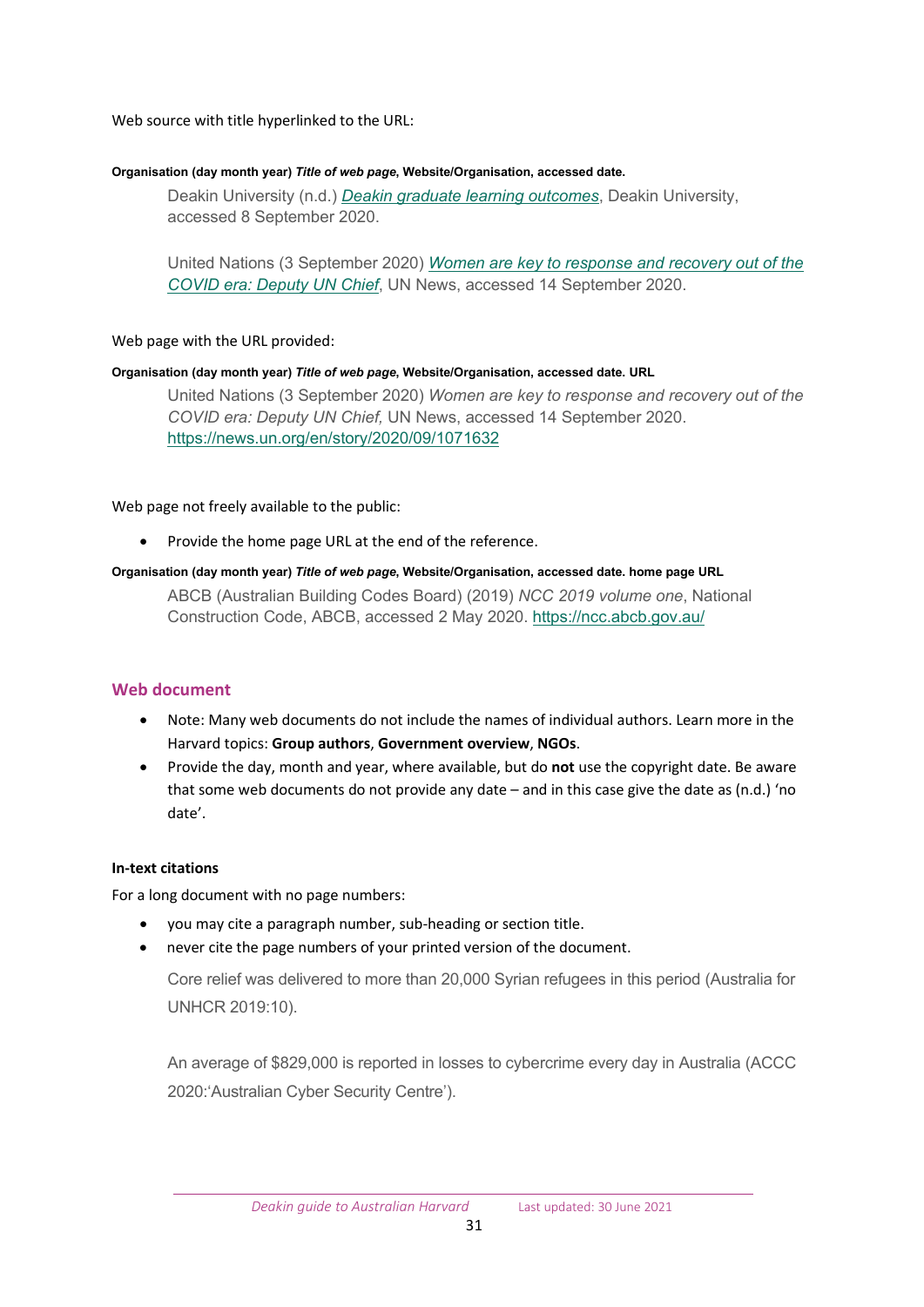Web source with title hyperlinked to the URL:

**Organisation (day month year) *Title of web page*, Website/Organisation, accessed date.**

> Deakin University (n.d.) *Deakin graduate learning outcomes*, Deakin University, accessed 8 September 2020.
>
> United Nations (3 September 2020) *Women are key to response and recovery out of the COVID era: Deputy UN Chief*, UN News, accessed 14 September 2020.

Web page with the URL provided:

**Organisation (day month year) *Title of web page*, Website/Organisation, accessed date. URL**

> United Nations (3 September 2020) *Women are key to response and recovery out of the COVID era: Deputy UN Chief,* UN News, accessed 14 September 2020. https://news.un.org/en/story/2020/09/1071632

Web page not freely available to the public:

- Provide the home page URL at the end of the reference.

**Organisation (day month year) *Title of web page*, Website/Organisation, accessed date. home page URL**

> ABCB (Australian Building Codes Board) (2019) *NCC 2019 volume one*, National Construction Code, ABCB, accessed 2 May 2020. https://ncc.abcb.gov.au/

## Web document

- Note: Many web documents do not include the names of individual authors. Learn more in the Harvard topics: **Group authors**, **Government overview**, **NGOs**.
- Provide the day, month and year, where available, but do **not** use the copyright date. Be aware that some web documents do not provide any date – and in this case give the date as (n.d.) 'no date'.

**In-text citations**

For a long document with no page numbers:

- you may cite a paragraph number, sub-heading or section title.
- never cite the page numbers of your printed version of the document.

> Core relief was delivered to more than 20,000 Syrian refugees in this period (Australia for UNHCR 2019:10).
>
> An average of $829,000 is reported in losses to cybercrime every day in Australia (ACCC 2020:'Australian Cyber Security Centre').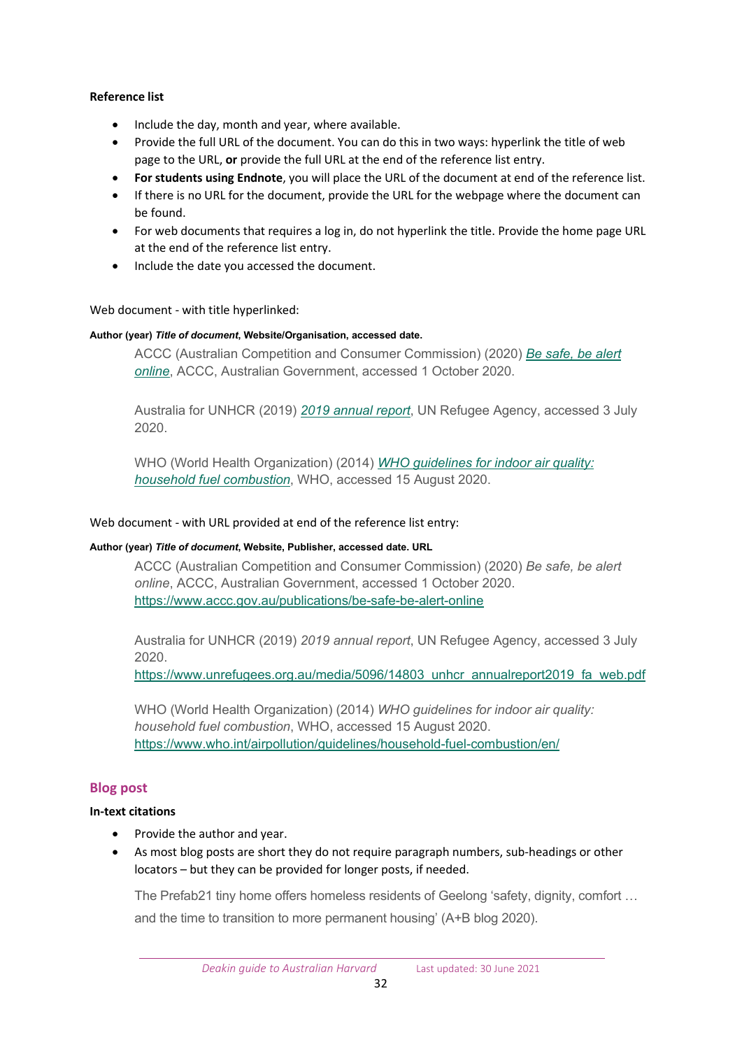**Reference list**

- Include the day, month and year, where available.
- Provide the full URL of the document. You can do this in two ways: hyperlink the title of web page to the URL, **or** provide the full URL at the end of the reference list entry.
- **For students using Endnote**, you will place the URL of the document at end of the reference list.
- If there is no URL for the document, provide the URL for the webpage where the document can be found.
- For web documents that requires a log in, do not hyperlink the title. Provide the home page URL at the end of the reference list entry.
- Include the date you accessed the document.

Web document - with title hyperlinked:

**Author (year) *Title of document*, Website/Organisation, accessed date.**

> ACCC (Australian Competition and Consumer Commission) (2020) *Be safe, be alert online*, ACCC, Australian Government, accessed 1 October 2020.
>
> Australia for UNHCR (2019) *2019 annual report*, UN Refugee Agency, accessed 3 July 2020.
>
> WHO (World Health Organization) (2014) *WHO guidelines for indoor air quality: household fuel combustion*, WHO, accessed 15 August 2020.

Web document - with URL provided at end of the reference list entry:

**Author (year) *Title of document*, Website, Publisher, accessed date. URL**

> ACCC (Australian Competition and Consumer Commission) (2020) *Be safe, be alert online*, ACCC, Australian Government, accessed 1 October 2020. https://www.accc.gov.au/publications/be-safe-be-alert-online
>
> Australia for UNHCR (2019) *2019 annual report*, UN Refugee Agency, accessed 3 July 2020. https://www.unrefugees.org.au/media/5096/14803_unhcr_annualreport2019_fa_web.pdf
>
> WHO (World Health Organization) (2014) *WHO guidelines for indoor air quality: household fuel combustion*, WHO, accessed 15 August 2020. https://www.who.int/airpollution/guidelines/household-fuel-combustion/en/

## Blog post

**In-text citations**

- Provide the author and year.
- As most blog posts are short they do not require paragraph numbers, sub-headings or other locators – but they can be provided for longer posts, if needed.

> The Prefab21 tiny home offers homeless residents of Geelong 'safety, dignity, comfort … and the time to transition to more permanent housing' (A+B blog 2020).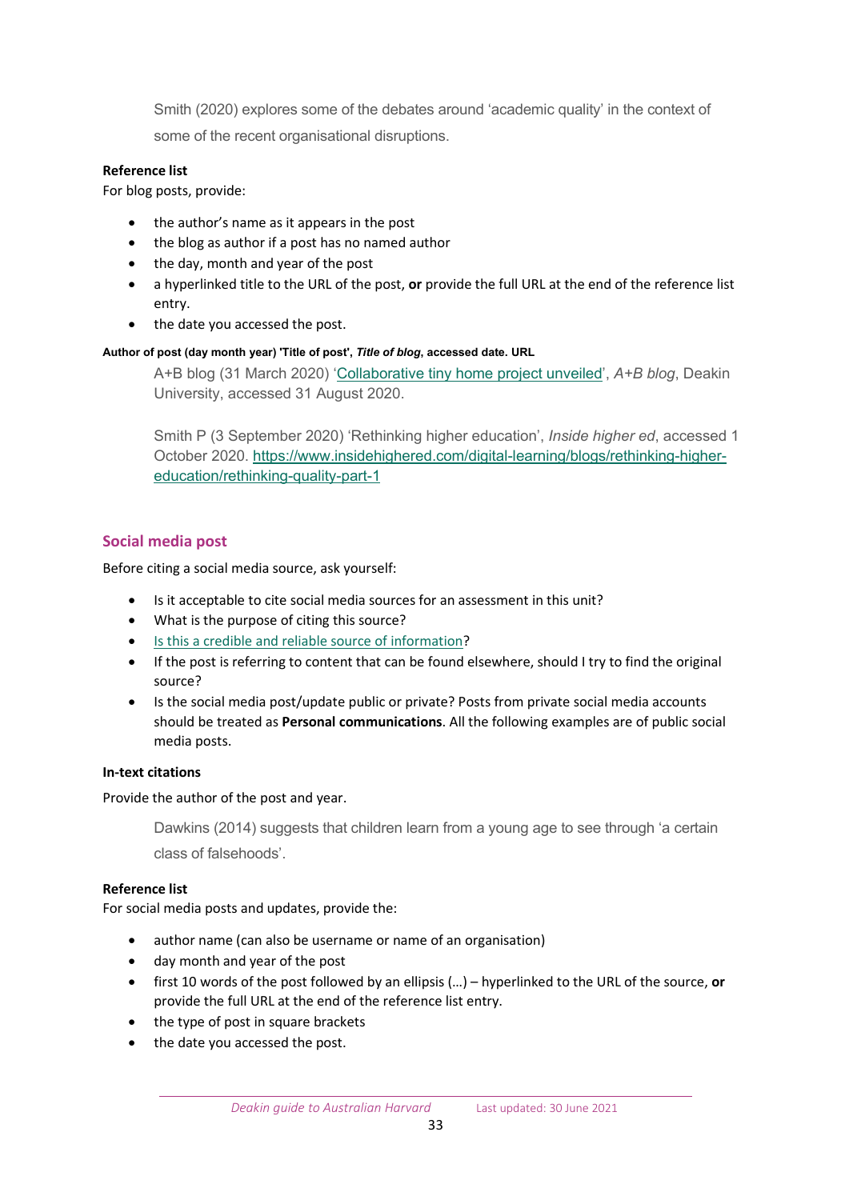Smith (2020) explores some of the debates around 'academic quality' in the context of some of the recent organisational disruptions.

**Reference list**

For blog posts, provide:

- the author's name as it appears in the post
- the blog as author if a post has no named author
- the day, month and year of the post
- a hyperlinked title to the URL of the post, **or** provide the full URL at the end of the reference list entry.
- the date you accessed the post.

**Author of post (day month year) 'Title of post', *Title of blog*, accessed date. URL**

A+B blog (31 March 2020) 'Collaborative tiny home project unveiled', *A+B blog*, Deakin University, accessed 31 August 2020.

Smith P (3 September 2020) 'Rethinking higher education', *Inside higher ed*, accessed 1 October 2020. https://www.insidehighered.com/digital-learning/blogs/rethinking-higher-education/rethinking-quality-part-1

## Social media post

Before citing a social media source, ask yourself:

- Is it acceptable to cite social media sources for an assessment in this unit?
- What is the purpose of citing this source?
- Is this a credible and reliable source of information?
- If the post is referring to content that can be found elsewhere, should I try to find the original source?
- Is the social media post/update public or private? Posts from private social media accounts should be treated as **Personal communications**. All the following examples are of public social media posts.

**In-text citations**

Provide the author of the post and year.

Dawkins (2014) suggests that children learn from a young age to see through 'a certain class of falsehoods'.

**Reference list**

For social media posts and updates, provide the:

- author name (can also be username or name of an organisation)
- day month and year of the post
- first 10 words of the post followed by an ellipsis (…) – hyperlinked to the URL of the source, **or** provide the full URL at the end of the reference list entry.
- the type of post in square brackets
- the date you accessed the post.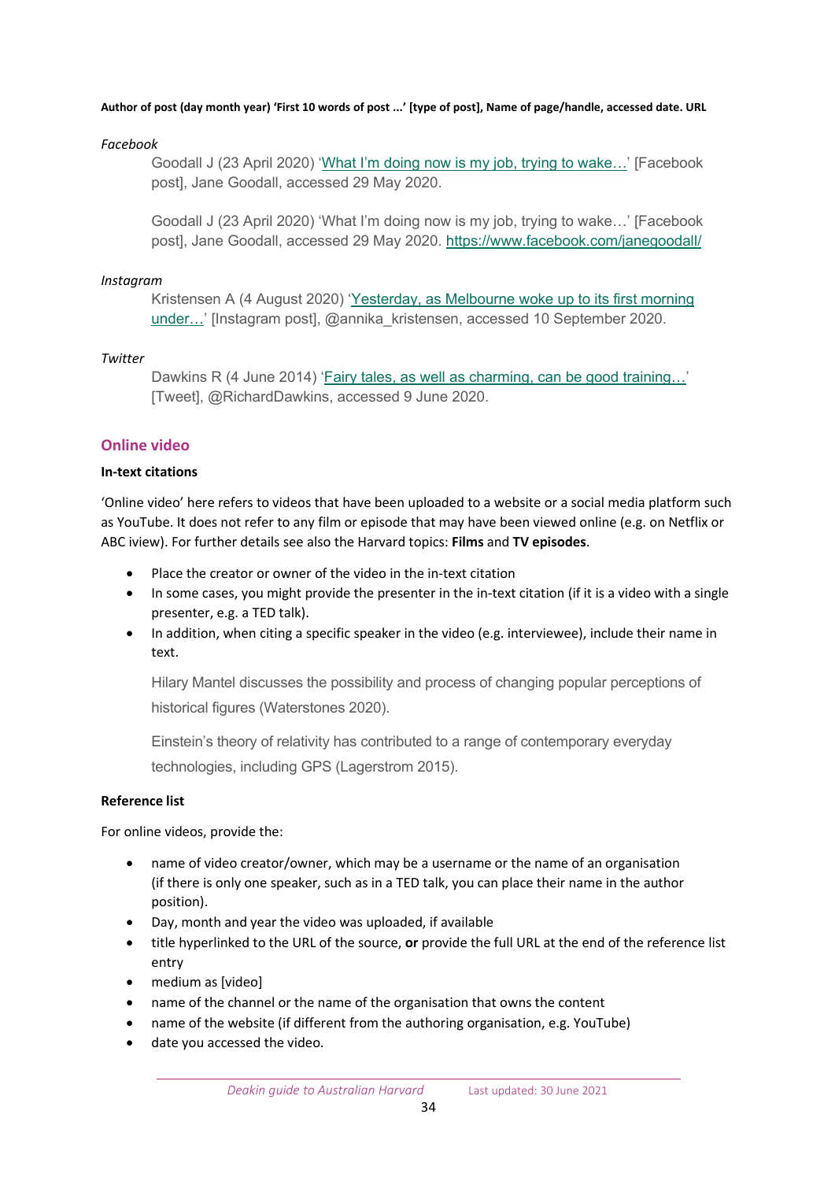**Author of post (day month year) 'First 10 words of post ...' [type of post], Name of page/handle, accessed date. URL**

*Facebook*

Goodall J (23 April 2020) 'What I'm doing now is my job, trying to wake…' [Facebook post], Jane Goodall, accessed 29 May 2020.

Goodall J (23 April 2020) 'What I'm doing now is my job, trying to wake…' [Facebook post], Jane Goodall, accessed 29 May 2020. https://www.facebook.com/janegoodall/

*Instagram*

Kristensen A (4 August 2020) 'Yesterday, as Melbourne woke up to its first morning under…' [Instagram post], @annika_kristensen, accessed 10 September 2020.

*Twitter*

Dawkins R (4 June 2014) 'Fairy tales, as well as charming, can be good training…' [Tweet], @RichardDawkins, accessed 9 June 2020.

## Online video

### In-text citations

'Online video' here refers to videos that have been uploaded to a website or a social media platform such as YouTube. It does not refer to any film or episode that may have been viewed online (e.g. on Netflix or ABC iview). For further details see also the Harvard topics: **Films** and **TV episodes**.

- Place the creator or owner of the video in the in-text citation
- In some cases, you might provide the presenter in the in-text citation (if it is a video with a single presenter, e.g. a TED talk).
- In addition, when citing a specific speaker in the video (e.g. interviewee), include their name in text.

Hilary Mantel discusses the possibility and process of changing popular perceptions of historical figures (Waterstones 2020).

Einstein's theory of relativity has contributed to a range of contemporary everyday technologies, including GPS (Lagerstrom 2015).

### Reference list

For online videos, provide the:

- name of video creator/owner, which may be a username or the name of an organisation (if there is only one speaker, such as in a TED talk, you can place their name in the author position).
- Day, month and year the video was uploaded, if available
- title hyperlinked to the URL of the source, **or** provide the full URL at the end of the reference list entry
- medium as [video]
- name of the channel or the name of the organisation that owns the content
- name of the website (if different from the authoring organisation, e.g. YouTube)
- date you accessed the video.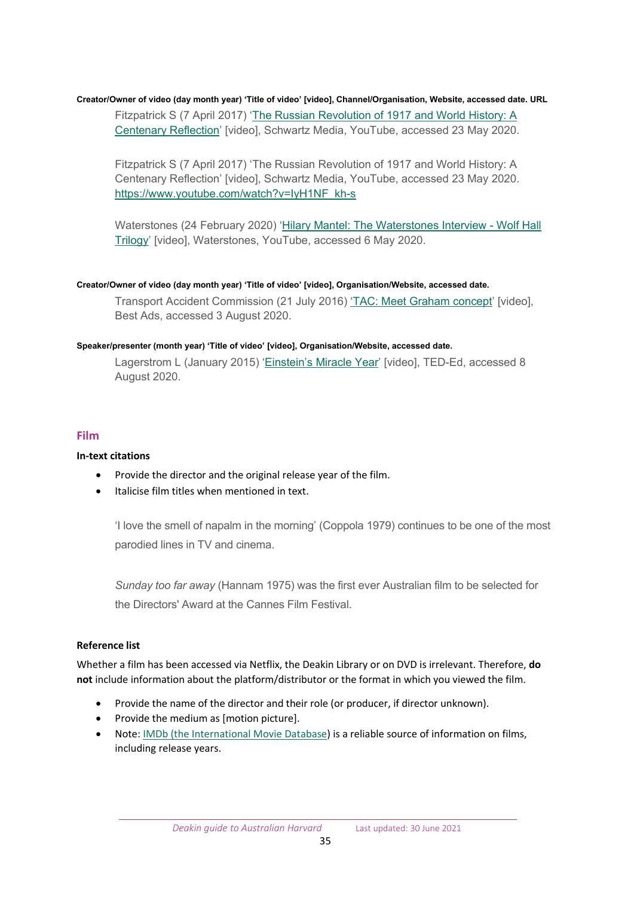**Creator/Owner of video (day month year) 'Title of video' [video], Channel/Organisation, Website, accessed date. URL**

> Fitzpatrick S (7 April 2017) 'The Russian Revolution of 1917 and World History: A Centenary Reflection' [video], Schwartz Media, YouTube, accessed 23 May 2020.
>
> Fitzpatrick S (7 April 2017) 'The Russian Revolution of 1917 and World History: A Centenary Reflection' [video], Schwartz Media, YouTube, accessed 23 May 2020. https://www.youtube.com/watch?v=IyH1NF_kh-s
>
> Waterstones (24 February 2020) 'Hilary Mantel: The Waterstones Interview - Wolf Hall Trilogy' [video], Waterstones, YouTube, accessed 6 May 2020.

**Creator/Owner of video (day month year) 'Title of video' [video], Organisation/Website, accessed date.**

> Transport Accident Commission (21 July 2016) 'TAC: Meet Graham concept' [video], Best Ads, accessed 3 August 2020.

**Speaker/presenter (month year) 'Title of video' [video], Organisation/Website, accessed date.**

> Lagerstrom L (January 2015) 'Einstein's Miracle Year' [video], TED-Ed, accessed 8 August 2020.

## Film

### In-text citations

- Provide the director and the original release year of the film.
- Italicise film titles when mentioned in text.

> 'I love the smell of napalm in the morning' (Coppola 1979) continues to be one of the most parodied lines in TV and cinema.
>
> *Sunday too far away* (Hannam 1975) was the first ever Australian film to be selected for the Directors' Award at the Cannes Film Festival.

### Reference list

Whether a film has been accessed via Netflix, the Deakin Library or on DVD is irrelevant. Therefore, **do not** include information about the platform/distributor or the format in which you viewed the film.

- Provide the name of the director and their role (or producer, if director unknown).
- Provide the medium as [motion picture].
- Note: IMDb (the International Movie Database) is a reliable source of information on films, including release years.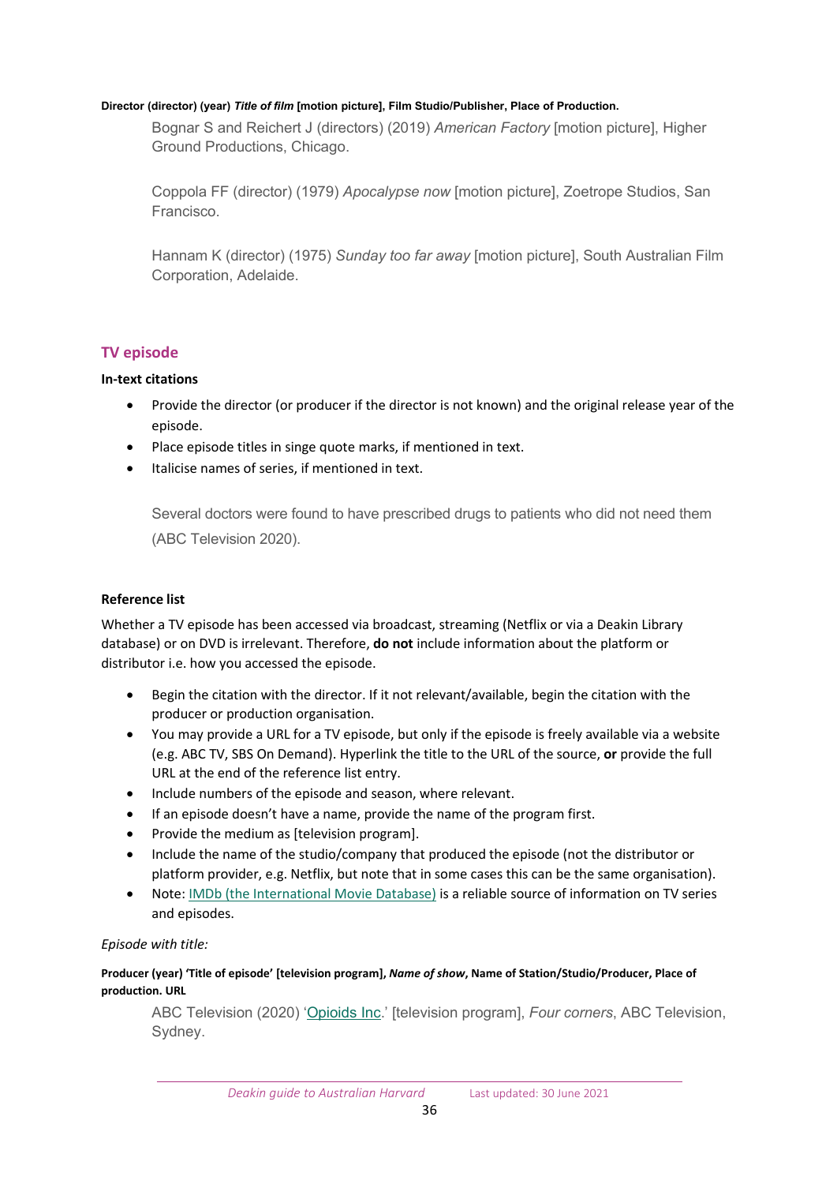**Director (director) (year) *Title of film* [motion picture], Film Studio/Publisher, Place of Production.**

> Bognar S and Reichert J (directors) (2019) *American Factory* [motion picture], Higher Ground Productions, Chicago.
>
> Coppola FF (director) (1979) *Apocalypse now* [motion picture], Zoetrope Studios, San Francisco.
>
> Hannam K (director) (1975) *Sunday too far away* [motion picture], South Australian Film Corporation, Adelaide.

## TV episode

**In-text citations**

- Provide the director (or producer if the director is not known) and the original release year of the episode.
- Place episode titles in singe quote marks, if mentioned in text.
- Italicise names of series, if mentioned in text.

> Several doctors were found to have prescribed drugs to patients who did not need them (ABC Television 2020).

**Reference list**

Whether a TV episode has been accessed via broadcast, streaming (Netflix or via a Deakin Library database) or on DVD is irrelevant. Therefore, **do not** include information about the platform or distributor i.e. how you accessed the episode.

- Begin the citation with the director. If it not relevant/available, begin the citation with the producer or production organisation.
- You may provide a URL for a TV episode, but only if the episode is freely available via a website (e.g. ABC TV, SBS On Demand). Hyperlink the title to the URL of the source, **or** provide the full URL at the end of the reference list entry.
- Include numbers of the episode and season, where relevant.
- If an episode doesn't have a name, provide the name of the program first.
- Provide the medium as [television program].
- Include the name of the studio/company that produced the episode (not the distributor or platform provider, e.g. Netflix, but note that in some cases this can be the same organisation).
- Note: IMDb (the International Movie Database) is a reliable source of information on TV series and episodes.

*Episode with title:*

**Producer (year) 'Title of episode' [television program], *Name of show*, Name of Station/Studio/Producer, Place of production. URL**

> ABC Television (2020) 'Opioids Inc.' [television program], *Four corners*, ABC Television, Sydney.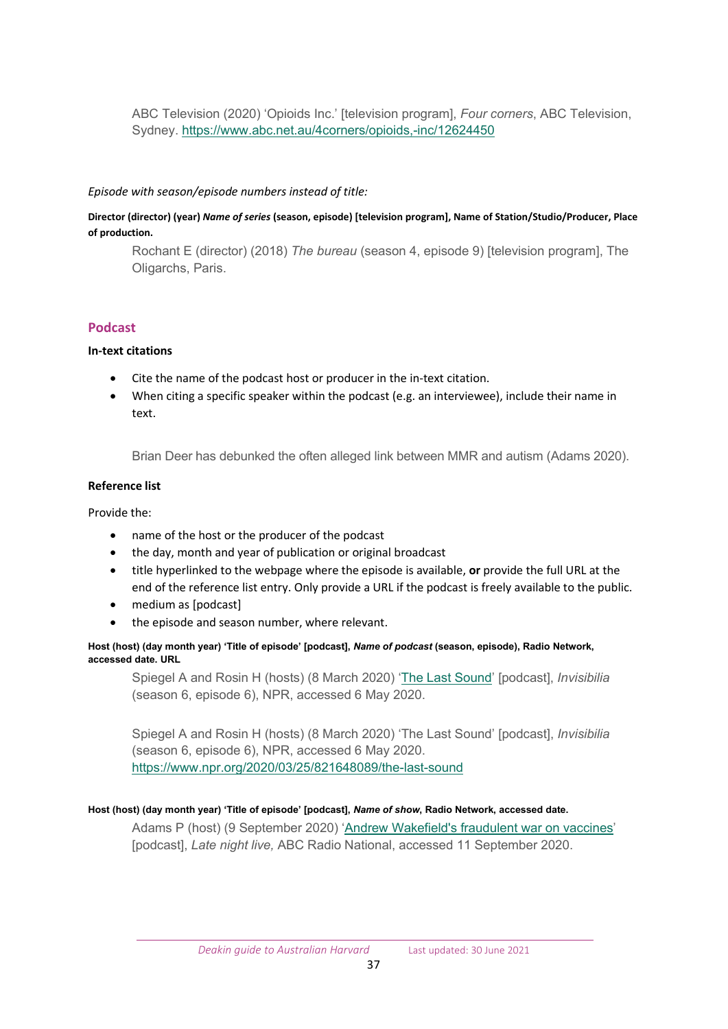ABC Television (2020) 'Opioids Inc.' [television program], *Four corners*, ABC Television, Sydney. https://www.abc.net.au/4corners/opioids,-inc/12624450

*Episode with season/episode numbers instead of title:*

**Director (director) (year) *Name of series* (season, episode) [television program], Name of Station/Studio/Producer, Place of production.**

Rochant E (director) (2018) *The bureau* (season 4, episode 9) [television program], The Oligarchs, Paris.

## Podcast

### In-text citations

- Cite the name of the podcast host or producer in the in-text citation.
- When citing a specific speaker within the podcast (e.g. an interviewee), include their name in text.

Brian Deer has debunked the often alleged link between MMR and autism (Adams 2020).

### Reference list

Provide the:

- name of the host or the producer of the podcast
- the day, month and year of publication or original broadcast
- title hyperlinked to the webpage where the episode is available, **or** provide the full URL at the end of the reference list entry. Only provide a URL if the podcast is freely available to the public.
- medium as [podcast]
- the episode and season number, where relevant.

**Host (host) (day month year) 'Title of episode' [podcast], *Name of podcast* (season, episode), Radio Network, accessed date. URL**

Spiegel A and Rosin H (hosts) (8 March 2020) 'The Last Sound' [podcast], *Invisibilia* (season 6, episode 6), NPR, accessed 6 May 2020.

Spiegel A and Rosin H (hosts) (8 March 2020) 'The Last Sound' [podcast], *Invisibilia* (season 6, episode 6), NPR, accessed 6 May 2020. https://www.npr.org/2020/03/25/821648089/the-last-sound

**Host (host) (day month year) 'Title of episode' [podcast], *Name of show*, Radio Network, accessed date.**

Adams P (host) (9 September 2020) 'Andrew Wakefield's fraudulent war on vaccines' [podcast], *Late night live,* ABC Radio National, accessed 11 September 2020.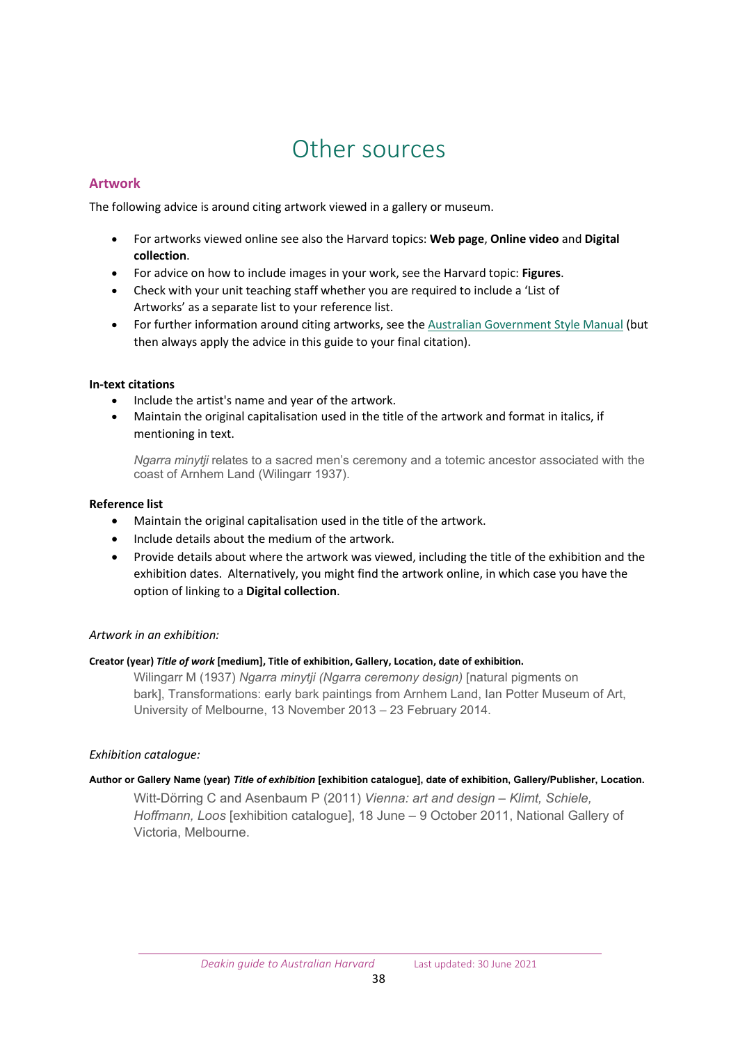# Other sources

## Artwork

The following advice is around citing artwork viewed in a gallery or museum.

- For artworks viewed online see also the Harvard topics: **Web page**, **Online video** and **Digital collection**.
- For advice on how to include images in your work, see the Harvard topic: **Figures**.
- Check with your unit teaching staff whether you are required to include a 'List of Artworks' as a separate list to your reference list.
- For further information around citing artworks, see the Australian Government Style Manual (but then always apply the advice in this guide to your final citation).

**In-text citations**

- Include the artist's name and year of the artwork.
- Maintain the original capitalisation used in the title of the artwork and format in italics, if mentioning in text.

> *Ngarra minytji* relates to a sacred men's ceremony and a totemic ancestor associated with the coast of Arnhem Land (Wilingarr 1937).

**Reference list**

- Maintain the original capitalisation used in the title of the artwork.
- Include details about the medium of the artwork.
- Provide details about where the artwork was viewed, including the title of the exhibition and the exhibition dates. Alternatively, you might find the artwork online, in which case you have the option of linking to a **Digital collection**.

*Artwork in an exhibition:*

**Creator (year) *Title of work* [medium], Title of exhibition, Gallery, Location, date of exhibition.**

> Wilingarr M (1937) *Ngarra minytji (Ngarra ceremony design)* [natural pigments on bark], Transformations: early bark paintings from Arnhem Land, Ian Potter Museum of Art, University of Melbourne, 13 November 2013 – 23 February 2014.

*Exhibition catalogue:*

**Author or Gallery Name (year) *Title of exhibition* [exhibition catalogue], date of exhibition, Gallery/Publisher, Location.**

> Witt-Dörring C and Asenbaum P (2011) *Vienna: art and design – Klimt, Schiele, Hoffmann, Loos* [exhibition catalogue], 18 June – 9 October 2011, National Gallery of Victoria, Melbourne.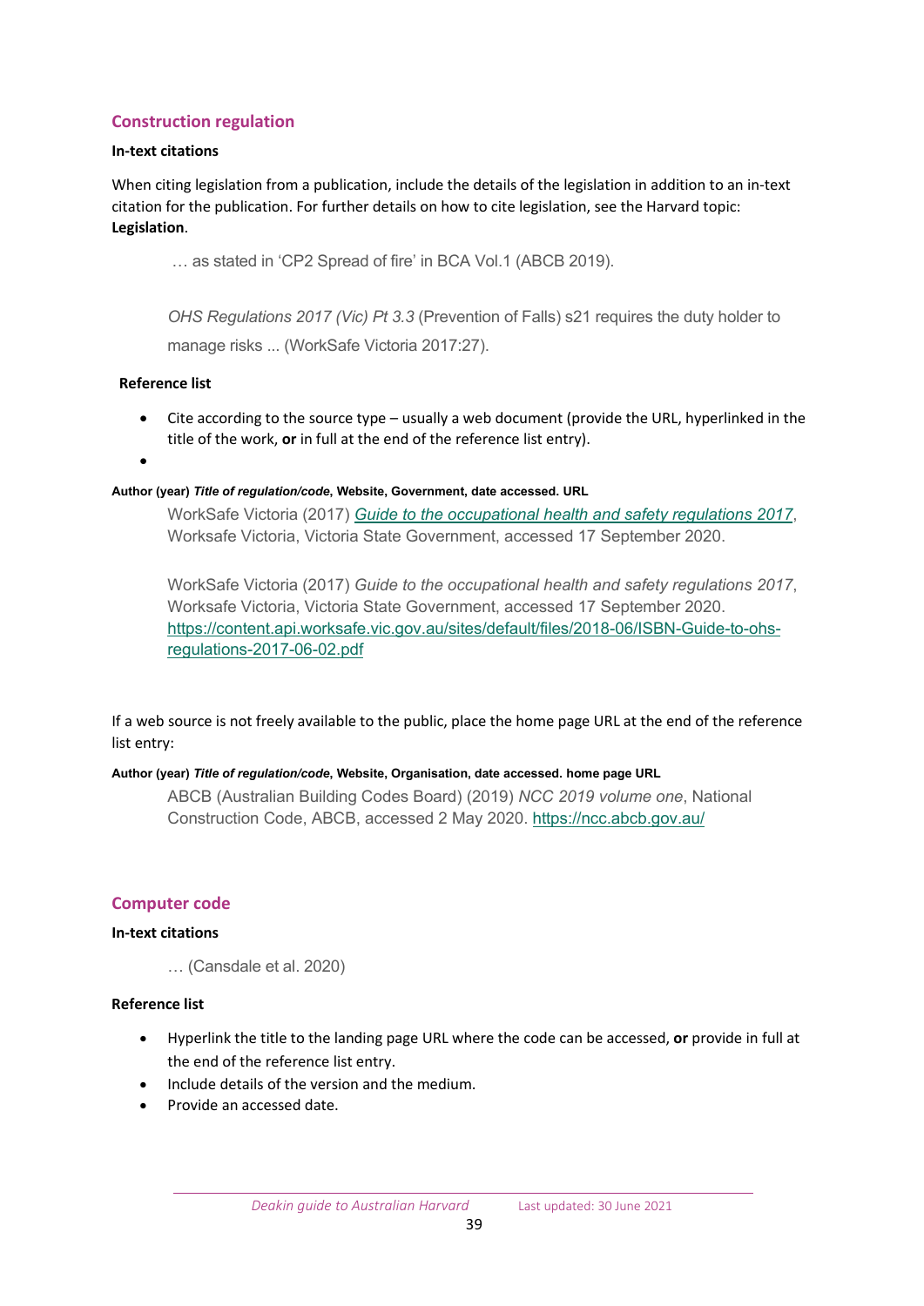## Construction regulation

**In-text citations**

When citing legislation from a publication, include the details of the legislation in addition to an in-text citation for the publication. For further details on how to cite legislation, see the Harvard topic: **Legislation**.

> … as stated in 'CP2 Spread of fire' in BCA Vol.1 (ABCB 2019).

> *OHS Regulations 2017 (Vic) Pt 3.3* (Prevention of Falls) s21 requires the duty holder to manage risks ... (WorkSafe Victoria 2017:27).

**Reference list**

- Cite according to the source type – usually a web document (provide the URL, hyperlinked in the title of the work, **or** in full at the end of the reference list entry).
- 

**Author (year) *Title of regulation/code*, Website, Government, date accessed. URL**

> WorkSafe Victoria (2017) *Guide to the occupational health and safety regulations 2017*, Worksafe Victoria, Victoria State Government, accessed 17 September 2020.

> WorkSafe Victoria (2017) *Guide to the occupational health and safety regulations 2017*, Worksafe Victoria, Victoria State Government, accessed 17 September 2020. https://content.api.worksafe.vic.gov.au/sites/default/files/2018-06/ISBN-Guide-to-ohs-regulations-2017-06-02.pdf

If a web source is not freely available to the public, place the home page URL at the end of the reference list entry:

**Author (year) *Title of regulation/code*, Website, Organisation, date accessed. home page URL**

> ABCB (Australian Building Codes Board) (2019) *NCC 2019 volume one*, National Construction Code, ABCB, accessed 2 May 2020. https://ncc.abcb.gov.au/

## Computer code

**In-text citations**

> … (Cansdale et al. 2020)

**Reference list**

- Hyperlink the title to the landing page URL where the code can be accessed, **or** provide in full at the end of the reference list entry.
- Include details of the version and the medium.
- Provide an accessed date.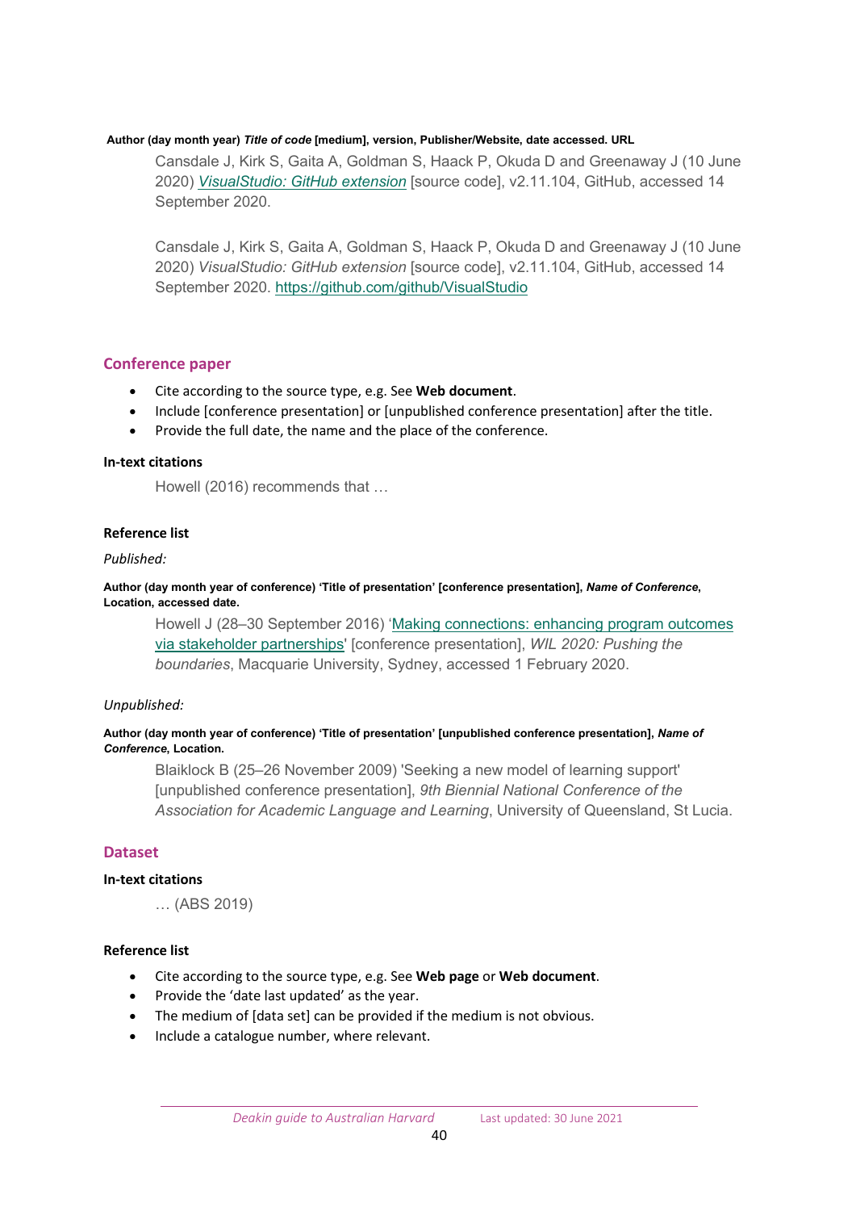**Author (day month year) *Title of code* [medium], version, Publisher/Website, date accessed. URL**

> Cansdale J, Kirk S, Gaita A, Goldman S, Haack P, Okuda D and Greenaway J (10 June 2020) *VisualStudio: GitHub extension* [source code], v2.11.104, GitHub, accessed 14 September 2020.

> Cansdale J, Kirk S, Gaita A, Goldman S, Haack P, Okuda D and Greenaway J (10 June 2020) *VisualStudio: GitHub extension* [source code], v2.11.104, GitHub, accessed 14 September 2020. https://github.com/github/VisualStudio

## Conference paper

- Cite according to the source type, e.g. See **Web document**.
- Include [conference presentation] or [unpublished conference presentation] after the title.
- Provide the full date, the name and the place of the conference.

### In-text citations

> Howell (2016) recommends that …

### Reference list

*Published:*

**Author (day month year of conference) 'Title of presentation' [conference presentation], *Name of Conference*, Location, accessed date.**

> Howell J (28–30 September 2016) 'Making connections: enhancing program outcomes via stakeholder partnerships' [conference presentation], *WIL 2020: Pushing the boundaries*, Macquarie University, Sydney, accessed 1 February 2020.

*Unpublished:*

**Author (day month year of conference) 'Title of presentation' [unpublished conference presentation], *Name of Conference*, Location.**

> Blaiklock B (25–26 November 2009) 'Seeking a new model of learning support' [unpublished conference presentation], *9th Biennial National Conference of the Association for Academic Language and Learning*, University of Queensland, St Lucia.

## Dataset

### In-text citations

> … (ABS 2019)

### Reference list

- Cite according to the source type, e.g. See **Web page** or **Web document**.
- Provide the 'date last updated' as the year.
- The medium of [data set] can be provided if the medium is not obvious.
- Include a catalogue number, where relevant.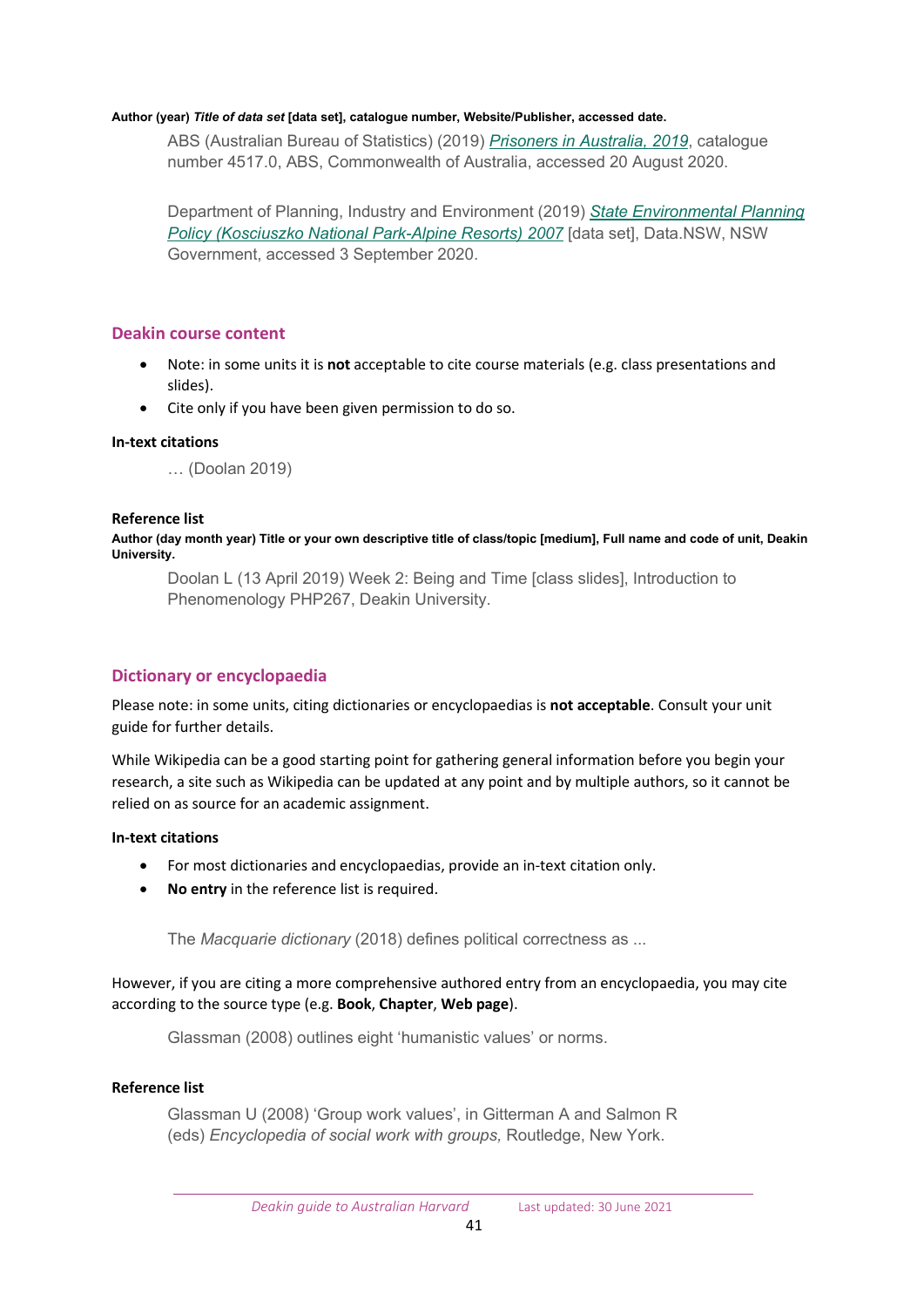**Author (year) *Title of data set* [data set], catalogue number, Website/Publisher, accessed date.**

> ABS (Australian Bureau of Statistics) (2019) *Prisoners in Australia, 2019*, catalogue number 4517.0, ABS, Commonwealth of Australia, accessed 20 August 2020.
>
> Department of Planning, Industry and Environment (2019) *State Environmental Planning Policy (Kosciuszko National Park-Alpine Resorts) 2007* [data set], Data.NSW, NSW Government, accessed 3 September 2020.

## Deakin course content

- Note: in some units it is **not** acceptable to cite course materials (e.g. class presentations and slides).
- Cite only if you have been given permission to do so.

### In-text citations

> … (Doolan 2019)

### Reference list

**Author (day month year) Title or your own descriptive title of class/topic [medium], Full name and code of unit, Deakin University.**

> Doolan L (13 April 2019) Week 2: Being and Time [class slides], Introduction to Phenomenology PHP267, Deakin University.

## Dictionary or encyclopaedia

Please note: in some units, citing dictionaries or encyclopaedias is **not acceptable**. Consult your unit guide for further details.

While Wikipedia can be a good starting point for gathering general information before you begin your research, a site such as Wikipedia can be updated at any point and by multiple authors, so it cannot be relied on as source for an academic assignment.

### In-text citations

- For most dictionaries and encyclopaedias, provide an in-text citation only.
- **No entry** in the reference list is required.

> The *Macquarie dictionary* (2018) defines political correctness as ...

However, if you are citing a more comprehensive authored entry from an encyclopaedia, you may cite according to the source type (e.g. **Book**, **Chapter**, **Web page**).

> Glassman (2008) outlines eight 'humanistic values' or norms.

### Reference list

> Glassman U (2008) 'Group work values', in Gitterman A and Salmon R (eds) *Encyclopedia of social work with groups,* Routledge, New York.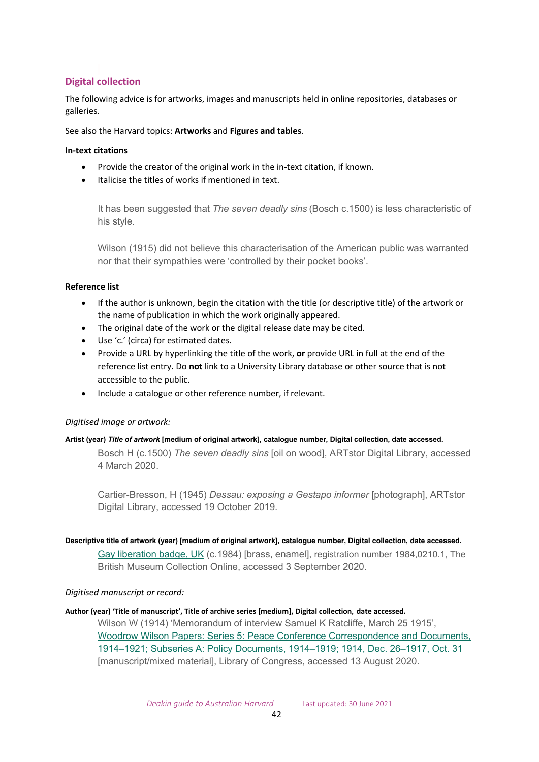## Digital collection

The following advice is for artworks, images and manuscripts held in online repositories, databases or galleries.

See also the Harvard topics: **Artworks** and **Figures and tables**.

#### In-text citations

- Provide the creator of the original work in the in-text citation, if known.
- Italicise the titles of works if mentioned in text.

> It has been suggested that *The seven deadly sins* (Bosch c.1500) is less characteristic of his style.
>
> Wilson (1915) did not believe this characterisation of the American public was warranted nor that their sympathies were 'controlled by their pocket books'.

#### Reference list

- If the author is unknown, begin the citation with the title (or descriptive title) of the artwork or the name of publication in which the work originally appeared.
- The original date of the work or the digital release date may be cited.
- Use 'c.' (circa) for estimated dates.
- Provide a URL by hyperlinking the title of the work, **or** provide URL in full at the end of the reference list entry. Do **not** link to a University Library database or other source that is not accessible to the public.
- Include a catalogue or other reference number, if relevant.

*Digitised image or artwork:*

**Artist (year) *Title of artwork* [medium of original artwork], catalogue number, Digital collection, date accessed.**

> Bosch H (c.1500) *The seven deadly sins* [oil on wood], ARTstor Digital Library, accessed 4 March 2020.
>
> Cartier-Bresson, H (1945) *Dessau: exposing a Gestapo informer* [photograph], ARTstor Digital Library, accessed 19 October 2019.

**Descriptive title of artwork (year) [medium of original artwork], catalogue number, Digital collection, date accessed.**

> Gay liberation badge, UK (c.1984) [brass, enamel], registration number 1984,0210.1, The British Museum Collection Online, accessed 3 September 2020.

*Digitised manuscript or record:*

**Author (year) 'Title of manuscript', Title of archive series [medium], Digital collection, date accessed.**

> Wilson W (1914) 'Memorandum of interview Samuel K Ratcliffe, March 25 1915', Woodrow Wilson Papers: Series 5: Peace Conference Correspondence and Documents, 1914–1921; Subseries A: Policy Documents, 1914–1919; 1914, Dec. 26–1917, Oct. 31 [manuscript/mixed material], Library of Congress, accessed 13 August 2020.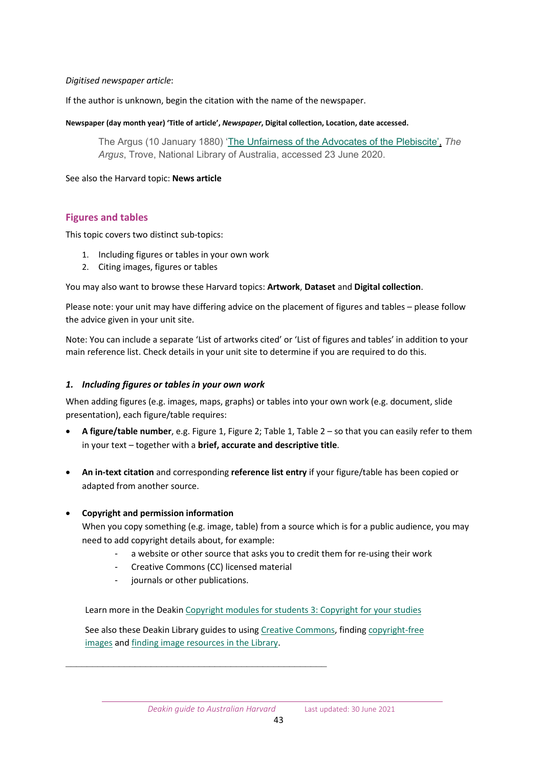*Digitised newspaper article*:

If the author is unknown, begin the citation with the name of the newspaper.

**Newspaper (day month year) 'Title of article',** ***Newspaper*****, Digital collection, Location, date accessed.**

> The Argus (10 January 1880) 'The Unfairness of the Advocates of the Plebiscite', *The Argus*, Trove, National Library of Australia, accessed 23 June 2020.

See also the Harvard topic: **News article**

## Figures and tables

This topic covers two distinct sub-topics:

1. Including figures or tables in your own work
2. Citing images, figures or tables

You may also want to browse these Harvard topics: **Artwork**, **Dataset** and **Digital collection**.

Please note: your unit may have differing advice on the placement of figures and tables – please follow the advice given in your unit site.

Note: You can include a separate 'List of artworks cited' or 'List of figures and tables' in addition to your main reference list. Check details in your unit site to determine if you are required to do this.

### *1. Including figures or tables in your own work*

When adding figures (e.g. images, maps, graphs) or tables into your own work (e.g. document, slide presentation), each figure/table requires:

- **A figure/table number**, e.g. Figure 1, Figure 2; Table 1, Table 2 – so that you can easily refer to them in your text – together with a **brief, accurate and descriptive title**.

- **An in-text citation** and corresponding **reference list entry** if your figure/table has been copied or adapted from another source.

- **Copyright and permission information**
  When you copy something (e.g. image, table) from a source which is for a public audience, you may need to add copyright details about, for example:
  - a website or other source that asks you to credit them for re-using their work
  - Creative Commons (CC) licensed material
  - journals or other publications.

  Learn more in the Deakin Copyright modules for students 3: Copyright for your studies

  See also these Deakin Library guides to using Creative Commons, finding copyright-free images and finding image resources in the Library.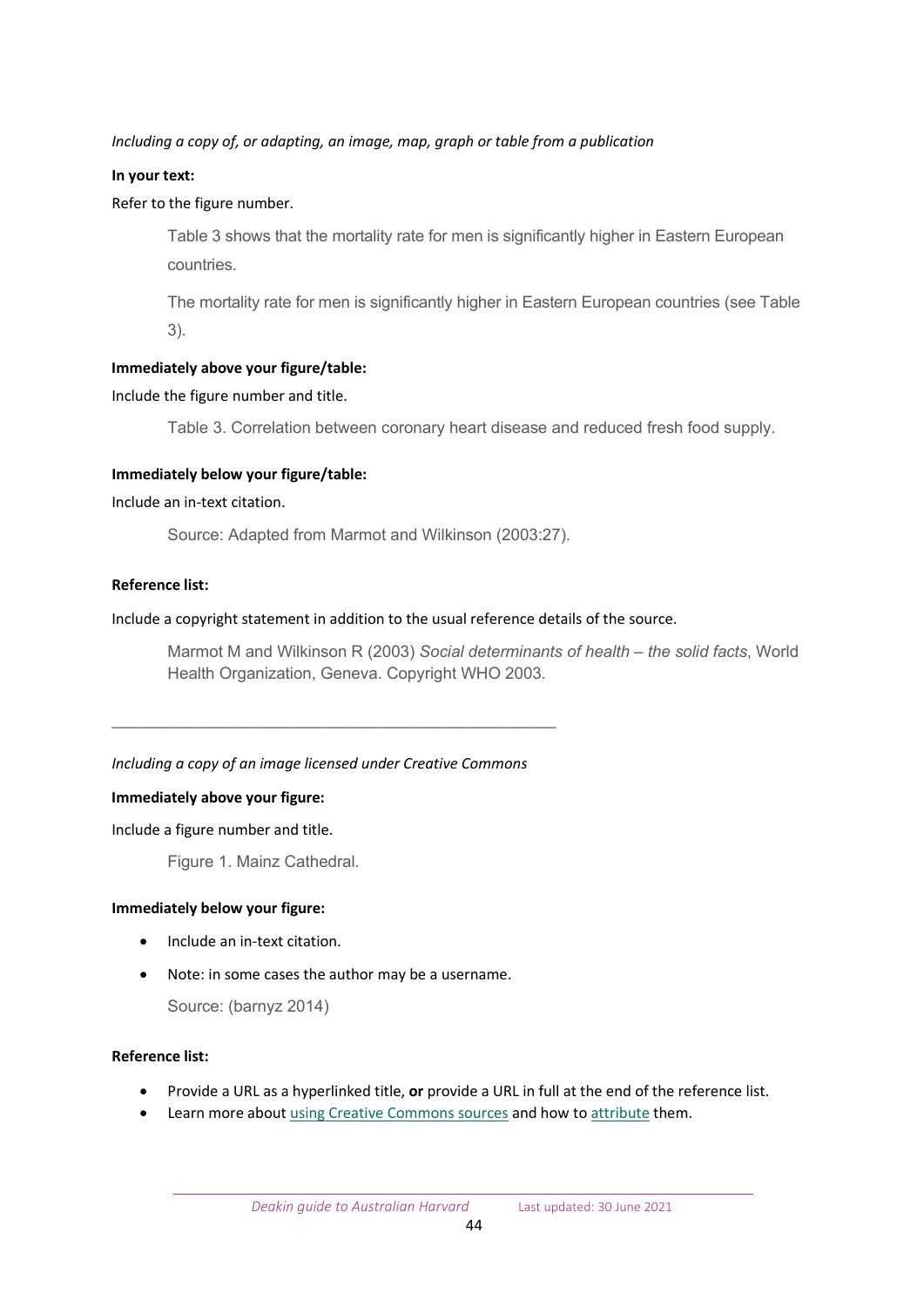*Including a copy of, or adapting, an image, map, graph or table from a publication*

**In your text:**

Refer to the figure number.

> Table 3 shows that the mortality rate for men is significantly higher in Eastern European countries.
>
> The mortality rate for men is significantly higher in Eastern European countries (see Table 3).

**Immediately above your figure/table:**

Include the figure number and title.

> Table 3. Correlation between coronary heart disease and reduced fresh food supply.

**Immediately below your figure/table:**

Include an in-text citation.

> Source: Adapted from Marmot and Wilkinson (2003:27).

**Reference list:**

Include a copyright statement in addition to the usual reference details of the source.

> Marmot M and Wilkinson R (2003) *Social determinants of health – the solid facts*, World Health Organization, Geneva. Copyright WHO 2003.

---

*Including a copy of an image licensed under Creative Commons*

**Immediately above your figure:**

Include a figure number and title.

> Figure 1. Mainz Cathedral.

**Immediately below your figure:**

- Include an in-text citation.
- Note: in some cases the author may be a username.

> Source: (barnyz 2014)

**Reference list:**

- Provide a URL as a hyperlinked title, **or** provide a URL in full at the end of the reference list.
- Learn more about using Creative Commons sources and how to attribute them.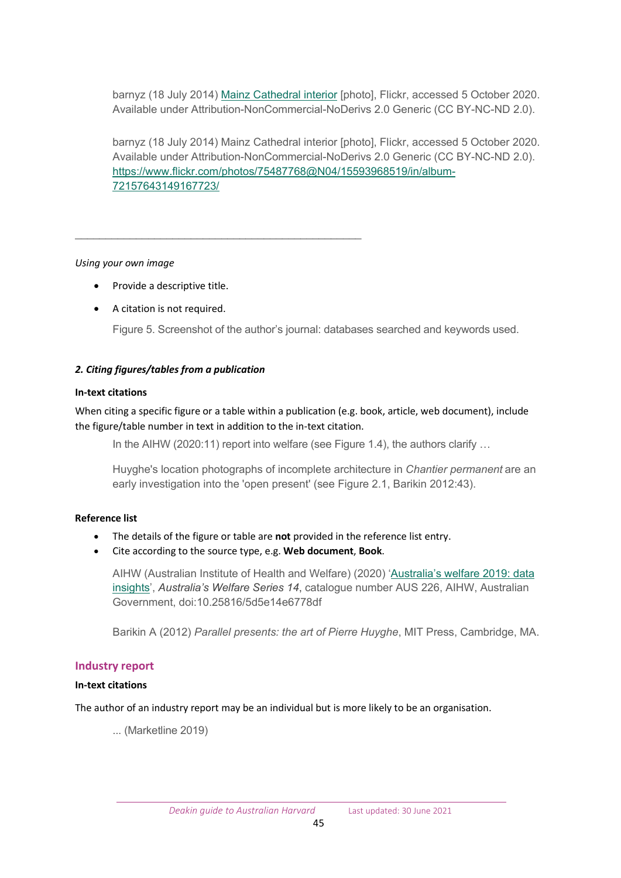barnyz (18 July 2014) [Mainz Cathedral interior] [photo], Flickr, accessed 5 October 2020. Available under Attribution-NonCommercial-NoDerivs 2.0 Generic (CC BY-NC-ND 2.0).

barnyz (18 July 2014) Mainz Cathedral interior [photo], Flickr, accessed 5 October 2020. Available under Attribution-NonCommercial-NoDerivs 2.0 Generic (CC BY-NC-ND 2.0). https://www.flickr.com/photos/75487768@N04/15593968519/in/album-72157643149167723/

---

*Using your own image*

- Provide a descriptive title.
- A citation is not required.

Figure 5. Screenshot of the author's journal: databases searched and keywords used.

***2. Citing figures/tables from a publication***

**In-text citations**

When citing a specific figure or a table within a publication (e.g. book, article, web document), include the figure/table number in text in addition to the in-text citation.

In the AIHW (2020:11) report into welfare (see Figure 1.4), the authors clarify …

Huyghe's location photographs of incomplete architecture in *Chantier permanent* are an early investigation into the 'open present' (see Figure 2.1, Barikin 2012:43).

**Reference list**

- The details of the figure or table are **not** provided in the reference list entry.
- Cite according to the source type, e.g. **Web document**, **Book**.

AIHW (Australian Institute of Health and Welfare) (2020) 'Australia's welfare 2019: data insights', *Australia's Welfare Series 14*, catalogue number AUS 226, AIHW, Australian Government, doi:10.25816/5d5e14e6778df

Barikin A (2012) *Parallel presents: the art of Pierre Huyghe*, MIT Press, Cambridge, MA.

## Industry report

**In-text citations**

The author of an industry report may be an individual but is more likely to be an organisation.

... (Marketline 2019)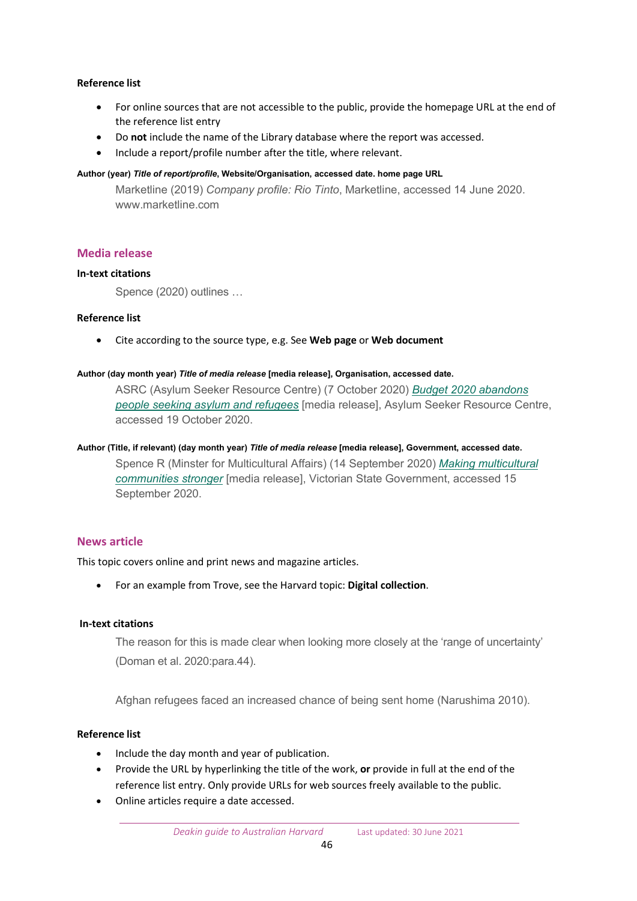**Reference list**

- For online sources that are not accessible to the public, provide the homepage URL at the end of the reference list entry
- Do **not** include the name of the Library database where the report was accessed.
- Include a report/profile number after the title, where relevant.

**Author (year) *Title of report/profile*, Website/Organisation, accessed date. home page URL**

> Marketline (2019) *Company profile: Rio Tinto*, Marketline, accessed 14 June 2020. www.marketline.com

## Media release

**In-text citations**

> Spence (2020) outlines …

**Reference list**

- Cite according to the source type, e.g. See **Web page** or **Web document**

**Author (day month year) *Title of media release* [media release], Organisation, accessed date.**

> ASRC (Asylum Seeker Resource Centre) (7 October 2020) *Budget 2020 abandons people seeking asylum and refugees* [media release], Asylum Seeker Resource Centre, accessed 19 October 2020.

**Author (Title, if relevant) (day month year) *Title of media release* [media release], Government, accessed date.**

> Spence R (Minster for Multicultural Affairs) (14 September 2020) *Making multicultural communities stronger* [media release], Victorian State Government, accessed 15 September 2020.

## News article

This topic covers online and print news and magazine articles.

- For an example from Trove, see the Harvard topic: **Digital collection**.

**In-text citations**

> The reason for this is made clear when looking more closely at the 'range of uncertainty' (Doman et al. 2020:para.44).

> Afghan refugees faced an increased chance of being sent home (Narushima 2010).

**Reference list**

- Include the day month and year of publication.
- Provide the URL by hyperlinking the title of the work, **or** provide in full at the end of the reference list entry. Only provide URLs for web sources freely available to the public.
- Online articles require a date accessed.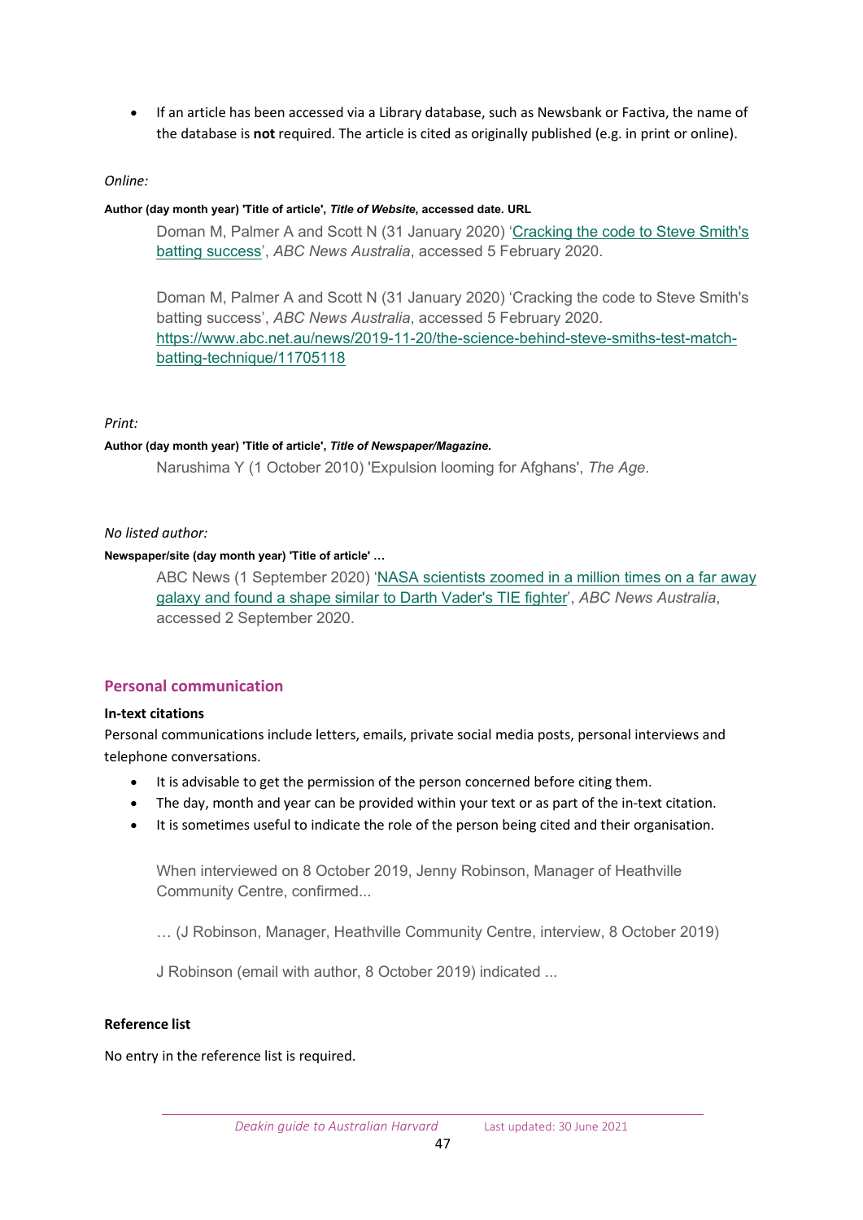- If an article has been accessed via a Library database, such as Newsbank or Factiva, the name of the database is **not** required. The article is cited as originally published (e.g. in print or online).

*Online:*

**Author (day month year) 'Title of article', *Title of Website*, accessed date. URL**

> Doman M, Palmer A and Scott N (31 January 2020) '[Cracking the code to Steve Smith's batting success](https://www.abc.net.au/news/2019-11-20/the-science-behind-steve-smiths-test-match-batting-technique/11705118)', *ABC News Australia*, accessed 5 February 2020.
>
> Doman M, Palmer A and Scott N (31 January 2020) 'Cracking the code to Steve Smith's batting success', *ABC News Australia*, accessed 5 February 2020. https://www.abc.net.au/news/2019-11-20/the-science-behind-steve-smiths-test-match-batting-technique/11705118

*Print:*

**Author (day month year) 'Title of article', *Title of Newspaper/Magazine.***

> Narushima Y (1 October 2010) 'Expulsion looming for Afghans', *The Age*.

*No listed author:*

**Newspaper/site (day month year) 'Title of article' …**

> ABC News (1 September 2020) 'NASA scientists zoomed in a million times on a far away galaxy and found a shape similar to Darth Vader's TIE fighter', *ABC News Australia*, accessed 2 September 2020.

## Personal communication

### In-text citations

Personal communications include letters, emails, private social media posts, personal interviews and telephone conversations.

- It is advisable to get the permission of the person concerned before citing them.
- The day, month and year can be provided within your text or as part of the in-text citation.
- It is sometimes useful to indicate the role of the person being cited and their organisation.

> When interviewed on 8 October 2019, Jenny Robinson, Manager of Heathville Community Centre, confirmed...
>
> … (J Robinson, Manager, Heathville Community Centre, interview, 8 October 2019)
>
> J Robinson (email with author, 8 October 2019) indicated ...

### Reference list

No entry in the reference list is required.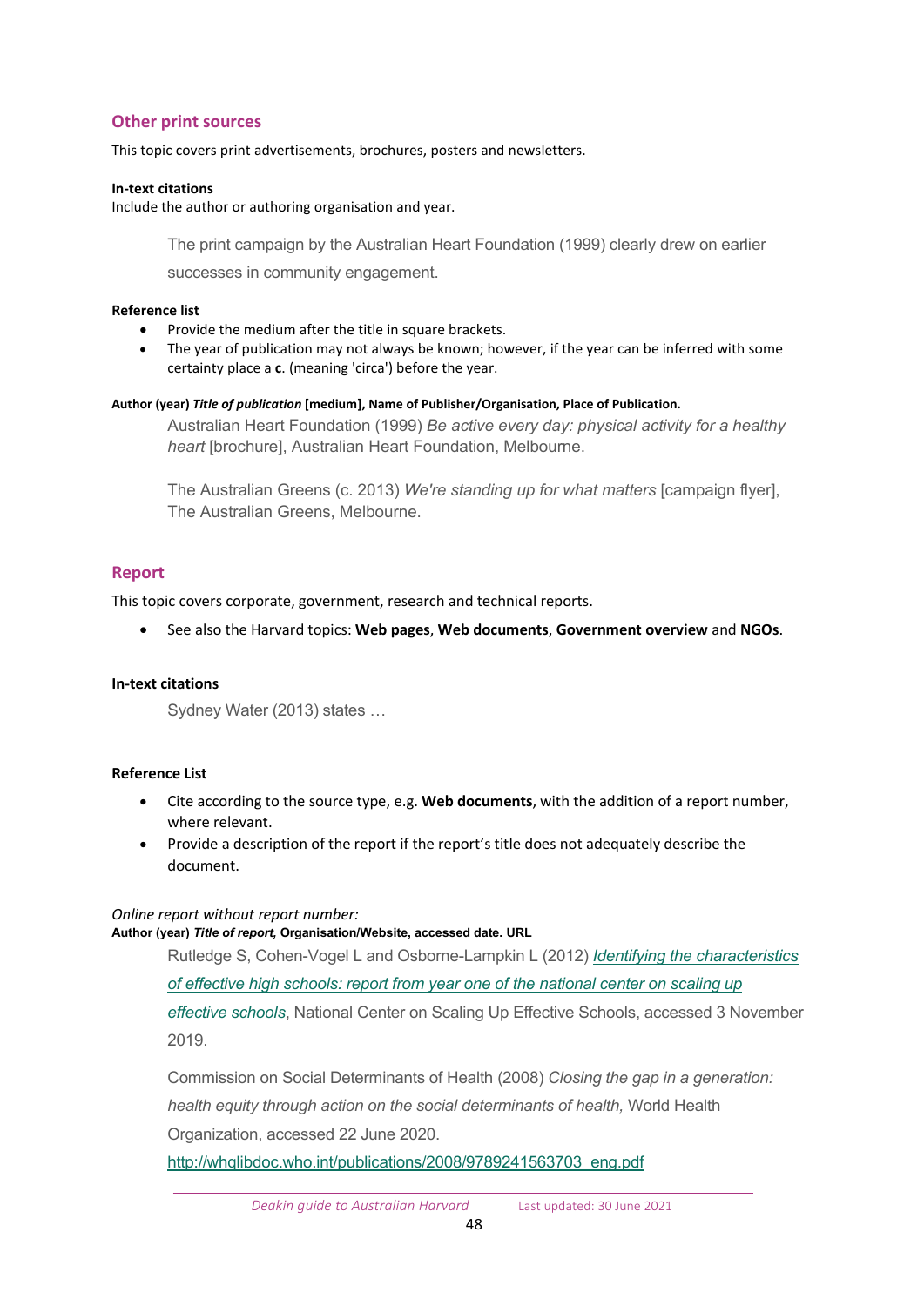## Other print sources

This topic covers print advertisements, brochures, posters and newsletters.

**In-text citations**

Include the author or authoring organisation and year.

> The print campaign by the Australian Heart Foundation (1999) clearly drew on earlier successes in community engagement.

**Reference list**

- Provide the medium after the title in square brackets.
- The year of publication may not always be known; however, if the year can be inferred with some certainty place a **c**. (meaning 'circa') before the year.

**Author (year)** ***Title of publication*** **[medium], Name of Publisher/Organisation, Place of Publication.**

> Australian Heart Foundation (1999) *Be active every day: physical activity for a healthy heart* [brochure], Australian Heart Foundation, Melbourne.
>
> The Australian Greens (c. 2013) *We're standing up for what matters* [campaign flyer], The Australian Greens, Melbourne.

## Report

This topic covers corporate, government, research and technical reports.

- See also the Harvard topics: **Web pages**, **Web documents**, **Government overview** and **NGOs**.

**In-text citations**

> Sydney Water (2013) states …

**Reference List**

- Cite according to the source type, e.g. **Web documents**, with the addition of a report number, where relevant.
- Provide a description of the report if the report's title does not adequately describe the document.

*Online report without report number:*

**Author (year)** ***Title of report,*** **Organisation/Website, accessed date. URL**

> Rutledge S, Cohen-Vogel L and Osborne-Lampkin L (2012) *Identifying the characteristics of effective high schools: report from year one of the national center on scaling up effective schools*, National Center on Scaling Up Effective Schools, accessed 3 November 2019.
>
> Commission on Social Determinants of Health (2008) *Closing the gap in a generation: health equity through action on the social determinants of health,* World Health Organization, accessed 22 June 2020. http://whqlibdoc.who.int/publications/2008/9789241563703_eng.pdf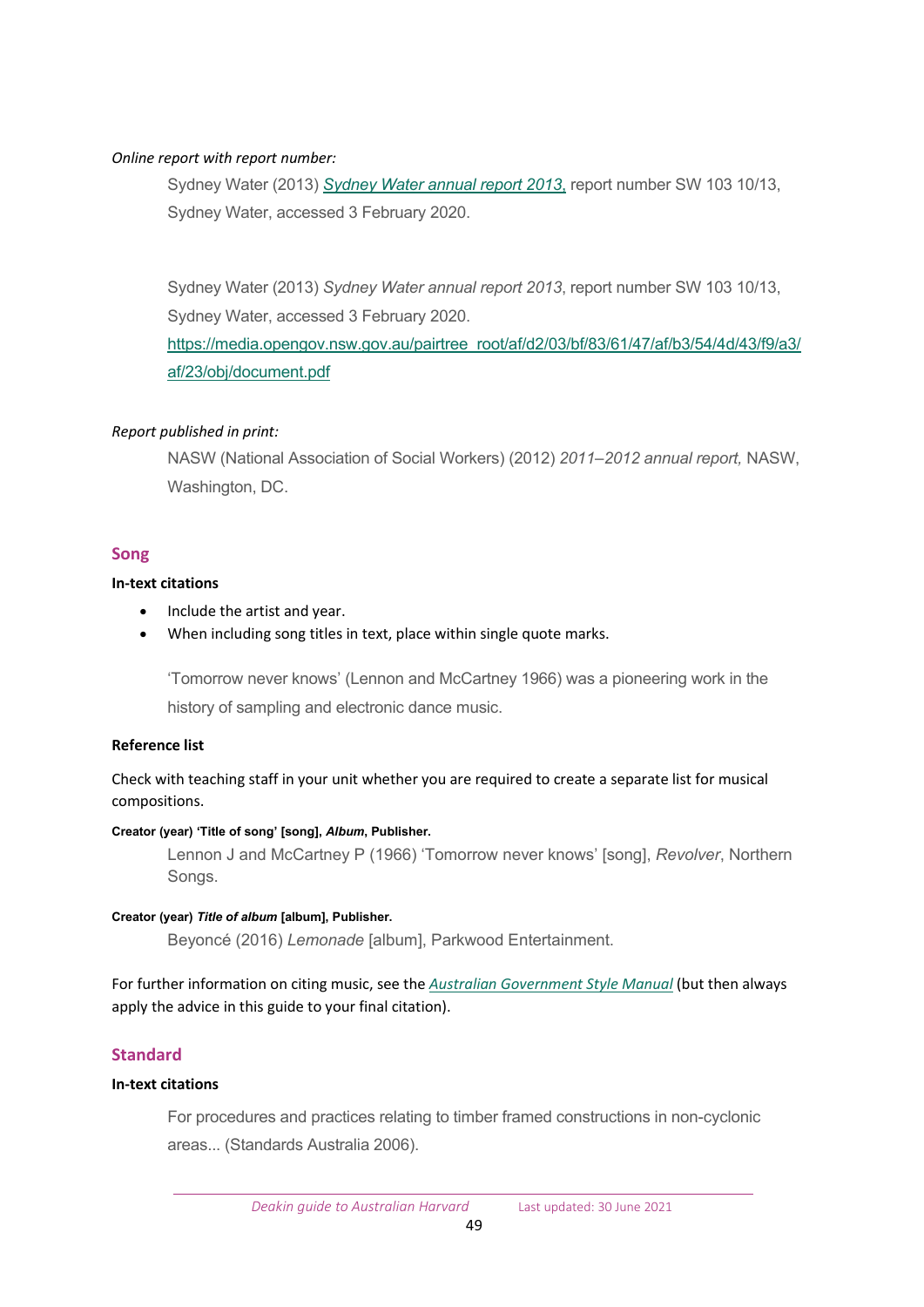*Online report with report number:*

> Sydney Water (2013) *[Sydney Water annual report 2013](https://media.opengov.nsw.gov.au/pairtree_root/af/d2/03/bf/83/61/47/af/b3/54/4d/43/f9/a3/af/23/obj/document.pdf)*, report number SW 103 10/13, Sydney Water, accessed 3 February 2020.

> Sydney Water (2013) *Sydney Water annual report 2013*, report number SW 103 10/13, Sydney Water, accessed 3 February 2020. https://media.opengov.nsw.gov.au/pairtree_root/af/d2/03/bf/83/61/47/af/b3/54/4d/43/f9/a3/af/23/obj/document.pdf

*Report published in print:*

> NASW (National Association of Social Workers) (2012) *2011–2012 annual report,* NASW, Washington, DC.

## Song

### In-text citations

- Include the artist and year.
- When including song titles in text, place within single quote marks.

> 'Tomorrow never knows' (Lennon and McCartney 1966) was a pioneering work in the history of sampling and electronic dance music.

### Reference list

Check with teaching staff in your unit whether you are required to create a separate list for musical compositions.

**Creator (year) 'Title of song' [song], *Album*, Publisher.**

> Lennon J and McCartney P (1966) 'Tomorrow never knows' [song], *Revolver*, Northern Songs.

**Creator (year) *Title of album* [album], Publisher.**

> Beyoncé (2016) *Lemonade* [album], Parkwood Entertainment.

For further information on citing music, see the *Australian Government Style Manual* (but then always apply the advice in this guide to your final citation).

## Standard

### In-text citations

> For procedures and practices relating to timber framed constructions in non-cyclonic areas... (Standards Australia 2006).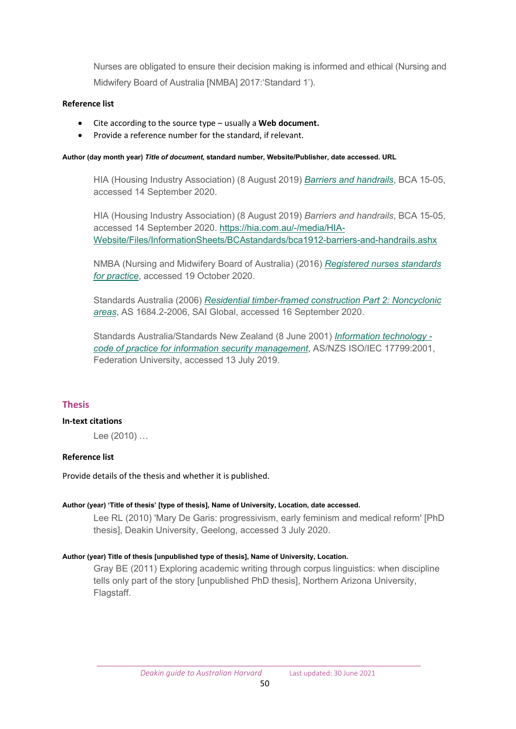Nurses are obligated to ensure their decision making is informed and ethical (Nursing and Midwifery Board of Australia [NMBA] 2017:'Standard 1').

**Reference list**

- Cite according to the source type – usually a **Web document.**
- Provide a reference number for the standard, if relevant.

**Author (day month year)** ***Title of document*****, standard number, Website/Publisher, date accessed. URL**

HIA (Housing Industry Association) (8 August 2019) *Barriers and handrails*, BCA 15-05, accessed 14 September 2020.

HIA (Housing Industry Association) (8 August 2019) *Barriers and handrails*, BCA 15-05, accessed 14 September 2020. https://hia.com.au/-/media/HIA-Website/Files/InformationSheets/BCAstandards/bca1912-barriers-and-handrails.ashx

NMBA (Nursing and Midwifery Board of Australia) (2016) *Registered nurses standards for practice*, accessed 19 October 2020.

Standards Australia (2006) *Residential timber-framed construction Part 2: Noncyclonic areas*, AS 1684.2-2006, SAI Global, accessed 16 September 2020.

Standards Australia/Standards New Zealand (8 June 2001) *Information technology - code of practice for information security management*, AS/NZS ISO/IEC 17799:2001, Federation University, accessed 13 July 2019.

## Thesis

**In-text citations**

Lee (2010) …

**Reference list**

Provide details of the thesis and whether it is published.

**Author (year) 'Title of thesis' [type of thesis], Name of University, Location, date accessed.**

Lee RL (2010) 'Mary De Garis: progressivism, early feminism and medical reform' [PhD thesis], Deakin University, Geelong, accessed 3 July 2020.

**Author (year) Title of thesis [unpublished type of thesis], Name of University, Location.**

Gray BE (2011) Exploring academic writing through corpus linguistics: when discipline tells only part of the story [unpublished PhD thesis], Northern Arizona University, Flagstaff.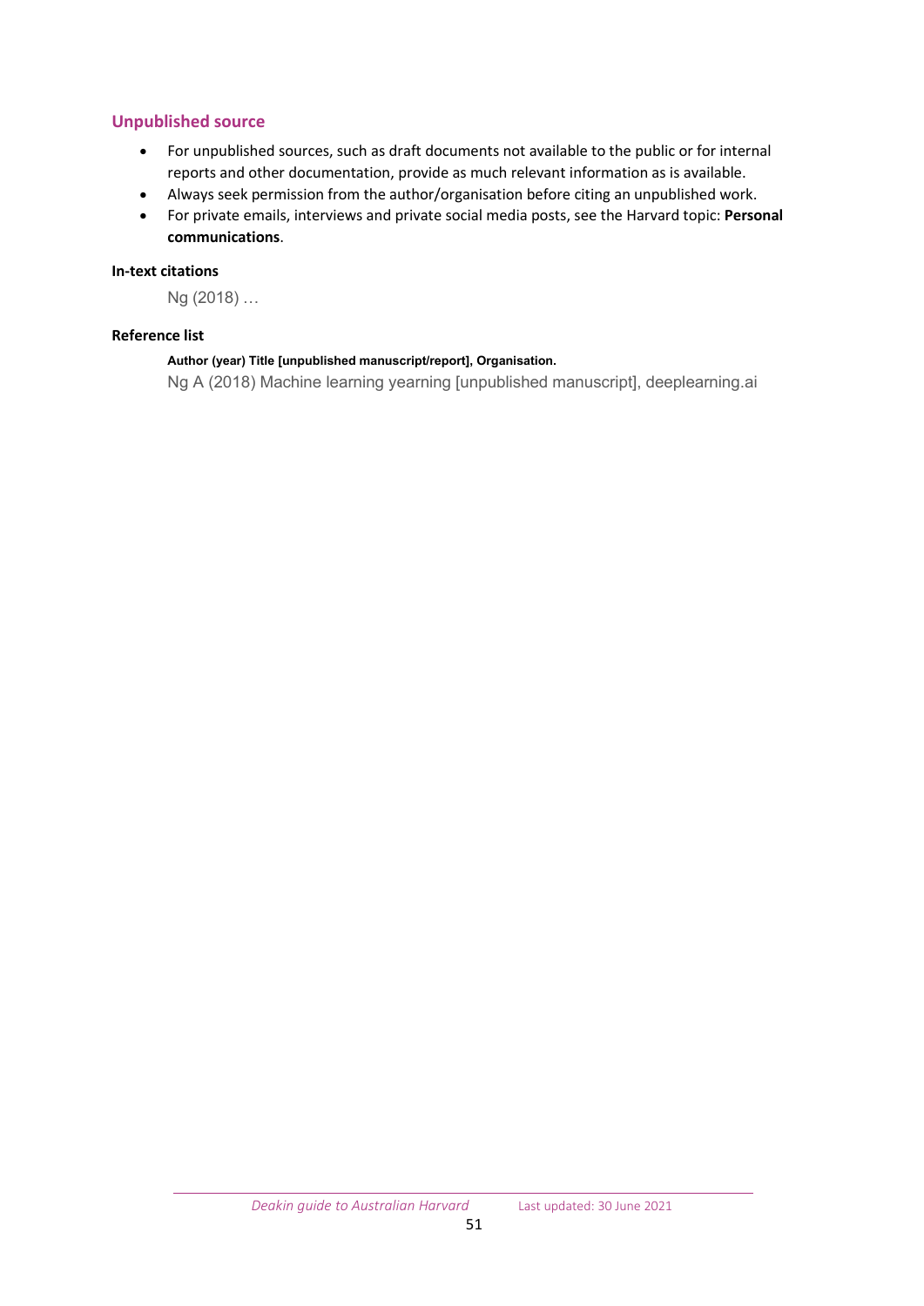## Unpublished source

- For unpublished sources, such as draft documents not available to the public or for internal reports and other documentation, provide as much relevant information as is available.
- Always seek permission from the author/organisation before citing an unpublished work.
- For private emails, interviews and private social media posts, see the Harvard topic: **Personal communications**.

### In-text citations

Ng (2018) …

### Reference list

**Author (year) Title [unpublished manuscript/report], Organisation.**

Ng A (2018) Machine learning yearning [unpublished manuscript], deeplearning.ai